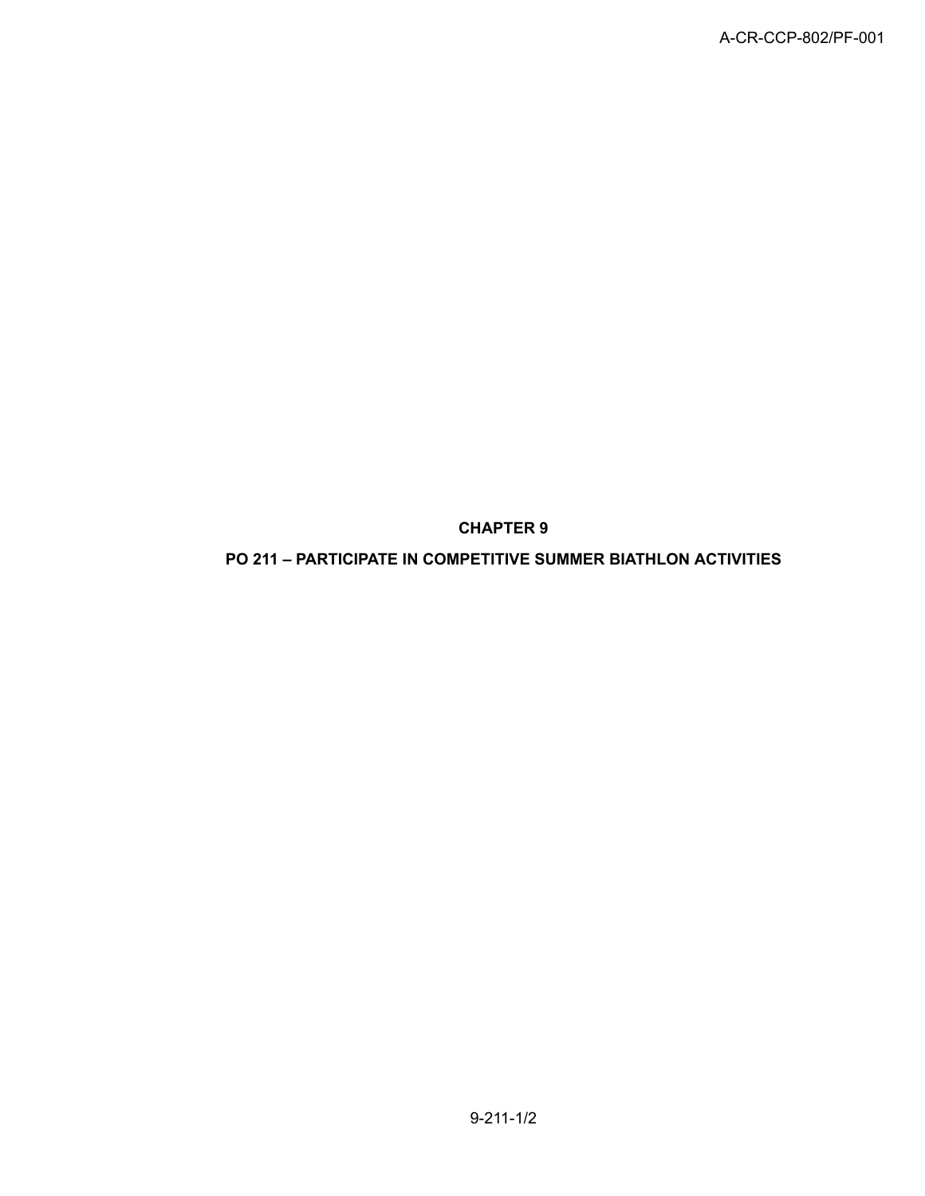# CHAPTER 9

# PO 211 – PARTICIPATE IN COMPETITIVE SUMMER BIATHLON ACTIVITIES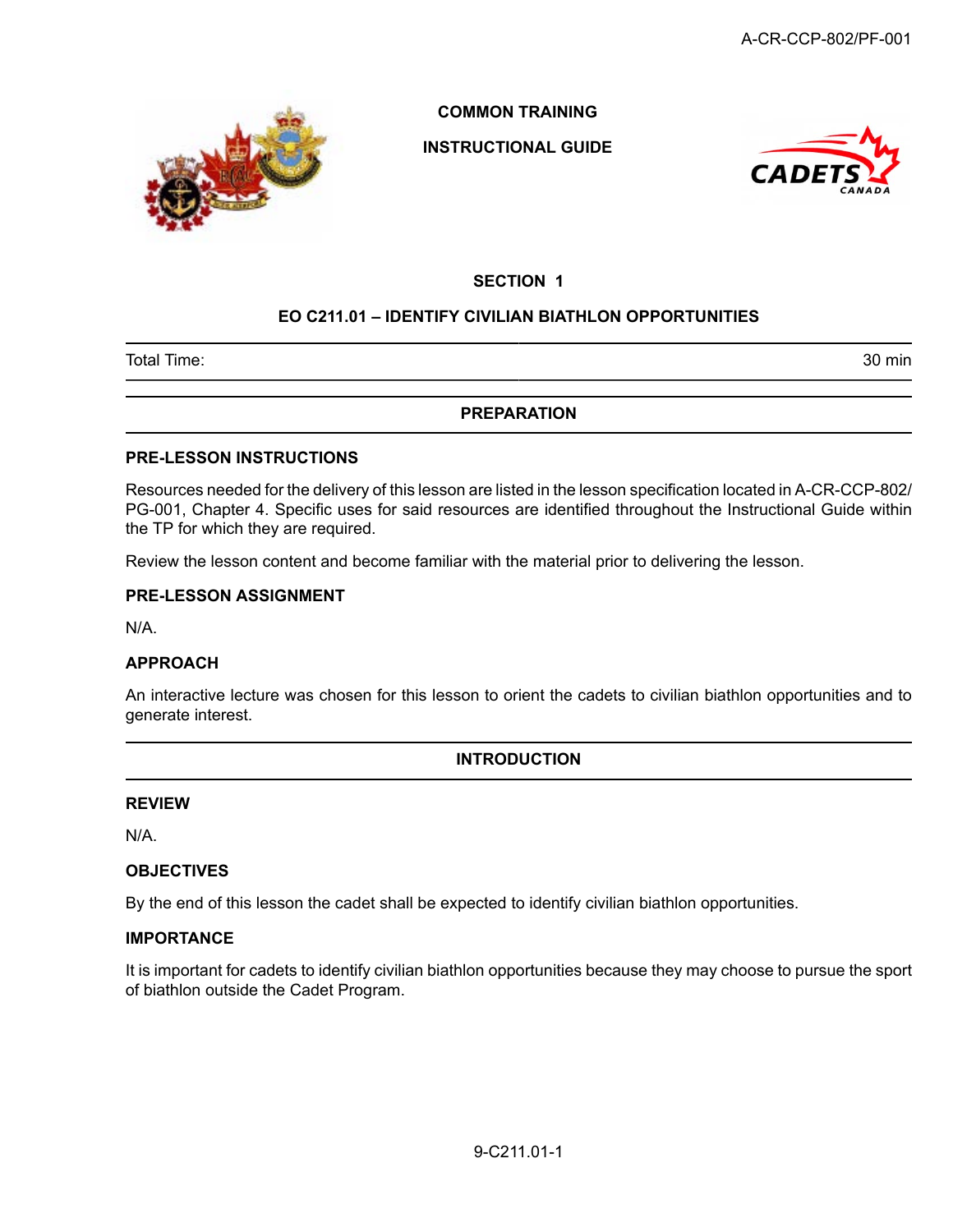**COMMON TRAINING**

**INSTRUCTIONAL GUIDE**

## SECTION 1

## EO C211.01 – IDENTIFY CIVILIAN BIATHLON OPPORTUNITIES

| Total Time: | 30 min |
|---|---|

## PREPARATION

### PRE-LESSON INSTRUCTIONS

Resources needed for the delivery of this lesson are listed in the lesson specification located in A-CR-CCP-802/PG-001, Chapter 4. Specific uses for said resources are identified throughout the Instructional Guide within the TP for which they are required.

Review the lesson content and become familiar with the material prior to delivering the lesson.

### PRE-LESSON ASSIGNMENT

N/A.

### APPROACH

An interactive lecture was chosen for this lesson to orient the cadets to civilian biathlon opportunities and to generate interest.

## INTRODUCTION

### REVIEW

N/A.

### OBJECTIVES

By the end of this lesson the cadet shall be expected to identify civilian biathlon opportunities.

### IMPORTANCE

It is important for cadets to identify civilian biathlon opportunities because they may choose to pursue the sport of biathlon outside the Cadet Program.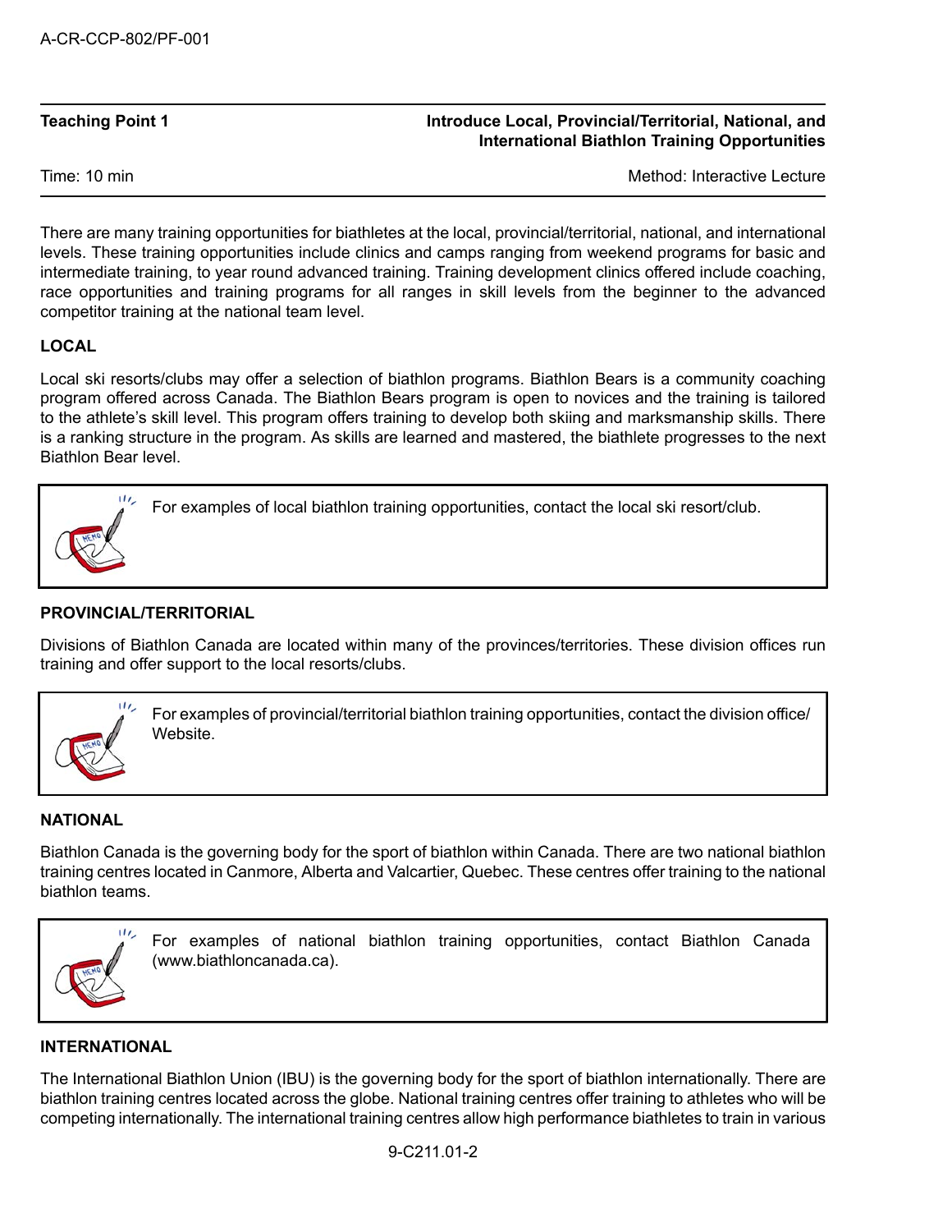| Teaching Point 1 | Introduce Local, Provincial/Territorial, National, and International Biathlon Training Opportunities |
|---|---|
| Time: 10 min | Method: Interactive Lecture |

There are many training opportunities for biathletes at the local, provincial/territorial, national, and international levels. These training opportunities include clinics and camps ranging from weekend programs for basic and intermediate training, to year round advanced training. Training development clinics offered include coaching, race opportunities and training programs for all ranges in skill levels from the beginner to the advanced competitor training at the national team level.

**LOCAL**

Local ski resorts/clubs may offer a selection of biathlon programs. Biathlon Bears is a community coaching program offered across Canada. The Biathlon Bears program is open to novices and the training is tailored to the athlete's skill level. This program offers training to develop both skiing and marksmanship skills. There is a ranking structure in the program. As skills are learned and mastered, the biathlete progresses to the next Biathlon Bear level.

> For examples of local biathlon training opportunities, contact the local ski resort/club.

**PROVINCIAL/TERRITORIAL**

Divisions of Biathlon Canada are located within many of the provinces/territories. These division offices run training and offer support to the local resorts/clubs.

> For examples of provincial/territorial biathlon training opportunities, contact the division office/Website.

**NATIONAL**

Biathlon Canada is the governing body for the sport of biathlon within Canada. There are two national biathlon training centres located in Canmore, Alberta and Valcartier, Quebec. These centres offer training to the national biathlon teams.

> For examples of national biathlon training opportunities, contact Biathlon Canada (www.biathloncanada.ca).

**INTERNATIONAL**

The International Biathlon Union (IBU) is the governing body for the sport of biathlon internationally. There are biathlon training centres located across the globe. National training centres offer training to athletes who will be competing internationally. The international training centres allow high performance biathletes to train in various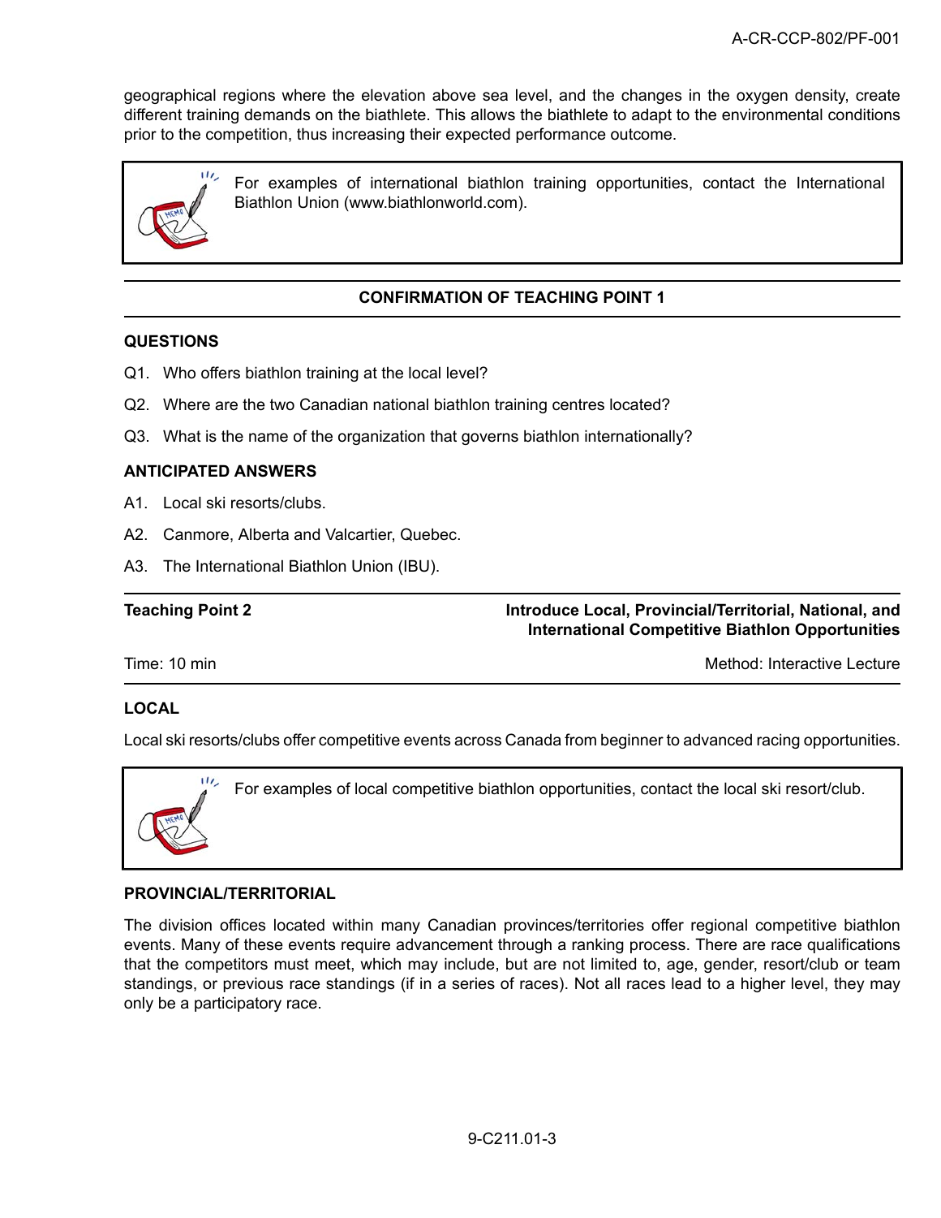geographical regions where the elevation above sea level, and the changes in the oxygen density, create different training demands on the biathlete. This allows the biathlete to adapt to the environmental conditions prior to the competition, thus increasing their expected performance outcome.

> For examples of international biathlon training opportunities, contact the International Biathlon Union (www.biathlonworld.com).

## CONFIRMATION OF TEACHING POINT 1

### QUESTIONS

Q1. Who offers biathlon training at the local level?

Q2. Where are the two Canadian national biathlon training centres located?

Q3. What is the name of the organization that governs biathlon internationally?

### ANTICIPATED ANSWERS

A1. Local ski resorts/clubs.

A2. Canmore, Alberta and Valcartier, Quebec.

A3. The International Biathlon Union (IBU).

## Teaching Point 2 — Introduce Local, Provincial/Territorial, National, and International Competitive Biathlon Opportunities

Time: 10 min | Method: Interactive Lecture

### LOCAL

Local ski resorts/clubs offer competitive events across Canada from beginner to advanced racing opportunities.

> For examples of local competitive biathlon opportunities, contact the local ski resort/club.

### PROVINCIAL/TERRITORIAL

The division offices located within many Canadian provinces/territories offer regional competitive biathlon events. Many of these events require advancement through a ranking process. There are race qualifications that the competitors must meet, which may include, but are not limited to, age, gender, resort/club or team standings, or previous race standings (if in a series of races). Not all races lead to a higher level, they may only be a participatory race.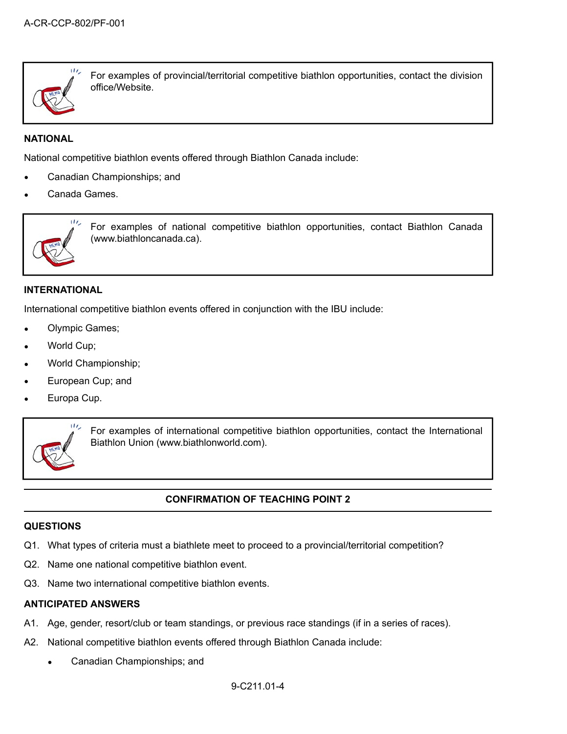For examples of provincial/territorial competitive biathlon opportunities, contact the division office/Website.

**NATIONAL**

National competitive biathlon events offered through Biathlon Canada include:

- Canadian Championships; and
- Canada Games.

For examples of national competitive biathlon opportunities, contact Biathlon Canada (www.biathloncanada.ca).

**INTERNATIONAL**

International competitive biathlon events offered in conjunction with the IBU include:

- Olympic Games;
- World Cup;
- World Championship;
- European Cup; and
- Europa Cup.

For examples of international competitive biathlon opportunities, contact the International Biathlon Union (www.biathlonworld.com).

**CONFIRMATION OF TEACHING POINT 2**

**QUESTIONS**

Q1. What types of criteria must a biathlete meet to proceed to a provincial/territorial competition?

Q2. Name one national competitive biathlon event.

Q3. Name two international competitive biathlon events.

**ANTICIPATED ANSWERS**

A1. Age, gender, resort/club or team standings, or previous race standings (if in a series of races).

A2. National competitive biathlon events offered through Biathlon Canada include:

- Canadian Championships; and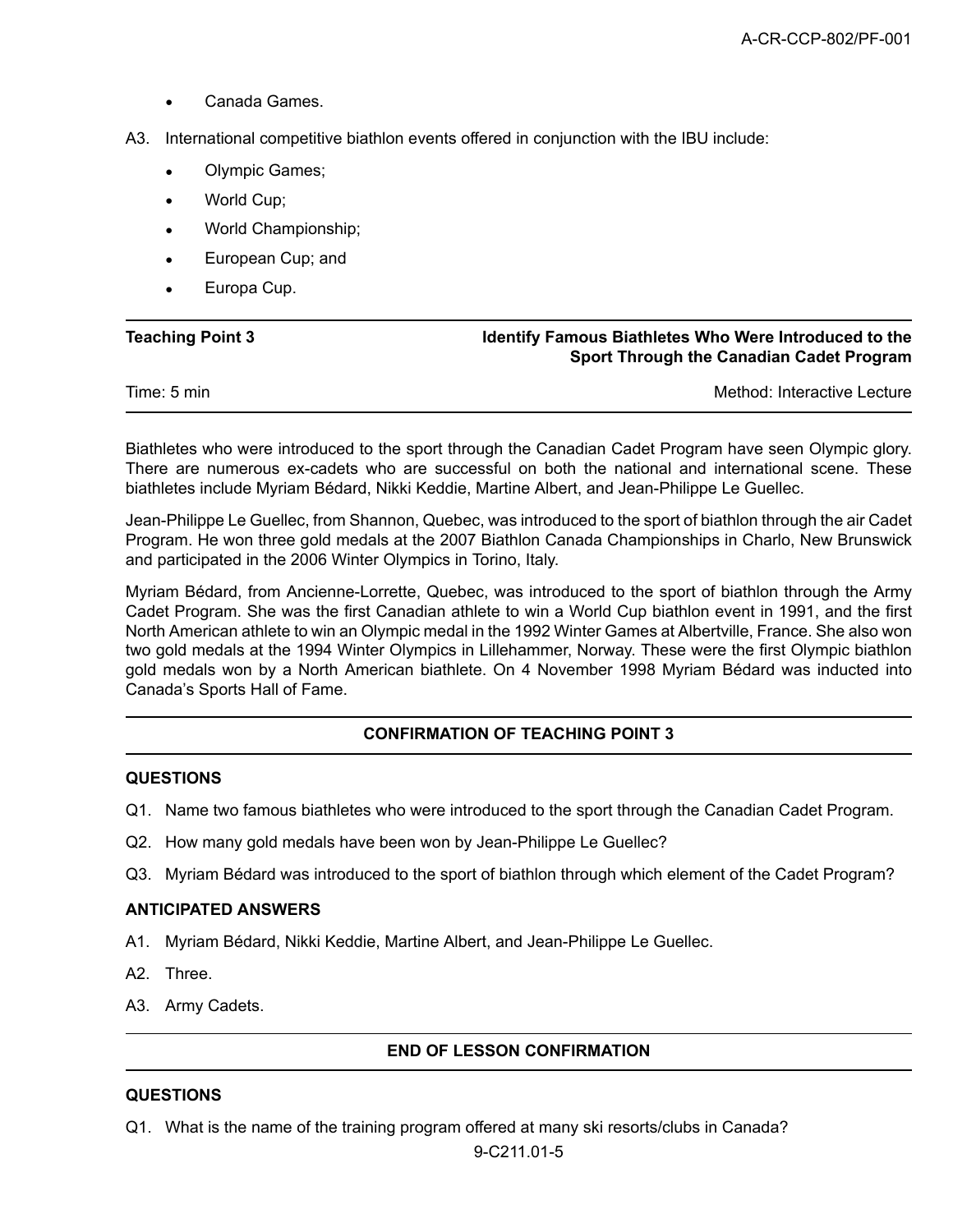- Canada Games.

A3. International competitive biathlon events offered in conjunction with the IBU include:

- Olympic Games;
- World Cup;
- World Championship;
- European Cup; and
- Europa Cup.

| Teaching Point 3 | Identify Famous Biathletes Who Were Introduced to the Sport Through the Canadian Cadet Program |
|---|---|
| Time: 5 min | Method: Interactive Lecture |

Biathletes who were introduced to the sport through the Canadian Cadet Program have seen Olympic glory. There are numerous ex-cadets who are successful on both the national and international scene. These biathletes include Myriam Bédard, Nikki Keddie, Martine Albert, and Jean-Philippe Le Guellec.

Jean-Philippe Le Guellec, from Shannon, Quebec, was introduced to the sport of biathlon through the air Cadet Program. He won three gold medals at the 2007 Biathlon Canada Championships in Charlo, New Brunswick and participated in the 2006 Winter Olympics in Torino, Italy.

Myriam Bédard, from Ancienne-Lorrette, Quebec, was introduced to the sport of biathlon through the Army Cadet Program. She was the first Canadian athlete to win a World Cup biathlon event in 1991, and the first North American athlete to win an Olympic medal in the 1992 Winter Games at Albertville, France. She also won two gold medals at the 1994 Winter Olympics in Lillehammer, Norway. These were the first Olympic biathlon gold medals won by a North American biathlete. On 4 November 1998 Myriam Bédard was inducted into Canada's Sports Hall of Fame.

**CONFIRMATION OF TEACHING POINT 3**

**QUESTIONS**

Q1. Name two famous biathletes who were introduced to the sport through the Canadian Cadet Program.

Q2. How many gold medals have been won by Jean-Philippe Le Guellec?

Q3. Myriam Bédard was introduced to the sport of biathlon through which element of the Cadet Program?

**ANTICIPATED ANSWERS**

A1. Myriam Bédard, Nikki Keddie, Martine Albert, and Jean-Philippe Le Guellec.

A2. Three.

A3. Army Cadets.

**END OF LESSON CONFIRMATION**

**QUESTIONS**

Q1. What is the name of the training program offered at many ski resorts/clubs in Canada?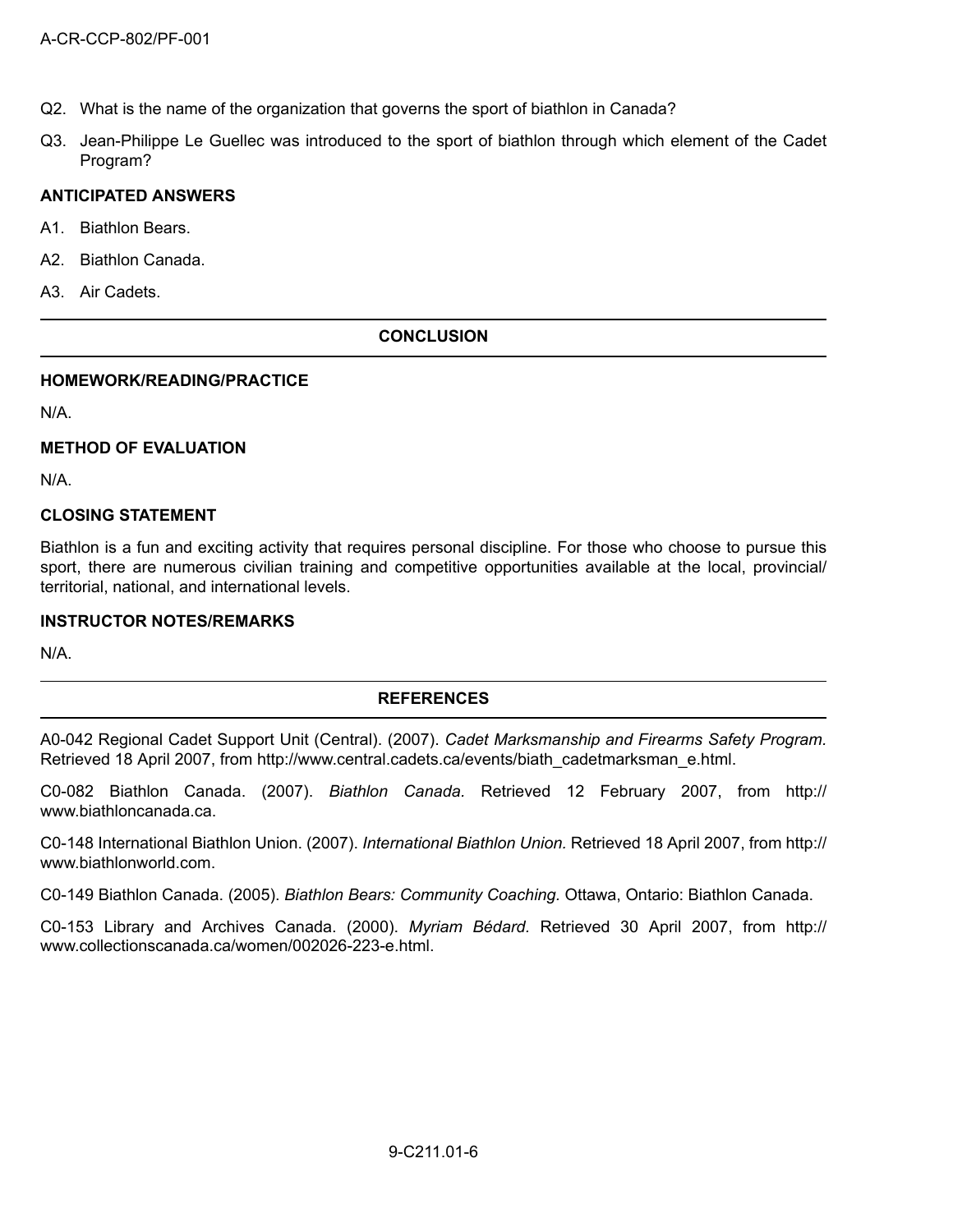Q2. What is the name of the organization that governs the sport of biathlon in Canada?

Q3. Jean-Philippe Le Guellec was introduced to the sport of biathlon through which element of the Cadet Program?

### ANTICIPATED ANSWERS

A1. Biathlon Bears.

A2. Biathlon Canada.

A3. Air Cadets.

## CONCLUSION

### HOMEWORK/READING/PRACTICE

N/A.

### METHOD OF EVALUATION

N/A.

### CLOSING STATEMENT

Biathlon is a fun and exciting activity that requires personal discipline. For those who choose to pursue this sport, there are numerous civilian training and competitive opportunities available at the local, provincial/ territorial, national, and international levels.

### INSTRUCTOR NOTES/REMARKS

N/A.

## REFERENCES

A0-042 Regional Cadet Support Unit (Central). (2007). *Cadet Marksmanship and Firearms Safety Program.* Retrieved 18 April 2007, from http://www.central.cadets.ca/events/biath_cadetmarksman_e.html.

C0-082 Biathlon Canada. (2007). *Biathlon Canada.* Retrieved 12 February 2007, from http://www.biathloncanada.ca.

C0-148 International Biathlon Union. (2007). *International Biathlon Union.* Retrieved 18 April 2007, from http://www.biathlonworld.com.

C0-149 Biathlon Canada. (2005). *Biathlon Bears: Community Coaching.* Ottawa, Ontario: Biathlon Canada.

C0-153 Library and Archives Canada. (2000). *Myriam Bédard.* Retrieved 30 April 2007, from http://www.collectionscanada.ca/women/002026-223-e.html.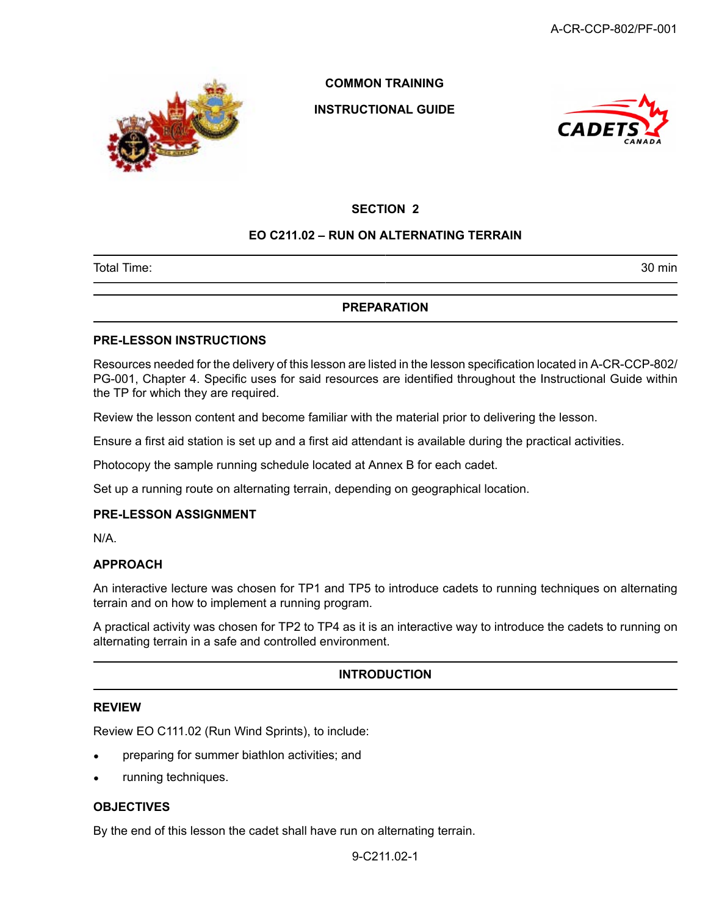COMMON TRAINING

INSTRUCTIONAL GUIDE

## SECTION 2

## EO C211.02 – RUN ON ALTERNATING TERRAIN

| Total Time: | 30 min |
|---|---|

## PREPARATION

### PRE-LESSON INSTRUCTIONS

Resources needed for the delivery of this lesson are listed in the lesson specification located in A-CR-CCP-802/PG-001, Chapter 4. Specific uses for said resources are identified throughout the Instructional Guide within the TP for which they are required.

Review the lesson content and become familiar with the material prior to delivering the lesson.

Ensure a first aid station is set up and a first aid attendant is available during the practical activities.

Photocopy the sample running schedule located at Annex B for each cadet.

Set up a running route on alternating terrain, depending on geographical location.

### PRE-LESSON ASSIGNMENT

N/A.

### APPROACH

An interactive lecture was chosen for TP1 and TP5 to introduce cadets to running techniques on alternating terrain and on how to implement a running program.

A practical activity was chosen for TP2 to TP4 as it is an interactive way to introduce the cadets to running on alternating terrain in a safe and controlled environment.

## INTRODUCTION

### REVIEW

Review EO C111.02 (Run Wind Sprints), to include:

- preparing for summer biathlon activities; and
- running techniques.

### OBJECTIVES

By the end of this lesson the cadet shall have run on alternating terrain.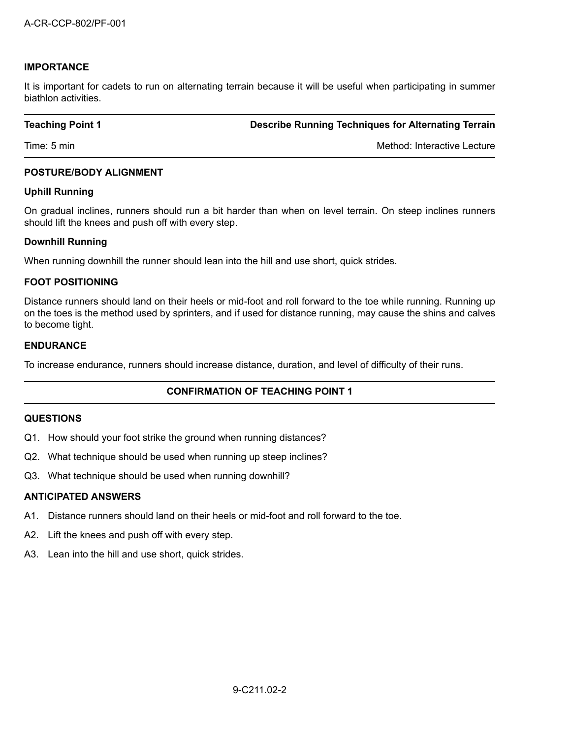**IMPORTANCE**

It is important for cadets to run on alternating terrain because it will be useful when participating in summer biathlon activities.

| **Teaching Point 1** | **Describe Running Techniques for Alternating Terrain** |
| --- | --- |
| Time: 5 min | Method: Interactive Lecture |

**POSTURE/BODY ALIGNMENT**

**Uphill Running**

On gradual inclines, runners should run a bit harder than when on level terrain. On steep inclines runners should lift the knees and push off with every step.

**Downhill Running**

When running downhill the runner should lean into the hill and use short, quick strides.

**FOOT POSITIONING**

Distance runners should land on their heels or mid-foot and roll forward to the toe while running. Running up on the toes is the method used by sprinters, and if used for distance running, may cause the shins and calves to become tight.

**ENDURANCE**

To increase endurance, runners should increase distance, duration, and level of difficulty of their runs.

**CONFIRMATION OF TEACHING POINT 1**

**QUESTIONS**

Q1. How should your foot strike the ground when running distances?

Q2. What technique should be used when running up steep inclines?

Q3. What technique should be used when running downhill?

**ANTICIPATED ANSWERS**

A1. Distance runners should land on their heels or mid-foot and roll forward to the toe.

A2. Lift the knees and push off with every step.

A3. Lean into the hill and use short, quick strides.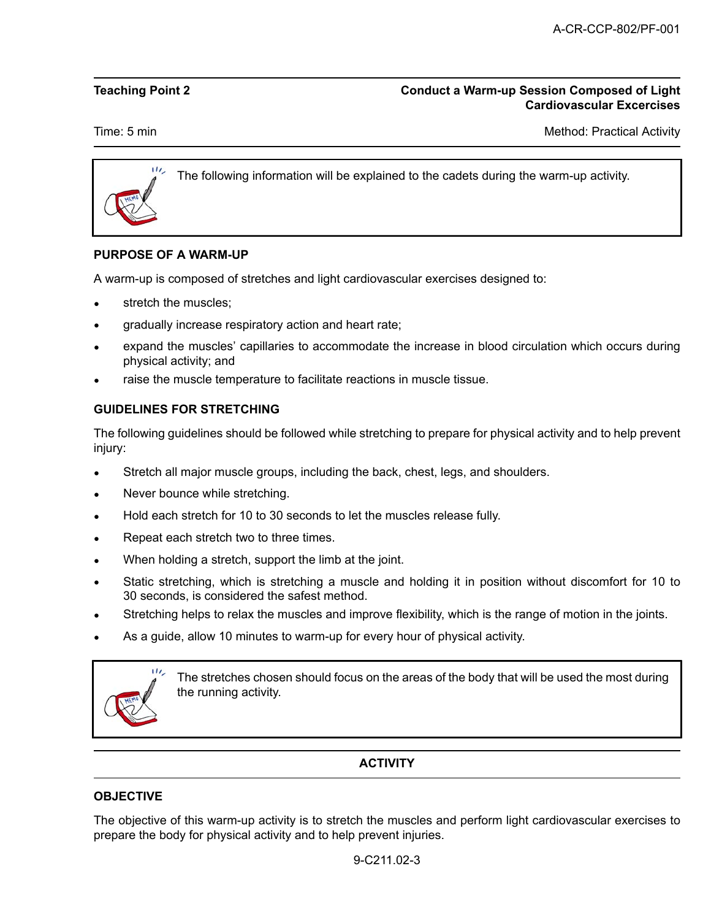| Teaching Point 2 | Conduct a Warm-up Session Composed of Light Cardiovascular Excercises |
|---|---|
| Time: 5 min | Method: Practical Activity |

> The following information will be explained to the cadets during the warm-up activity.

**PURPOSE OF A WARM-UP**

A warm-up is composed of stretches and light cardiovascular exercises designed to:

- stretch the muscles;
- gradually increase respiratory action and heart rate;
- expand the muscles' capillaries to accommodate the increase in blood circulation which occurs during physical activity; and
- raise the muscle temperature to facilitate reactions in muscle tissue.

**GUIDELINES FOR STRETCHING**

The following guidelines should be followed while stretching to prepare for physical activity and to help prevent injury:

- Stretch all major muscle groups, including the back, chest, legs, and shoulders.
- Never bounce while stretching.
- Hold each stretch for 10 to 30 seconds to let the muscles release fully.
- Repeat each stretch two to three times.
- When holding a stretch, support the limb at the joint.
- Static stretching, which is stretching a muscle and holding it in position without discomfort for 10 to 30 seconds, is considered the safest method.
- Stretching helps to relax the muscles and improve flexibility, which is the range of motion in the joints.
- As a guide, allow 10 minutes to warm-up for every hour of physical activity.

> The stretches chosen should focus on the areas of the body that will be used the most during the running activity.

**ACTIVITY**

**OBJECTIVE**

The objective of this warm-up activity is to stretch the muscles and perform light cardiovascular exercises to prepare the body for physical activity and to help prevent injuries.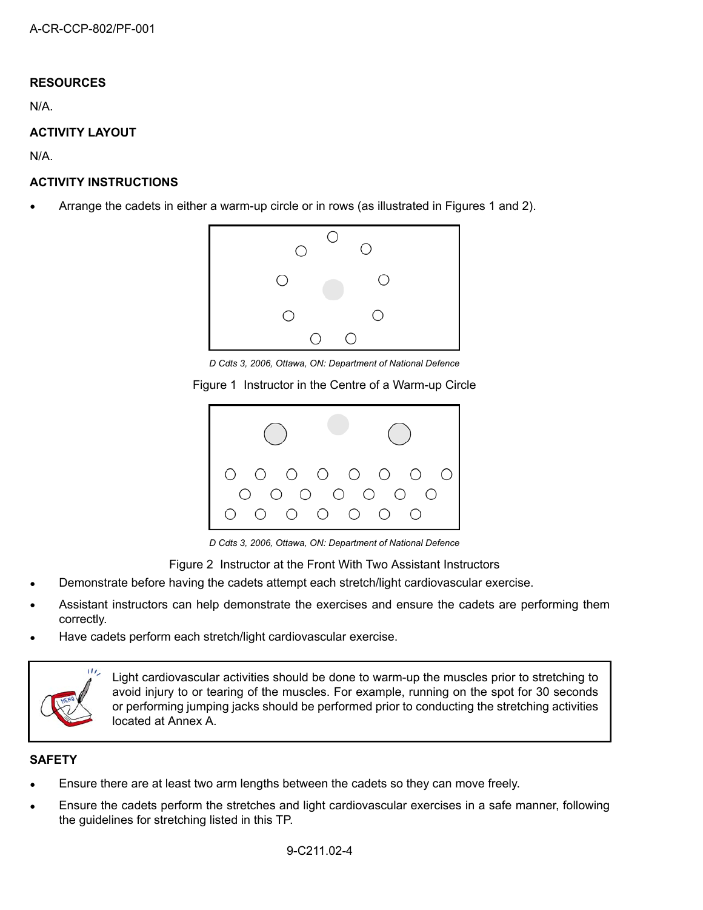**RESOURCES**

N/A.

**ACTIVITY LAYOUT**

N/A.

**ACTIVITY INSTRUCTIONS**

- Arrange the cadets in either a warm-up circle or in rows (as illustrated in Figures 1 and 2).

*D Cdts 3, 2006, Ottawa, ON: Department of National Defence*

Figure 1 Instructor in the Centre of a Warm-up Circle

*D Cdts 3, 2006, Ottawa, ON: Department of National Defence*

Figure 2 Instructor at the Front With Two Assistant Instructors

- Demonstrate before having the cadets attempt each stretch/light cardiovascular exercise.
- Assistant instructors can help demonstrate the exercises and ensure the cadets are performing them correctly.
- Have cadets perform each stretch/light cardiovascular exercise.

> Light cardiovascular activities should be done to warm-up the muscles prior to stretching to avoid injury to or tearing of the muscles. For example, running on the spot for 30 seconds or performing jumping jacks should be performed prior to conducting the stretching activities located at Annex A.

**SAFETY**

- Ensure there are at least two arm lengths between the cadets so they can move freely.
- Ensure the cadets perform the stretches and light cardiovascular exercises in a safe manner, following the guidelines for stretching listed in this TP.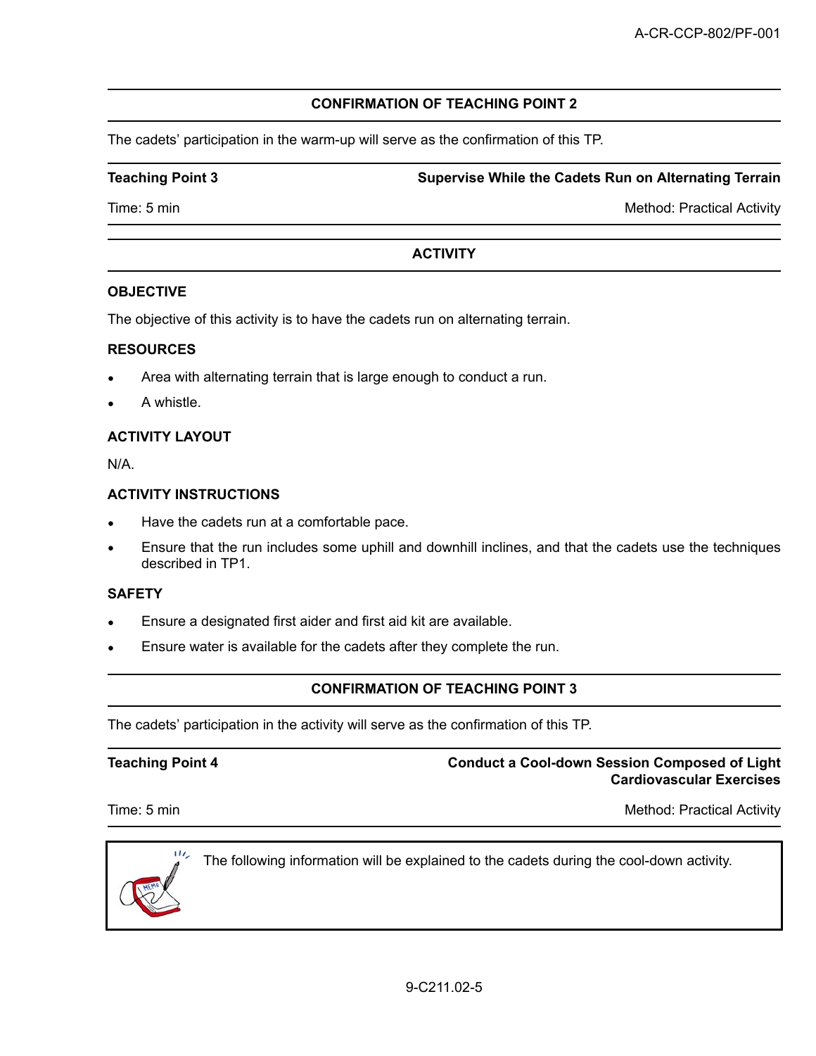## CONFIRMATION OF TEACHING POINT 2

The cadets' participation in the warm-up will serve as the confirmation of this TP.

| **Teaching Point 3** | **Supervise While the Cadets Run on Alternating Terrain** |
|---|---|
| Time: 5 min | Method: Practical Activity |

## ACTIVITY

### OBJECTIVE

The objective of this activity is to have the cadets run on alternating terrain.

### RESOURCES

- Area with alternating terrain that is large enough to conduct a run.
- A whistle.

### ACTIVITY LAYOUT

N/A.

### ACTIVITY INSTRUCTIONS

- Have the cadets run at a comfortable pace.
- Ensure that the run includes some uphill and downhill inclines, and that the cadets use the techniques described in TP1.

### SAFETY

- Ensure a designated first aider and first aid kit are available.
- Ensure water is available for the cadets after they complete the run.

## CONFIRMATION OF TEACHING POINT 3

The cadets' participation in the activity will serve as the confirmation of this TP.

| **Teaching Point 4** | **Conduct a Cool-down Session Composed of Light Cardiovascular Exercises** |
|---|---|
| Time: 5 min | Method: Practical Activity |

> The following information will be explained to the cadets during the cool-down activity.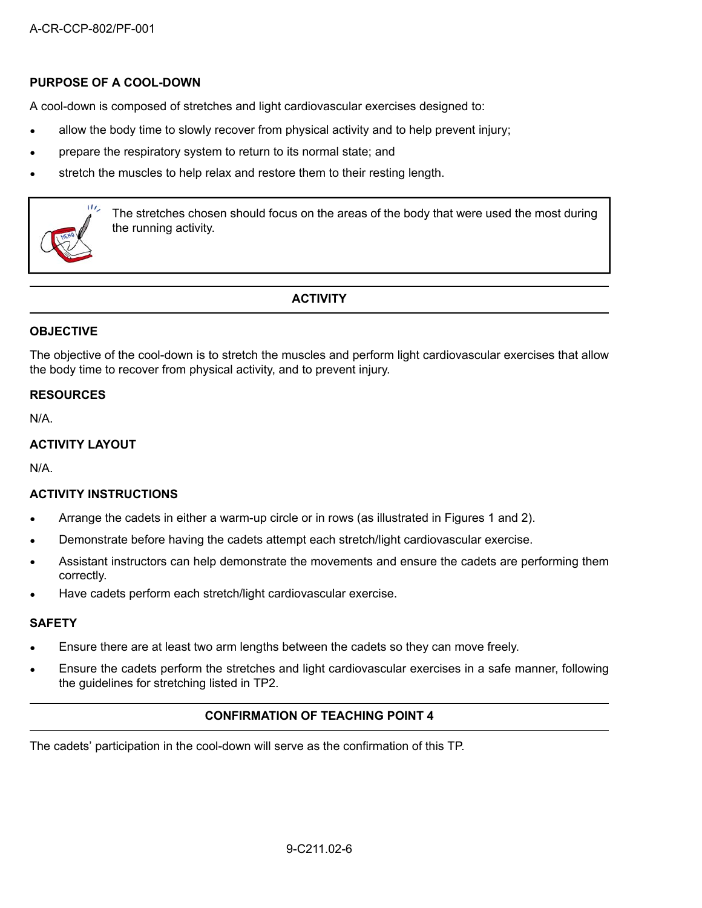## PURPOSE OF A COOL-DOWN

A cool-down is composed of stretches and light cardiovascular exercises designed to:

- allow the body time to slowly recover from physical activity and to help prevent injury;
- prepare the respiratory system to return to its normal state; and
- stretch the muscles to help relax and restore them to their resting length.

> The stretches chosen should focus on the areas of the body that were used the most during the running activity.

## ACTIVITY

### OBJECTIVE

The objective of the cool-down is to stretch the muscles and perform light cardiovascular exercises that allow the body time to recover from physical activity, and to prevent injury.

### RESOURCES

N/A.

### ACTIVITY LAYOUT

N/A.

### ACTIVITY INSTRUCTIONS

- Arrange the cadets in either a warm-up circle or in rows (as illustrated in Figures 1 and 2).
- Demonstrate before having the cadets attempt each stretch/light cardiovascular exercise.
- Assistant instructors can help demonstrate the movements and ensure the cadets are performing them correctly.
- Have cadets perform each stretch/light cardiovascular exercise.

### SAFETY

- Ensure there are at least two arm lengths between the cadets so they can move freely.
- Ensure the cadets perform the stretches and light cardiovascular exercises in a safe manner, following the guidelines for stretching listed in TP2.

## CONFIRMATION OF TEACHING POINT 4

The cadets' participation in the cool-down will serve as the confirmation of this TP.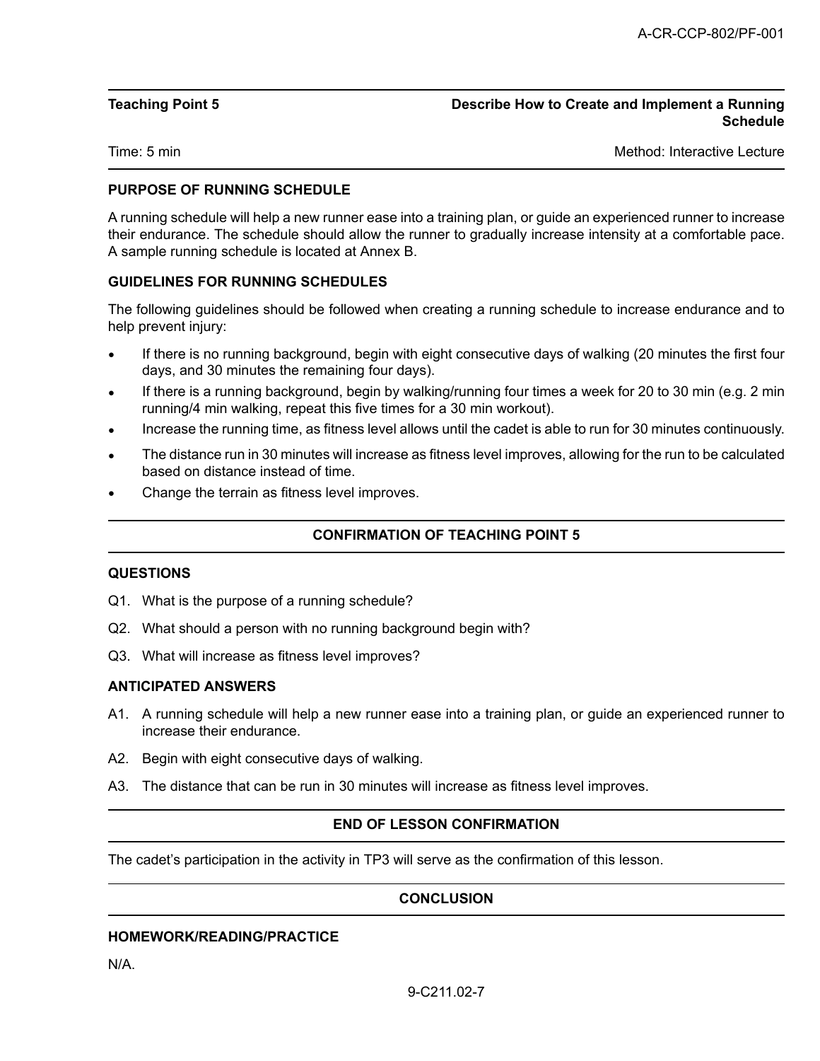| Teaching Point 5 | Describe How to Create and Implement a Running Schedule |
|---|---|
| Time: 5 min | Method: Interactive Lecture |

**PURPOSE OF RUNNING SCHEDULE**

A running schedule will help a new runner ease into a training plan, or guide an experienced runner to increase their endurance. The schedule should allow the runner to gradually increase intensity at a comfortable pace. A sample running schedule is located at Annex B.

**GUIDELINES FOR RUNNING SCHEDULES**

The following guidelines should be followed when creating a running schedule to increase endurance and to help prevent injury:

- If there is no running background, begin with eight consecutive days of walking (20 minutes the first four days, and 30 minutes the remaining four days).
- If there is a running background, begin by walking/running four times a week for 20 to 30 min (e.g. 2 min running/4 min walking, repeat this five times for a 30 min workout).
- Increase the running time, as fitness level allows until the cadet is able to run for 30 minutes continuously.
- The distance run in 30 minutes will increase as fitness level improves, allowing for the run to be calculated based on distance instead of time.
- Change the terrain as fitness level improves.

## CONFIRMATION OF TEACHING POINT 5

**QUESTIONS**

Q1. What is the purpose of a running schedule?

Q2. What should a person with no running background begin with?

Q3. What will increase as fitness level improves?

**ANTICIPATED ANSWERS**

A1. A running schedule will help a new runner ease into a training plan, or guide an experienced runner to increase their endurance.

A2. Begin with eight consecutive days of walking.

A3. The distance that can be run in 30 minutes will increase as fitness level improves.

## END OF LESSON CONFIRMATION

The cadet's participation in the activity in TP3 will serve as the confirmation of this lesson.

## CONCLUSION

**HOMEWORK/READING/PRACTICE**

N/A.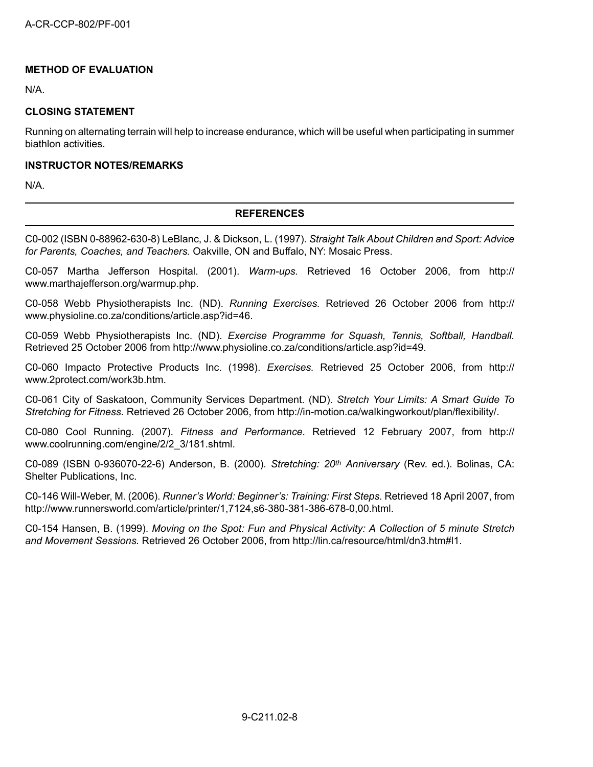### METHOD OF EVALUATION

N/A.

### CLOSING STATEMENT

Running on alternating terrain will help to increase endurance, which will be useful when participating in summer biathlon activities.

### INSTRUCTOR NOTES/REMARKS

N/A.

## REFERENCES

C0-002 (ISBN 0-88962-630-8) LeBlanc, J. & Dickson, L. (1997). *Straight Talk About Children and Sport: Advice for Parents, Coaches, and Teachers.* Oakville, ON and Buffalo, NY: Mosaic Press.

C0-057 Martha Jefferson Hospital. (2001). *Warm-ups.* Retrieved 16 October 2006, from http://www.marthajefferson.org/warmup.php.

C0-058 Webb Physiotherapists Inc. (ND). *Running Exercises.* Retrieved 26 October 2006 from http://www.physioline.co.za/conditions/article.asp?id=46.

C0-059 Webb Physiotherapists Inc. (ND). *Exercise Programme for Squash, Tennis, Softball, Handball.* Retrieved 25 October 2006 from http://www.physioline.co.za/conditions/article.asp?id=49.

C0-060 Impacto Protective Products Inc. (1998). *Exercises.* Retrieved 25 October 2006, from http://www.2protect.com/work3b.htm.

C0-061 City of Saskatoon, Community Services Department. (ND). *Stretch Your Limits: A Smart Guide To Stretching for Fitness.* Retrieved 26 October 2006, from http://in-motion.ca/walkingworkout/plan/flexibility/.

C0-080 Cool Running. (2007). *Fitness and Performance.* Retrieved 12 February 2007, from http://www.coolrunning.com/engine/2/2_3/181.shtml.

C0-089 (ISBN 0-936070-22-6) Anderson, B. (2000). *Stretching: 20th Anniversary* (Rev. ed.). Bolinas, CA: Shelter Publications, Inc.

C0-146 Will-Weber, M. (2006). *Runner's World: Beginner's: Training: First Steps.* Retrieved 18 April 2007, from http://www.runnersworld.com/article/printer/1,7124,s6-380-381-386-678-0,00.html.

C0-154 Hansen, B. (1999). *Moving on the Spot: Fun and Physical Activity: A Collection of 5 minute Stretch and Movement Sessions.* Retrieved 26 October 2006, from http://lin.ca/resource/html/dn3.htm#l1.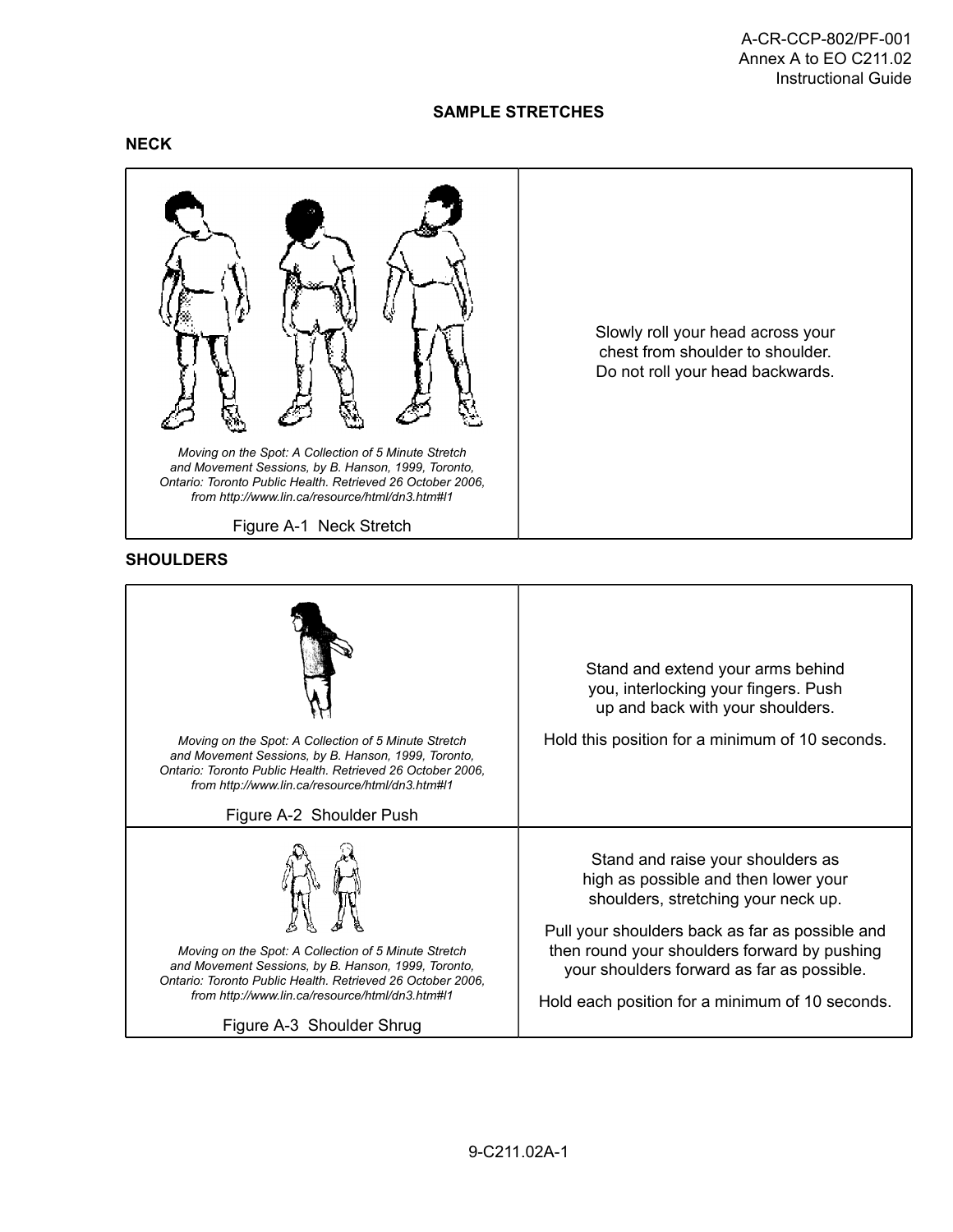**SAMPLE STRETCHES**

**NECK**

| | |
|---|---|
| *Moving on the Spot: A Collection of 5 Minute Stretch and Movement Sessions, by B. Hanson, 1999, Toronto, Ontario: Toronto Public Health. Retrieved 26 October 2006, from http://www.lin.ca/resource/html/dn3.htm#l1*<br><br>Figure A-1 Neck Stretch | Slowly roll your head across your chest from shoulder to shoulder. Do not roll your head backwards. |

**SHOULDERS**

| | |
|---|---|
| *Moving on the Spot: A Collection of 5 Minute Stretch and Movement Sessions, by B. Hanson, 1999, Toronto, Ontario: Toronto Public Health. Retrieved 26 October 2006, from http://www.lin.ca/resource/html/dn3.htm#l1*<br><br>Figure A-2 Shoulder Push | Stand and extend your arms behind you, interlocking your fingers. Push up and back with your shoulders.<br><br>Hold this position for a minimum of 10 seconds. |
| *Moving on the Spot: A Collection of 5 Minute Stretch and Movement Sessions, by B. Hanson, 1999, Toronto, Ontario: Toronto Public Health. Retrieved 26 October 2006, from http://www.lin.ca/resource/html/dn3.htm#l1*<br><br>Figure A-3 Shoulder Shrug | Stand and raise your shoulders as high as possible and then lower your shoulders, stretching your neck up.<br><br>Pull your shoulders back as far as possible and then round your shoulders forward by pushing your shoulders forward as far as possible.<br><br>Hold each position for a minimum of 10 seconds. |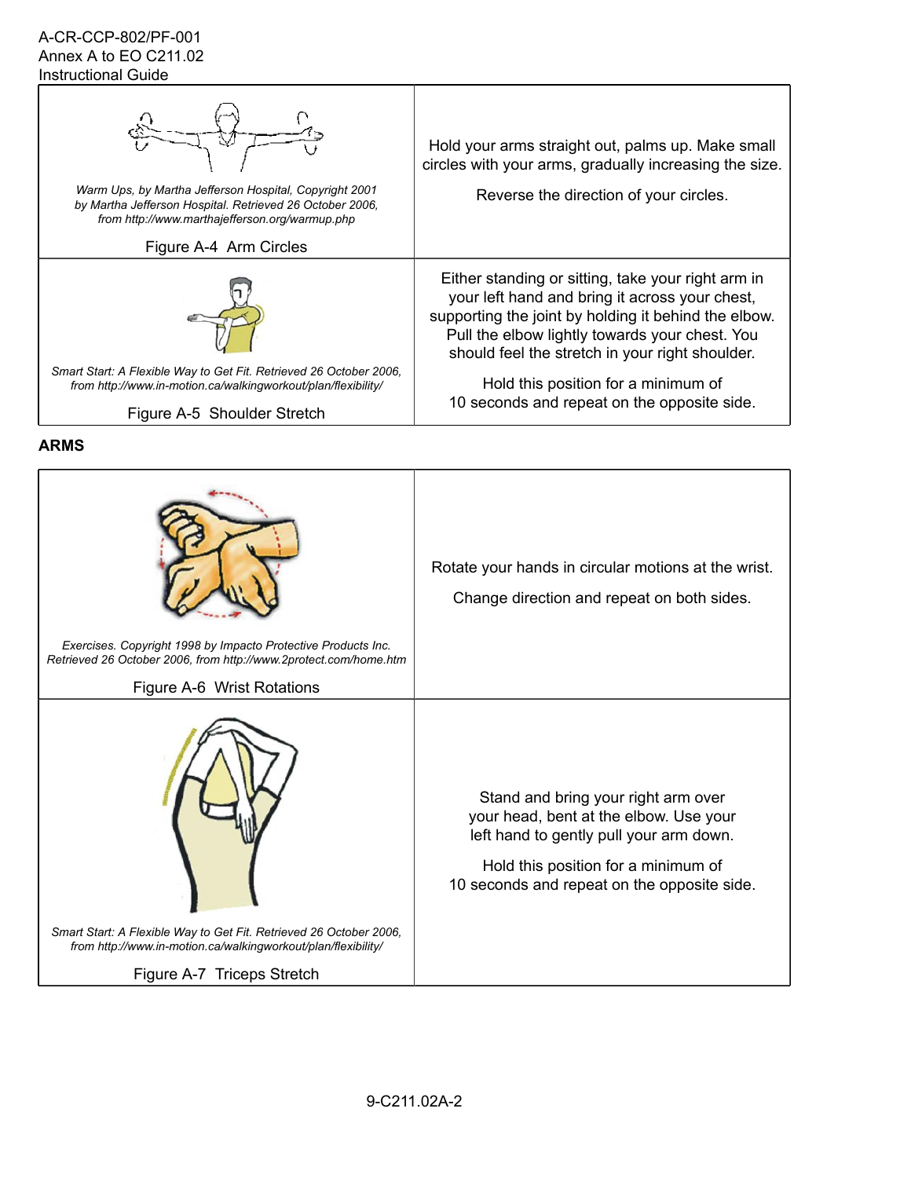| | |
|---|---|
| *Warm Ups, by Martha Jefferson Hospital, Copyright 2001 by Martha Jefferson Hospital. Retrieved 26 October 2006, from http://www.marthajefferson.org/warmup.php*<br><br>Figure A-4 Arm Circles | Hold your arms straight out, palms up. Make small circles with your arms, gradually increasing the size.<br><br>Reverse the direction of your circles. |
| *Smart Start: A Flexible Way to Get Fit. Retrieved 26 October 2006, from http://www.in-motion.ca/walkingworkout/plan/flexibility/*<br><br>Figure A-5 Shoulder Stretch | Either standing or sitting, take your right arm in your left hand and bring it across your chest, supporting the joint by holding it behind the elbow. Pull the elbow lightly towards your chest. You should feel the stretch in your right shoulder.<br><br>Hold this position for a minimum of 10 seconds and repeat on the opposite side. |

**ARMS**

| | |
|---|---|
| *Exercises. Copyright 1998 by Impacto Protective Products Inc. Retrieved 26 October 2006, from http://www.2protect.com/home.htm*<br><br>Figure A-6 Wrist Rotations | Rotate your hands in circular motions at the wrist.<br><br>Change direction and repeat on both sides. |
| *Smart Start: A Flexible Way to Get Fit. Retrieved 26 October 2006, from http://www.in-motion.ca/walkingworkout/plan/flexibility/*<br><br>Figure A-7 Triceps Stretch | Stand and bring your right arm over your head, bent at the elbow. Use your left hand to gently pull your arm down.<br><br>Hold this position for a minimum of 10 seconds and repeat on the opposite side. |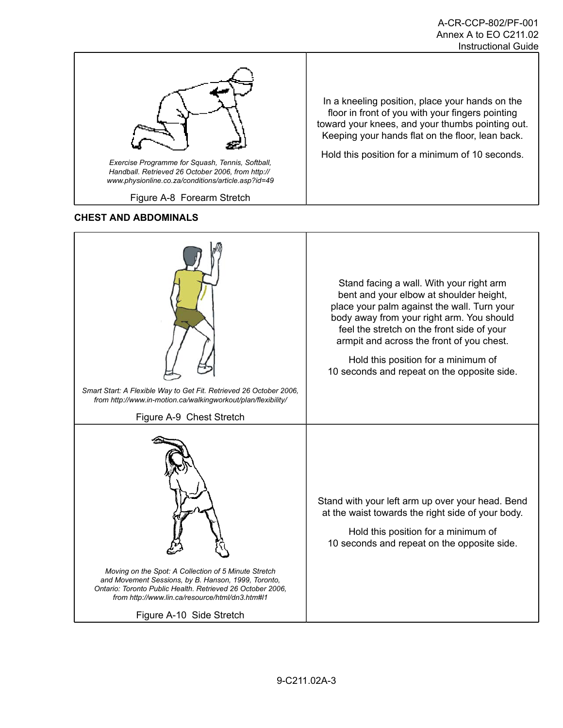| | |
|---|---|
| *Exercise Programme for Squash, Tennis, Softball, Handball. Retrieved 26 October 2006, from http://www.physionline.co.za/conditions/article.asp?id=49*<br><br>Figure A-8 Forearm Stretch | In a kneeling position, place your hands on the floor in front of you with your fingers pointing toward your knees, and your thumbs pointing out. Keeping your hands flat on the floor, lean back.<br><br>Hold this position for a minimum of 10 seconds. |

**CHEST AND ABDOMINALS**

| | |
|---|---|
| *Smart Start: A Flexible Way to Get Fit. Retrieved 26 October 2006, from http://www.in-motion.ca/walkingworkout/plan/flexibility/*<br><br>Figure A-9 Chest Stretch | Stand facing a wall. With your right arm bent and your elbow at shoulder height, place your palm against the wall. Turn your body away from your right arm. You should feel the stretch on the front side of your armpit and across the front of you chest.<br><br>Hold this position for a minimum of 10 seconds and repeat on the opposite side. |
| *Moving on the Spot: A Collection of 5 Minute Stretch and Movement Sessions, by B. Hanson, 1999, Toronto, Ontario: Toronto Public Health. Retrieved 26 October 2006, from http://www.lin.ca/resource/html/dn3.htm#l1*<br><br>Figure A-10 Side Stretch | Stand with your left arm up over your head. Bend at the waist towards the right side of your body.<br><br>Hold this position for a minimum of 10 seconds and repeat on the opposite side. |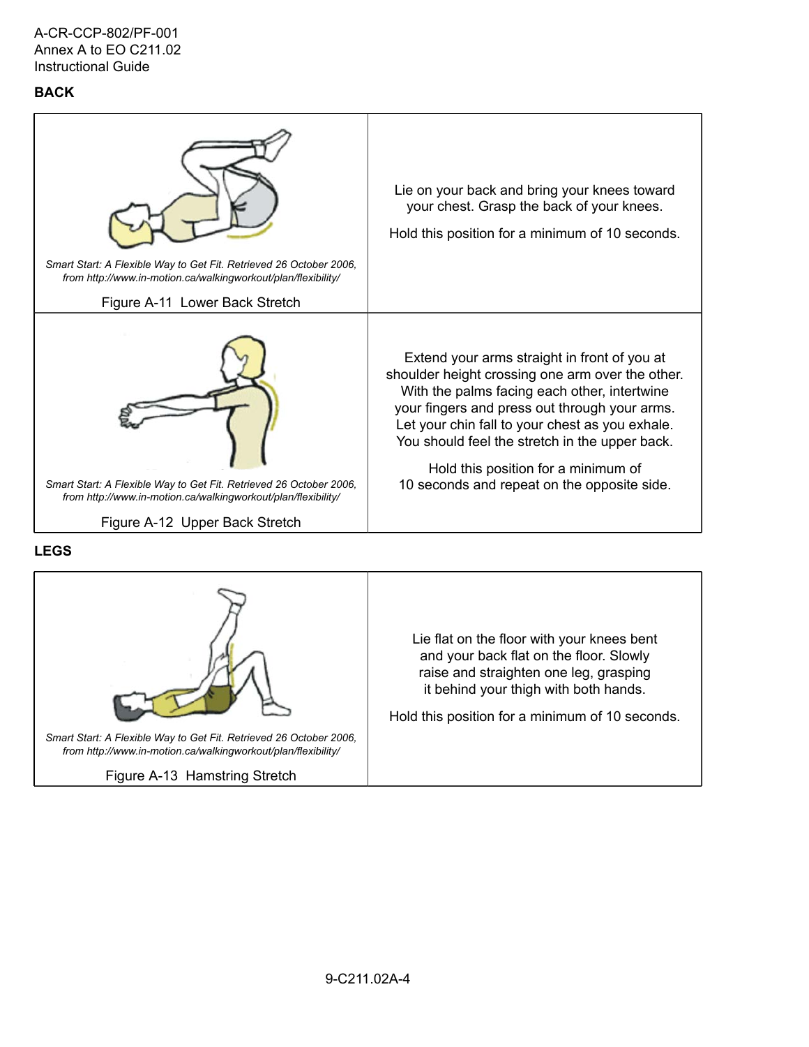## BACK

| | |
|---|---|
| *Smart Start: A Flexible Way to Get Fit. Retrieved 26 October 2006, from http://www.in-motion.ca/walkingworkout/plan/flexibility/*<br><br>Figure A-11 Lower Back Stretch | Lie on your back and bring your knees toward your chest. Grasp the back of your knees.<br><br>Hold this position for a minimum of 10 seconds. |
| *Smart Start: A Flexible Way to Get Fit. Retrieved 26 October 2006, from http://www.in-motion.ca/walkingworkout/plan/flexibility/*<br><br>Figure A-12 Upper Back Stretch | Extend your arms straight in front of you at shoulder height crossing one arm over the other. With the palms facing each other, intertwine your fingers and press out through your arms. Let your chin fall to your chest as you exhale. You should feel the stretch in the upper back.<br><br>Hold this position for a minimum of 10 seconds and repeat on the opposite side. |

## LEGS

| | |
|---|---|
| *Smart Start: A Flexible Way to Get Fit. Retrieved 26 October 2006, from http://www.in-motion.ca/walkingworkout/plan/flexibility/*<br><br>Figure A-13 Hamstring Stretch | Lie flat on the floor with your knees bent and your back flat on the floor. Slowly raise and straighten one leg, grasping it behind your thigh with both hands.<br><br>Hold this position for a minimum of 10 seconds. |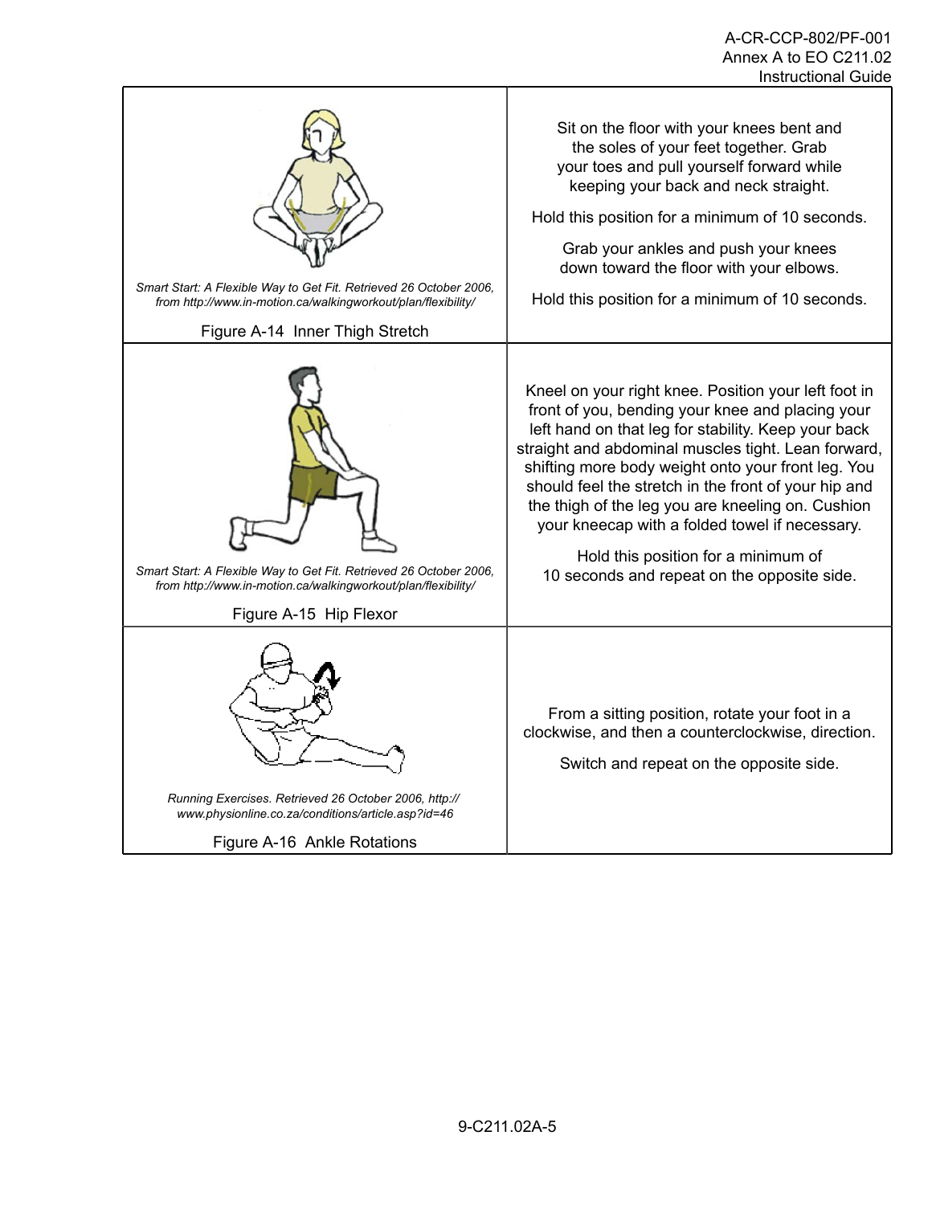| | |
|---|---|
| *Smart Start: A Flexible Way to Get Fit. Retrieved 26 October 2006, from http://www.in-motion.ca/walkingworkout/plan/flexibility/*<br><br>Figure A-14 Inner Thigh Stretch | Sit on the floor with your knees bent and the soles of your feet together. Grab your toes and pull yourself forward while keeping your back and neck straight.<br><br>Hold this position for a minimum of 10 seconds.<br><br>Grab your ankles and push your knees down toward the floor with your elbows.<br><br>Hold this position for a minimum of 10 seconds. |
| *Smart Start: A Flexible Way to Get Fit. Retrieved 26 October 2006, from http://www.in-motion.ca/walkingworkout/plan/flexibility/*<br><br>Figure A-15 Hip Flexor | Kneel on your right knee. Position your left foot in front of you, bending your knee and placing your left hand on that leg for stability. Keep your back straight and abdominal muscles tight. Lean forward, shifting more body weight onto your front leg. You should feel the stretch in the front of your hip and the thigh of the leg you are kneeling on. Cushion your kneecap with a folded towel if necessary.<br><br>Hold this position for a minimum of 10 seconds and repeat on the opposite side. |
| *Running Exercises. Retrieved 26 October 2006, http://www.physionline.co.za/conditions/article.asp?id=46*<br><br>Figure A-16 Ankle Rotations | From a sitting position, rotate your foot in a clockwise, and then a counterclockwise, direction.<br><br>Switch and repeat on the opposite side. |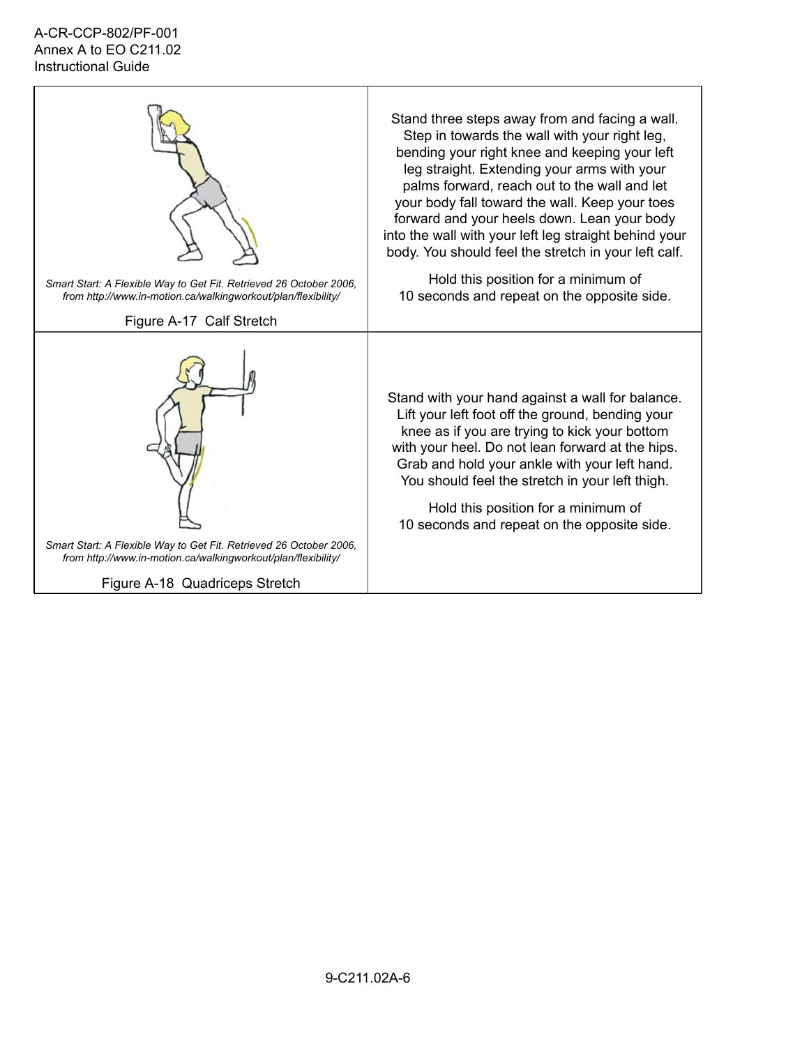| | |
|---|---|
| *Smart Start: A Flexible Way to Get Fit. Retrieved 26 October 2006, from http://www.in-motion.ca/walkingworkout/plan/flexibility/*<br><br>Figure A-17 Calf Stretch | Stand three steps away from and facing a wall. Step in towards the wall with your right leg, bending your right knee and keeping your left leg straight. Extending your arms with your palms forward, reach out to the wall and let your body fall toward the wall. Keep your toes forward and your heels down. Lean your body into the wall with your left leg straight behind your body. You should feel the stretch in your left calf.<br><br>Hold this position for a minimum of 10 seconds and repeat on the opposite side. |
| *Smart Start: A Flexible Way to Get Fit. Retrieved 26 October 2006, from http://www.in-motion.ca/walkingworkout/plan/flexibility/*<br><br>Figure A-18 Quadriceps Stretch | Stand with your hand against a wall for balance. Lift your left foot off the ground, bending your knee as if you are trying to kick your bottom with your heel. Do not lean forward at the hips. Grab and hold your ankle with your left hand. You should feel the stretch in your left thigh.<br><br>Hold this position for a minimum of 10 seconds and repeat on the opposite side. |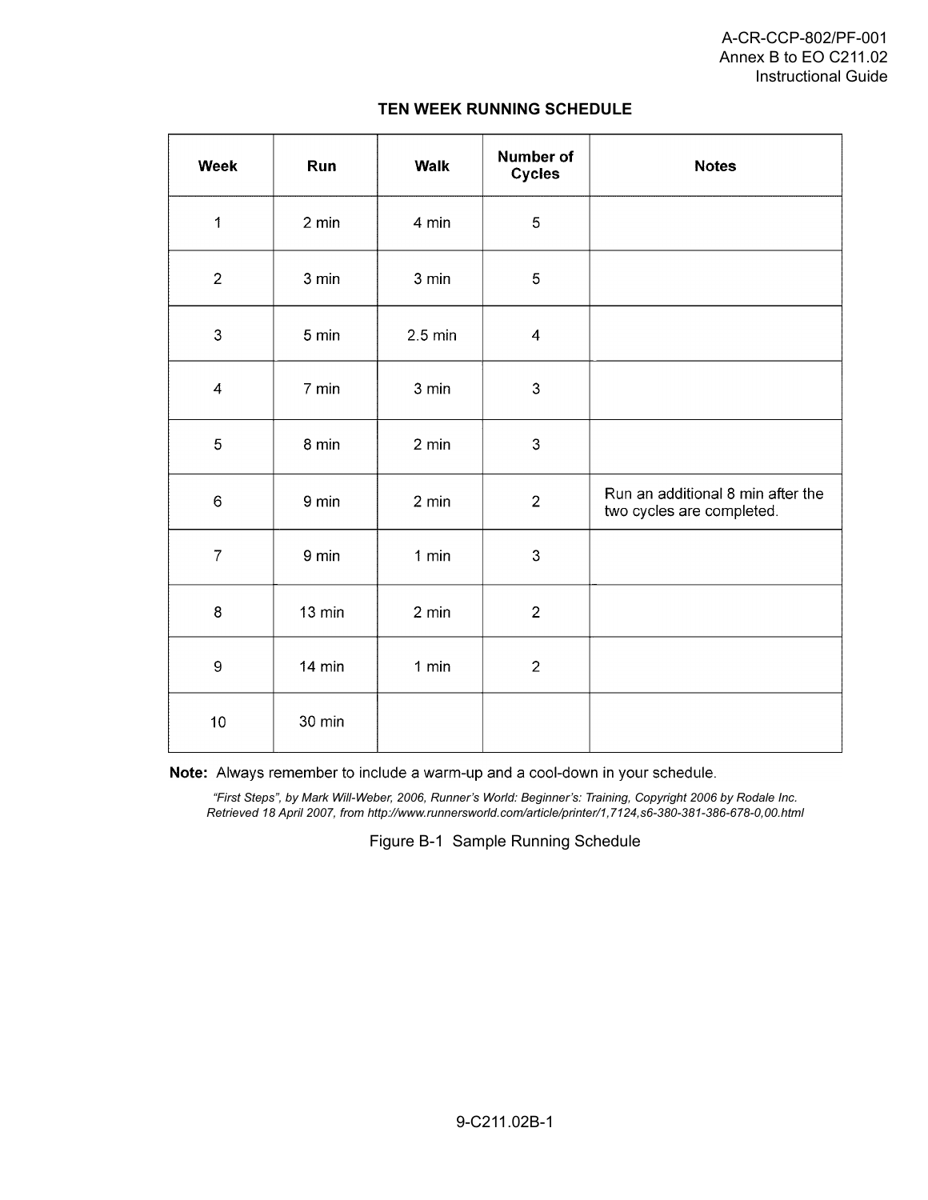# TEN WEEK RUNNING SCHEDULE

| Week | Run | Walk | Number of Cycles | Notes |
|---|---|---|---|---|
| 1 | 2 min | 4 min | 5 | |
| 2 | 3 min | 3 min | 5 | |
| 3 | 5 min | 2.5 min | 4 | |
| 4 | 7 min | 3 min | 3 | |
| 5 | 8 min | 2 min | 3 | |
| 6 | 9 min | 2 min | 2 | Run an additional 8 min after the two cycles are completed. |
| 7 | 9 min | 1 min | 3 | |
| 8 | 13 min | 2 min | 2 | |
| 9 | 14 min | 1 min | 2 | |
| 10 | 30 min | | | |

**Note:** Always remember to include a warm-up and a cool-down in your schedule.

*"First Steps", by Mark Will-Weber, 2006, Runner's World: Beginner's: Training, Copyright 2006 by Rodale Inc. Retrieved 18 April 2007, from http://www.runnersworld.com/article/printer/1,7124,s6-380-381-386-678-0,00.html*

Figure B-1 Sample Running Schedule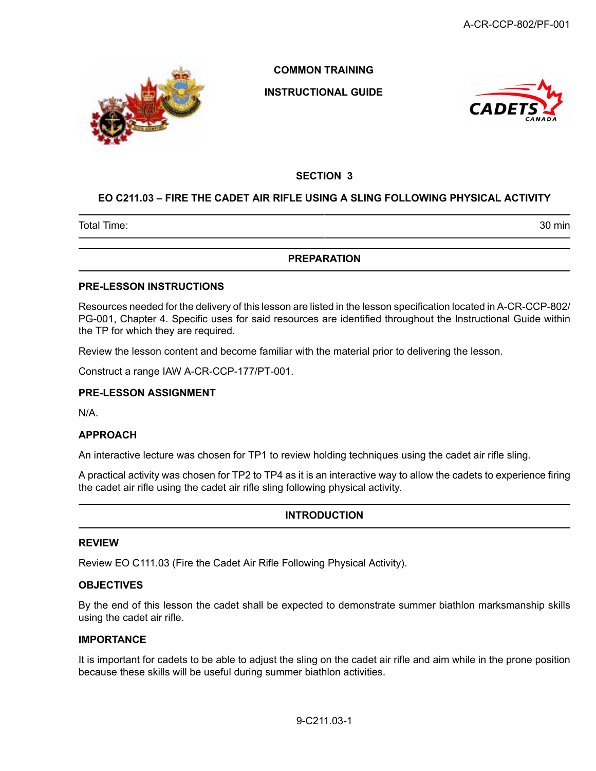COMMON TRAINING

INSTRUCTIONAL GUIDE

## SECTION 3

## EO C211.03 – FIRE THE CADET AIR RIFLE USING A SLING FOLLOWING PHYSICAL ACTIVITY

| Total Time: | 30 min |
|---|---|

## PREPARATION

### PRE-LESSON INSTRUCTIONS

Resources needed for the delivery of this lesson are listed in the lesson specification located in A-CR-CCP-802/PG-001, Chapter 4. Specific uses for said resources are identified throughout the Instructional Guide within the TP for which they are required.

Review the lesson content and become familiar with the material prior to delivering the lesson.

Construct a range IAW A-CR-CCP-177/PT-001.

### PRE-LESSON ASSIGNMENT

N/A.

### APPROACH

An interactive lecture was chosen for TP1 to review holding techniques using the cadet air rifle sling.

A practical activity was chosen for TP2 to TP4 as it is an interactive way to allow the cadets to experience firing the cadet air rifle using the cadet air rifle sling following physical activity.

## INTRODUCTION

### REVIEW

Review EO C111.03 (Fire the Cadet Air Rifle Following Physical Activity).

### OBJECTIVES

By the end of this lesson the cadet shall be expected to demonstrate summer biathlon marksmanship skills using the cadet air rifle.

### IMPORTANCE

It is important for cadets to be able to adjust the sling on the cadet air rifle and aim while in the prone position because these skills will be useful during summer biathlon activities.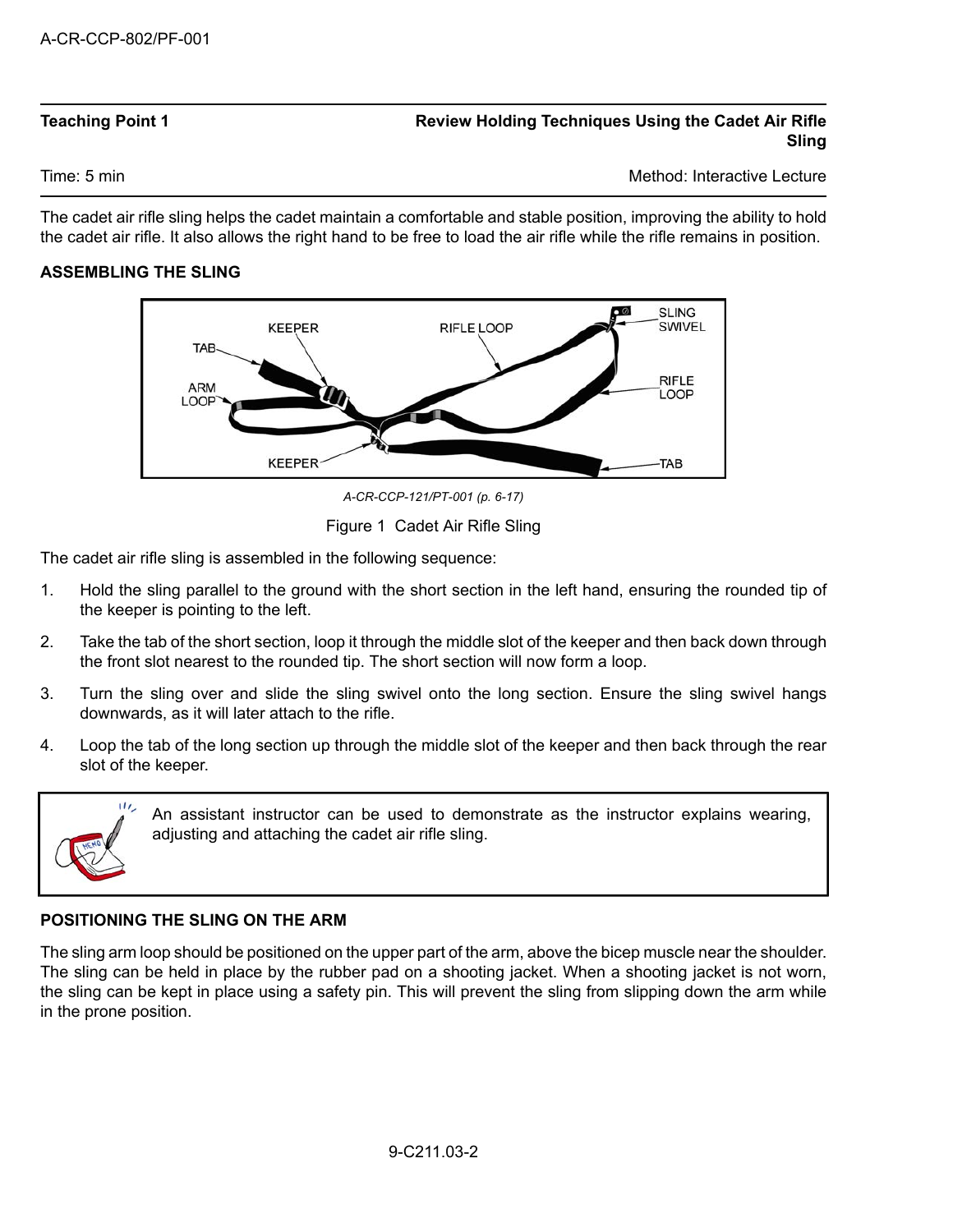| Teaching Point 1 | Review Holding Techniques Using the Cadet Air Rifle Sling |
|---|---|
| Time: 5 min | Method: Interactive Lecture |

The cadet air rifle sling helps the cadet maintain a comfortable and stable position, improving the ability to hold the cadet air rifle. It also allows the right hand to be free to load the air rifle while the rifle remains in position.

**ASSEMBLING THE SLING**

*A-CR-CCP-121/PT-001 (p. 6-17)*

Figure 1 Cadet Air Rifle Sling

The cadet air rifle sling is assembled in the following sequence:

1. Hold the sling parallel to the ground with the short section in the left hand, ensuring the rounded tip of the keeper is pointing to the left.
2. Take the tab of the short section, loop it through the middle slot of the keeper and then back down through the front slot nearest to the rounded tip. The short section will now form a loop.
3. Turn the sling over and slide the sling swivel onto the long section. Ensure the sling swivel hangs downwards, as it will later attach to the rifle.
4. Loop the tab of the long section up through the middle slot of the keeper and then back through the rear slot of the keeper.

> An assistant instructor can be used to demonstrate as the instructor explains wearing, adjusting and attaching the cadet air rifle sling.

**POSITIONING THE SLING ON THE ARM**

The sling arm loop should be positioned on the upper part of the arm, above the bicep muscle near the shoulder. The sling can be held in place by the rubber pad on a shooting jacket. When a shooting jacket is not worn, the sling can be kept in place using a safety pin. This will prevent the sling from slipping down the arm while in the prone position.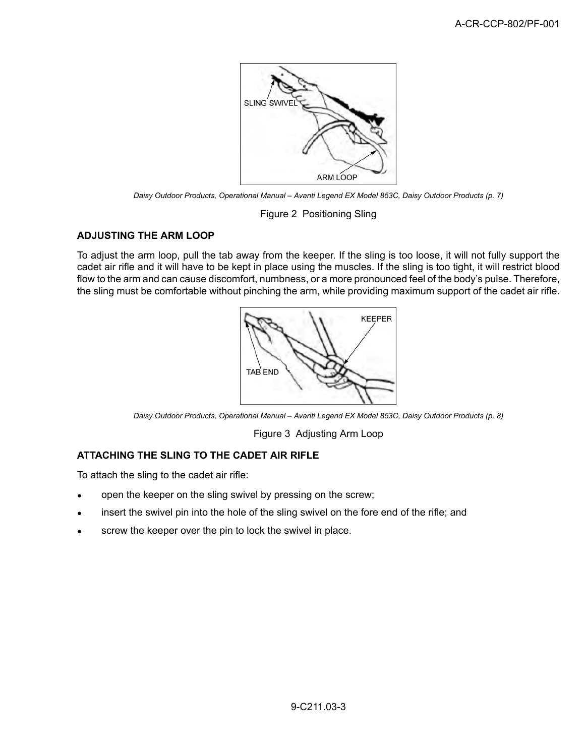Daisy Outdoor Products, Operational Manual – Avanti Legend EX Model 853C, Daisy Outdoor Products (p. 7)

Figure 2 Positioning Sling

**ADJUSTING THE ARM LOOP**

To adjust the arm loop, pull the tab away from the keeper. If the sling is too loose, it will not fully support the cadet air rifle and it will have to be kept in place using the muscles. If the sling is too tight, it will restrict blood flow to the arm and can cause discomfort, numbness, or a more pronounced feel of the body's pulse. Therefore, the sling must be comfortable without pinching the arm, while providing maximum support of the cadet air rifle.

Daisy Outdoor Products, Operational Manual – Avanti Legend EX Model 853C, Daisy Outdoor Products (p. 8)

Figure 3 Adjusting Arm Loop

**ATTACHING THE SLING TO THE CADET AIR RIFLE**

To attach the sling to the cadet air rifle:

- open the keeper on the sling swivel by pressing on the screw;
- insert the swivel pin into the hole of the sling swivel on the fore end of the rifle; and
- screw the keeper over the pin to lock the swivel in place.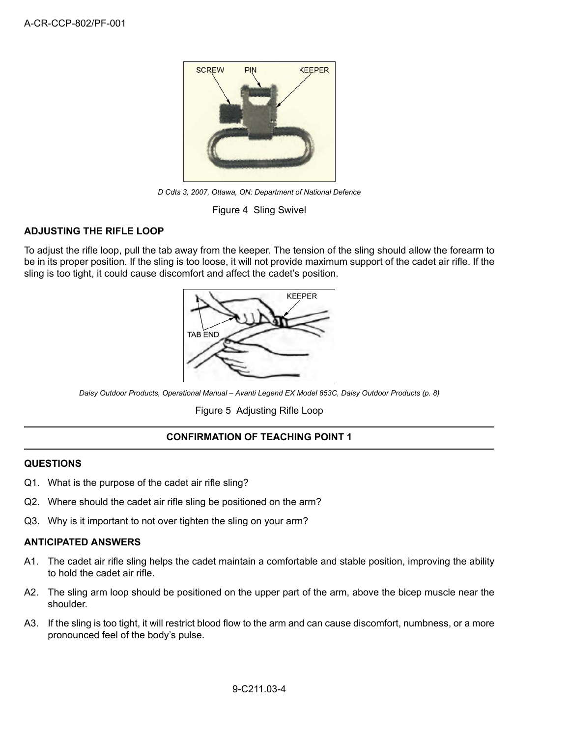D Cdts 3, 2007, Ottawa, ON: Department of National Defence

Figure 4 Sling Swivel

**ADJUSTING THE RIFLE LOOP**

To adjust the rifle loop, pull the tab away from the keeper. The tension of the sling should allow the forearm to be in its proper position. If the sling is too loose, it will not provide maximum support of the cadet air rifle. If the sling is too tight, it could cause discomfort and affect the cadet's position.

Daisy Outdoor Products, Operational Manual – Avanti Legend EX Model 853C, Daisy Outdoor Products (p. 8)

Figure 5 Adjusting Rifle Loop

---

**CONFIRMATION OF TEACHING POINT 1**

---

**QUESTIONS**

Q1. What is the purpose of the cadet air rifle sling?

Q2. Where should the cadet air rifle sling be positioned on the arm?

Q3. Why is it important to not over tighten the sling on your arm?

**ANTICIPATED ANSWERS**

A1. The cadet air rifle sling helps the cadet maintain a comfortable and stable position, improving the ability to hold the cadet air rifle.

A2. The sling arm loop should be positioned on the upper part of the arm, above the bicep muscle near the shoulder.

A3. If the sling is too tight, it will restrict blood flow to the arm and can cause discomfort, numbness, or a more pronounced feel of the body's pulse.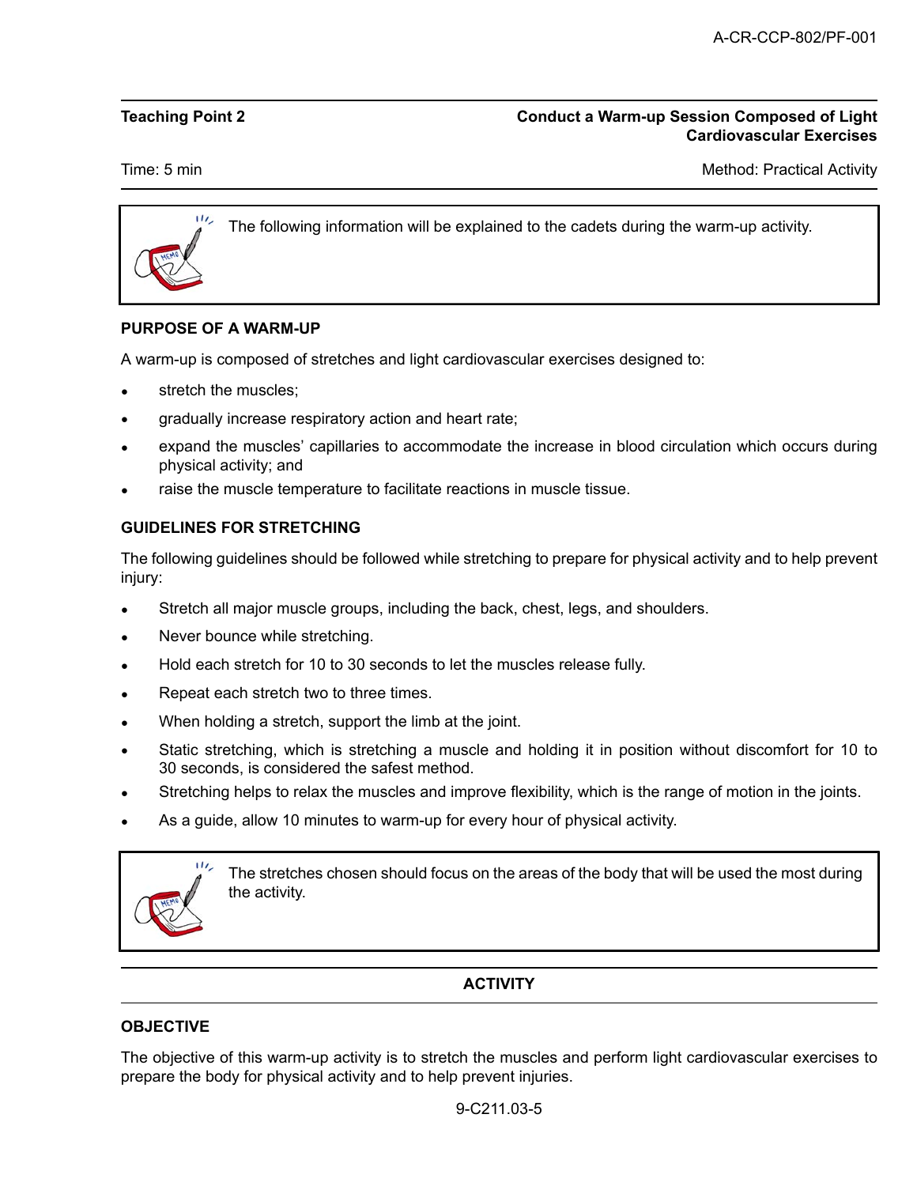**Teaching Point 2** | **Conduct a Warm-up Session Composed of Light Cardiovascular Exercises**

Time: 5 min | Method: Practical Activity

> The following information will be explained to the cadets during the warm-up activity.

### PURPOSE OF A WARM-UP

A warm-up is composed of stretches and light cardiovascular exercises designed to:

- stretch the muscles;
- gradually increase respiratory action and heart rate;
- expand the muscles' capillaries to accommodate the increase in blood circulation which occurs during physical activity; and
- raise the muscle temperature to facilitate reactions in muscle tissue.

### GUIDELINES FOR STRETCHING

The following guidelines should be followed while stretching to prepare for physical activity and to help prevent injury:

- Stretch all major muscle groups, including the back, chest, legs, and shoulders.
- Never bounce while stretching.
- Hold each stretch for 10 to 30 seconds to let the muscles release fully.
- Repeat each stretch two to three times.
- When holding a stretch, support the limb at the joint.
- Static stretching, which is stretching a muscle and holding it in position without discomfort for 10 to 30 seconds, is considered the safest method.
- Stretching helps to relax the muscles and improve flexibility, which is the range of motion in the joints.
- As a guide, allow 10 minutes to warm-up for every hour of physical activity.

> The stretches chosen should focus on the areas of the body that will be used the most during the activity.

## ACTIVITY

### OBJECTIVE

The objective of this warm-up activity is to stretch the muscles and perform light cardiovascular exercises to prepare the body for physical activity and to help prevent injuries.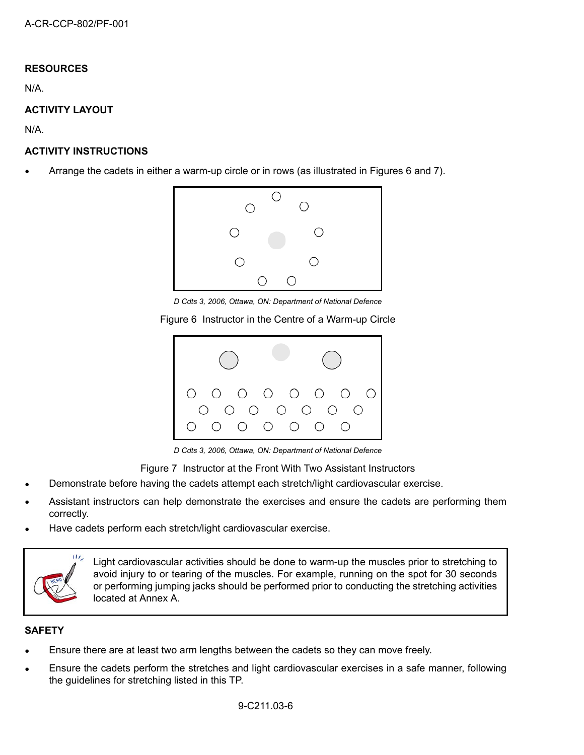**RESOURCES**

N/A.

**ACTIVITY LAYOUT**

N/A.

**ACTIVITY INSTRUCTIONS**

- Arrange the cadets in either a warm-up circle or in rows (as illustrated in Figures 6 and 7).

*D Cdts 3, 2006, Ottawa, ON: Department of National Defence*

Figure 6 Instructor in the Centre of a Warm-up Circle

*D Cdts 3, 2006, Ottawa, ON: Department of National Defence*

Figure 7 Instructor at the Front With Two Assistant Instructors

- Demonstrate before having the cadets attempt each stretch/light cardiovascular exercise.
- Assistant instructors can help demonstrate the exercises and ensure the cadets are performing them correctly.
- Have cadets perform each stretch/light cardiovascular exercise.

> Light cardiovascular activities should be done to warm-up the muscles prior to stretching to avoid injury to or tearing of the muscles. For example, running on the spot for 30 seconds or performing jumping jacks should be performed prior to conducting the stretching activities located at Annex A.

**SAFETY**

- Ensure there are at least two arm lengths between the cadets so they can move freely.
- Ensure the cadets perform the stretches and light cardiovascular exercises in a safe manner, following the guidelines for stretching listed in this TP.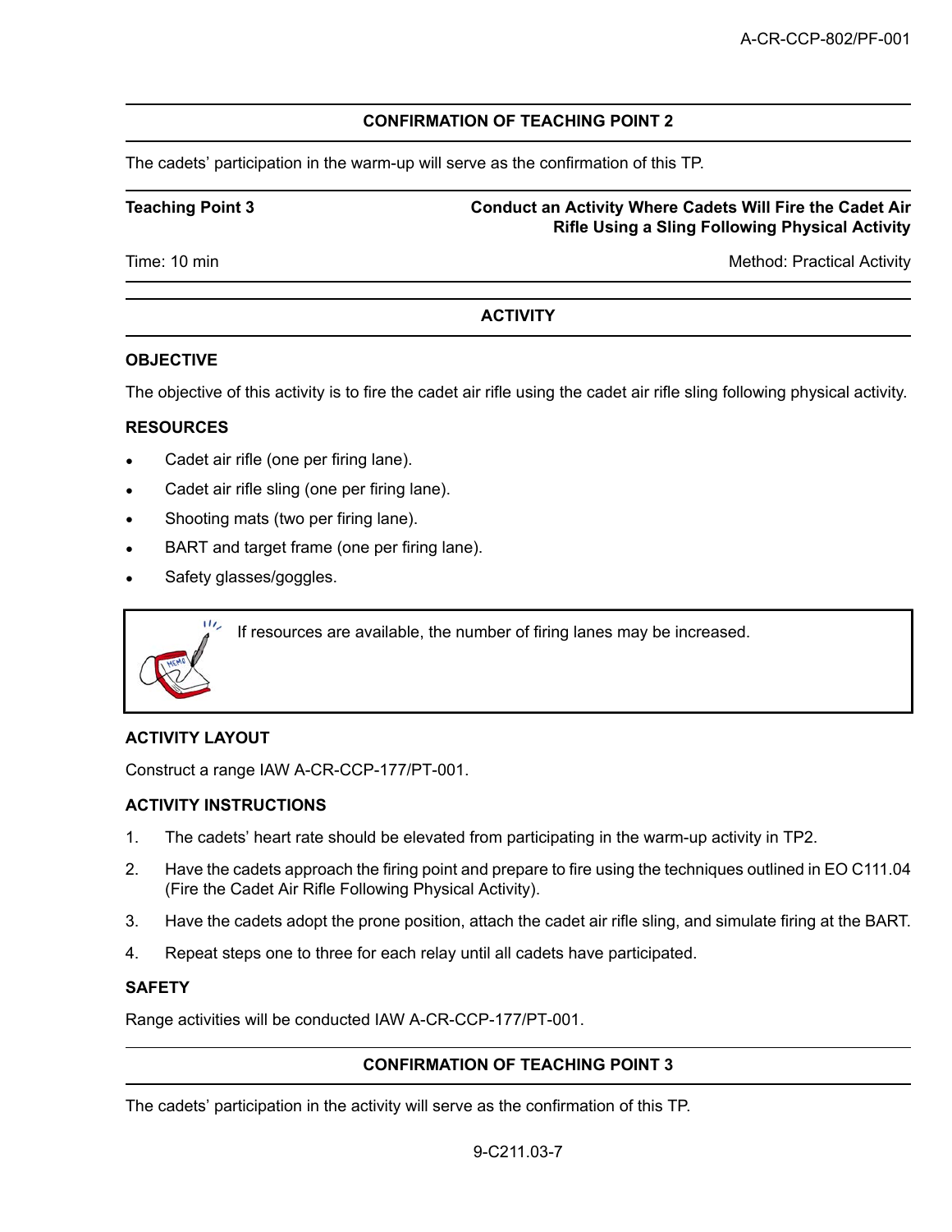## CONFIRMATION OF TEACHING POINT 2

The cadets' participation in the warm-up will serve as the confirmation of this TP.

**Teaching Point 3** **Conduct an Activity Where Cadets Will Fire the Cadet Air Rifle Using a Sling Following Physical Activity**

Time: 10 min Method: Practical Activity

## ACTIVITY

### OBJECTIVE

The objective of this activity is to fire the cadet air rifle using the cadet air rifle sling following physical activity.

### RESOURCES

- Cadet air rifle (one per firing lane).
- Cadet air rifle sling (one per firing lane).
- Shooting mats (two per firing lane).
- BART and target frame (one per firing lane).
- Safety glasses/goggles.

> If resources are available, the number of firing lanes may be increased.

### ACTIVITY LAYOUT

Construct a range IAW A-CR-CCP-177/PT-001.

### ACTIVITY INSTRUCTIONS

1. The cadets' heart rate should be elevated from participating in the warm-up activity in TP2.
2. Have the cadets approach the firing point and prepare to fire using the techniques outlined in EO C111.04 (Fire the Cadet Air Rifle Following Physical Activity).
3. Have the cadets adopt the prone position, attach the cadet air rifle sling, and simulate firing at the BART.
4. Repeat steps one to three for each relay until all cadets have participated.

### SAFETY

Range activities will be conducted IAW A-CR-CCP-177/PT-001.

## CONFIRMATION OF TEACHING POINT 3

The cadets' participation in the activity will serve as the confirmation of this TP.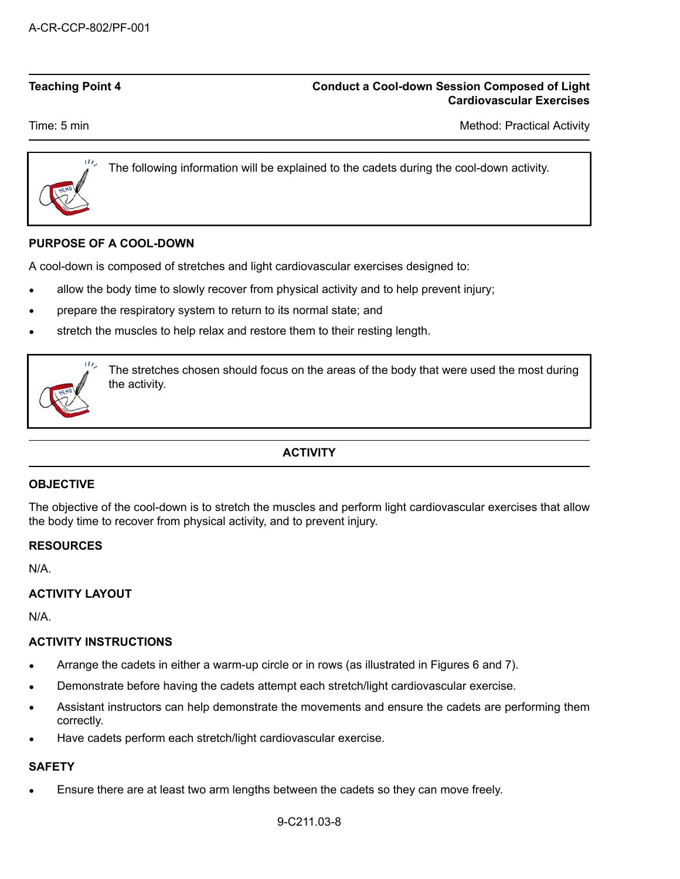| **Teaching Point 4** | **Conduct a Cool-down Session Composed of Light Cardiovascular Exercises** |
|---|---|
| Time: 5 min | Method: Practical Activity |

> The following information will be explained to the cadets during the cool-down activity.

## PURPOSE OF A COOL-DOWN

A cool-down is composed of stretches and light cardiovascular exercises designed to:

- allow the body time to slowly recover from physical activity and to help prevent injury;
- prepare the respiratory system to return to its normal state; and
- stretch the muscles to help relax and restore them to their resting length.

> The stretches chosen should focus on the areas of the body that were used the most during the activity.

## ACTIVITY

### OBJECTIVE

The objective of the cool-down is to stretch the muscles and perform light cardiovascular exercises that allow the body time to recover from physical activity, and to prevent injury.

### RESOURCES

N/A.

### ACTIVITY LAYOUT

N/A.

### ACTIVITY INSTRUCTIONS

- Arrange the cadets in either a warm-up circle or in rows (as illustrated in Figures 6 and 7).
- Demonstrate before having the cadets attempt each stretch/light cardiovascular exercise.
- Assistant instructors can help demonstrate the movements and ensure the cadets are performing them correctly.
- Have cadets perform each stretch/light cardiovascular exercise.

### SAFETY

- Ensure there are at least two arm lengths between the cadets so they can move freely.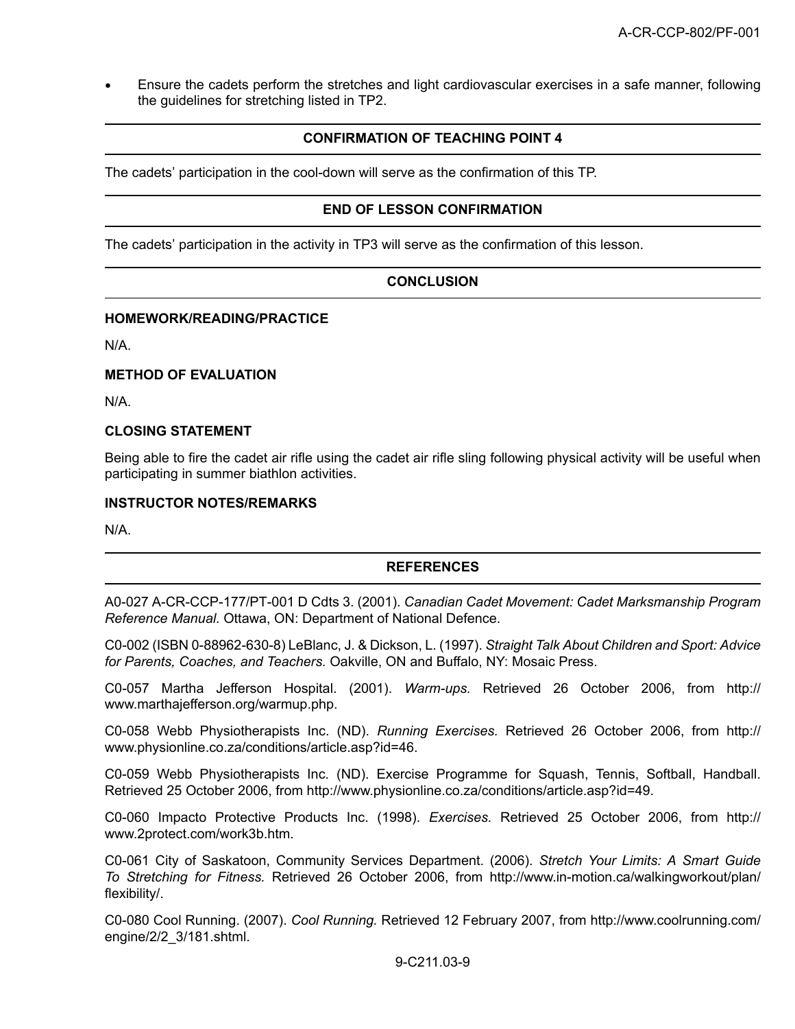- Ensure the cadets perform the stretches and light cardiovascular exercises in a safe manner, following the guidelines for stretching listed in TP2.

## CONFIRMATION OF TEACHING POINT 4

The cadets' participation in the cool-down will serve as the confirmation of this TP.

## END OF LESSON CONFIRMATION

The cadets' participation in the activity in TP3 will serve as the confirmation of this lesson.

## CONCLUSION

### HOMEWORK/READING/PRACTICE

N/A.

### METHOD OF EVALUATION

N/A.

### CLOSING STATEMENT

Being able to fire the cadet air rifle using the cadet air rifle sling following physical activity will be useful when participating in summer biathlon activities.

### INSTRUCTOR NOTES/REMARKS

N/A.

## REFERENCES

A0-027 A-CR-CCP-177/PT-001 D Cdts 3. (2001). *Canadian Cadet Movement: Cadet Marksmanship Program Reference Manual.* Ottawa, ON: Department of National Defence.

C0-002 (ISBN 0-88962-630-8) LeBlanc, J. & Dickson, L. (1997). *Straight Talk About Children and Sport: Advice for Parents, Coaches, and Teachers.* Oakville, ON and Buffalo, NY: Mosaic Press.

C0-057 Martha Jefferson Hospital. (2001). *Warm-ups.* Retrieved 26 October 2006, from http://www.marthajefferson.org/warmup.php.

C0-058 Webb Physiotherapists Inc. (ND). *Running Exercises.* Retrieved 26 October 2006, from http://www.physionline.co.za/conditions/article.asp?id=46.

C0-059 Webb Physiotherapists Inc. (ND). Exercise Programme for Squash, Tennis, Softball, Handball. Retrieved 25 October 2006, from http://www.physionline.co.za/conditions/article.asp?id=49.

C0-060 Impacto Protective Products Inc. (1998). *Exercises.* Retrieved 25 October 2006, from http://www.2protect.com/work3b.htm.

C0-061 City of Saskatoon, Community Services Department. (2006). *Stretch Your Limits: A Smart Guide To Stretching for Fitness.* Retrieved 26 October 2006, from http://www.in-motion.ca/walkingworkout/plan/flexibility/.

C0-080 Cool Running. (2007). *Cool Running.* Retrieved 12 February 2007, from http://www.coolrunning.com/engine/2/2_3/181.shtml.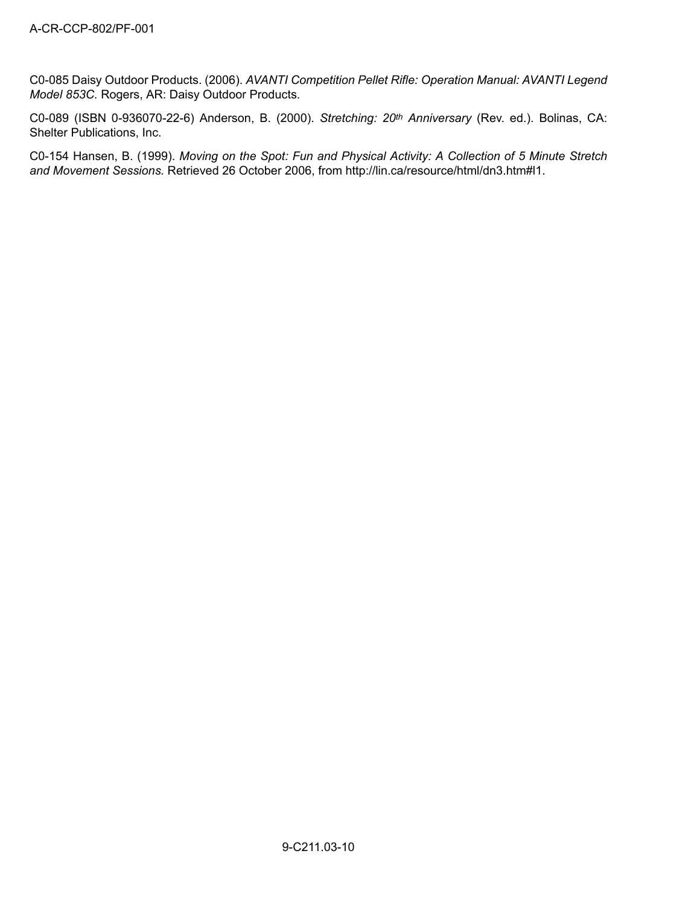C0-085 Daisy Outdoor Products. (2006). *AVANTI Competition Pellet Rifle: Operation Manual: AVANTI Legend Model 853C.* Rogers, AR: Daisy Outdoor Products.

C0-089 (ISBN 0-936070-22-6) Anderson, B. (2000). *Stretching: 20th Anniversary* (Rev. ed.). Bolinas, CA: Shelter Publications, Inc.

C0-154 Hansen, B. (1999). *Moving on the Spot: Fun and Physical Activity: A Collection of 5 Minute Stretch and Movement Sessions.* Retrieved 26 October 2006, from http://lin.ca/resource/html/dn3.htm#l1.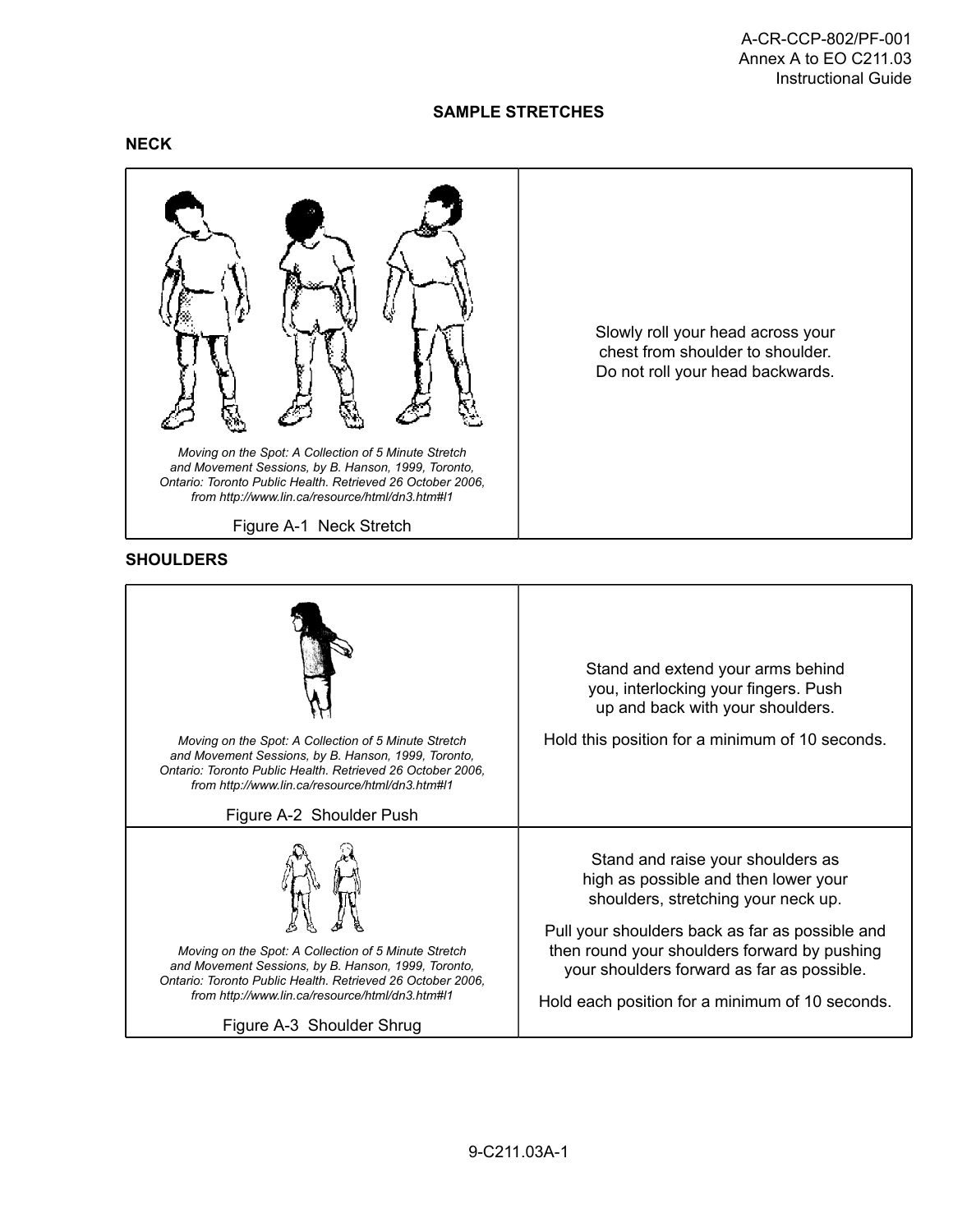# SAMPLE STRETCHES

## NECK

| | |
|---|---|
| *Moving on the Spot: A Collection of 5 Minute Stretch and Movement Sessions, by B. Hanson, 1999, Toronto, Ontario: Toronto Public Health. Retrieved 26 October 2006, from http://www.lin.ca/resource/html/dn3.htm#l1*<br><br>Figure A-1 Neck Stretch | Slowly roll your head across your chest from shoulder to shoulder. Do not roll your head backwards. |

## SHOULDERS

| | |
|---|---|
| *Moving on the Spot: A Collection of 5 Minute Stretch and Movement Sessions, by B. Hanson, 1999, Toronto, Ontario: Toronto Public Health. Retrieved 26 October 2006, from http://www.lin.ca/resource/html/dn3.htm#l1*<br><br>Figure A-2 Shoulder Push | Stand and extend your arms behind you, interlocking your fingers. Push up and back with your shoulders.<br><br>Hold this position for a minimum of 10 seconds. |
| *Moving on the Spot: A Collection of 5 Minute Stretch and Movement Sessions, by B. Hanson, 1999, Toronto, Ontario: Toronto Public Health. Retrieved 26 October 2006, from http://www.lin.ca/resource/html/dn3.htm#l1*<br><br>Figure A-3 Shoulder Shrug | Stand and raise your shoulders as high as possible and then lower your shoulders, stretching your neck up.<br><br>Pull your shoulders back as far as possible and then round your shoulders forward by pushing your shoulders forward as far as possible.<br><br>Hold each position for a minimum of 10 seconds. |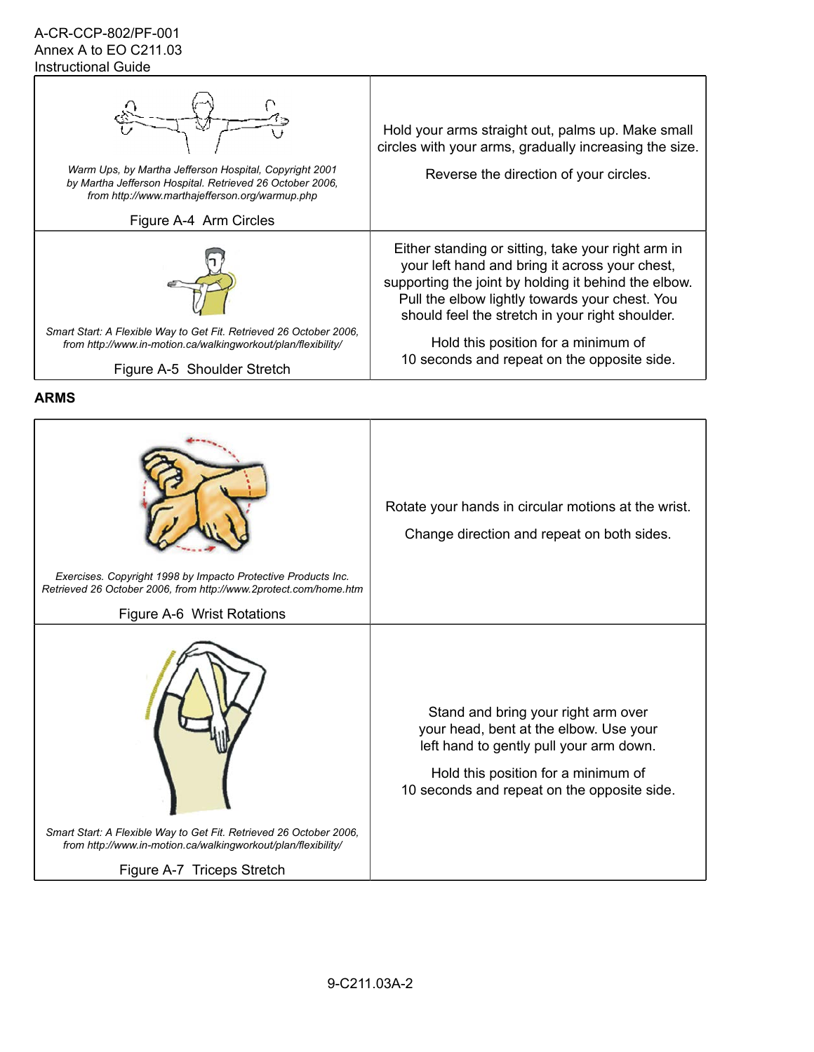| | |
|---|---|
| *Warm Ups, by Martha Jefferson Hospital, Copyright 2001 by Martha Jefferson Hospital. Retrieved 26 October 2006, from http://www.marthajefferson.org/warmup.php*<br><br>Figure A-4 Arm Circles | Hold your arms straight out, palms up. Make small circles with your arms, gradually increasing the size.<br><br>Reverse the direction of your circles. |
| *Smart Start: A Flexible Way to Get Fit. Retrieved 26 October 2006, from http://www.in-motion.ca/walkingworkout/plan/flexibility/*<br><br>Figure A-5 Shoulder Stretch | Either standing or sitting, take your right arm in your left hand and bring it across your chest, supporting the joint by holding it behind the elbow. Pull the elbow lightly towards your chest. You should feel the stretch in your right shoulder.<br><br>Hold this position for a minimum of 10 seconds and repeat on the opposite side. |

**ARMS**

| | |
|---|---|
| *Exercises. Copyright 1998 by Impacto Protective Products Inc. Retrieved 26 October 2006, from http://www.2protect.com/home.htm*<br><br>Figure A-6 Wrist Rotations | Rotate your hands in circular motions at the wrist.<br><br>Change direction and repeat on both sides. |
| *Smart Start: A Flexible Way to Get Fit. Retrieved 26 October 2006, from http://www.in-motion.ca/walkingworkout/plan/flexibility/*<br><br>Figure A-7 Triceps Stretch | Stand and bring your right arm over your head, bent at the elbow. Use your left hand to gently pull your arm down.<br><br>Hold this position for a minimum of 10 seconds and repeat on the opposite side. |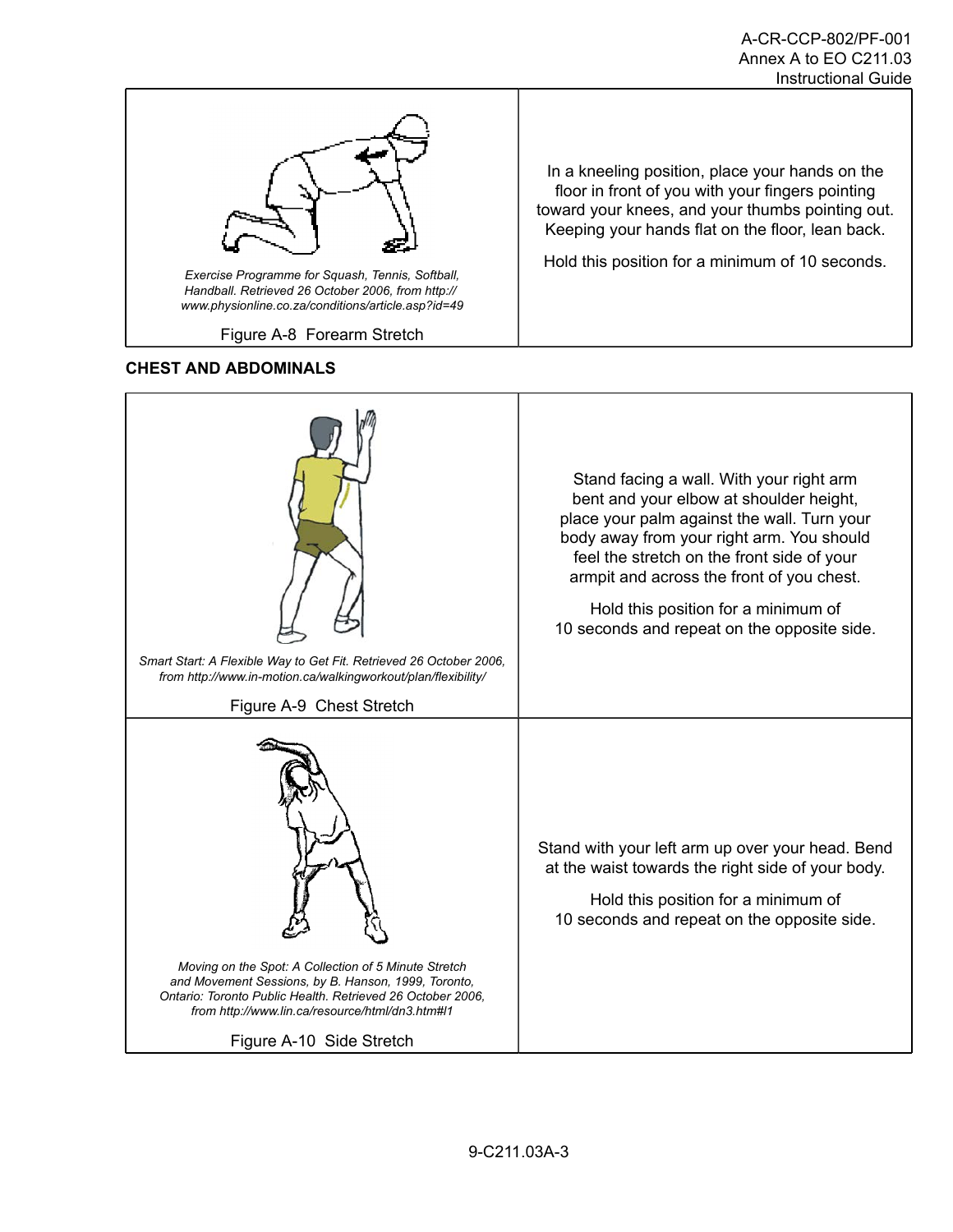| | |
|---|---|
| *Exercise Programme for Squash, Tennis, Softball, Handball. Retrieved 26 October 2006, from http://www.physionline.co.za/conditions/article.asp?id=49*<br><br>Figure A-8 Forearm Stretch | In a kneeling position, place your hands on the floor in front of you with your fingers pointing toward your knees, and your thumbs pointing out. Keeping your hands flat on the floor, lean back.<br><br>Hold this position for a minimum of 10 seconds. |

**CHEST AND ABDOMINALS**

| | |
|---|---|
| *Smart Start: A Flexible Way to Get Fit. Retrieved 26 October 2006, from http://www.in-motion.ca/walkingworkout/plan/flexibility/*<br><br>Figure A-9 Chest Stretch | Stand facing a wall. With your right arm bent and your elbow at shoulder height, place your palm against the wall. Turn your body away from your right arm. You should feel the stretch on the front side of your armpit and across the front of you chest.<br><br>Hold this position for a minimum of 10 seconds and repeat on the opposite side. |
| *Moving on the Spot: A Collection of 5 Minute Stretch and Movement Sessions, by B. Hanson, 1999, Toronto, Ontario: Toronto Public Health. Retrieved 26 October 2006, from http://www.lin.ca/resource/html/dn3.htm#l1*<br><br>Figure A-10 Side Stretch | Stand with your left arm up over your head. Bend at the waist towards the right side of your body.<br><br>Hold this position for a minimum of 10 seconds and repeat on the opposite side. |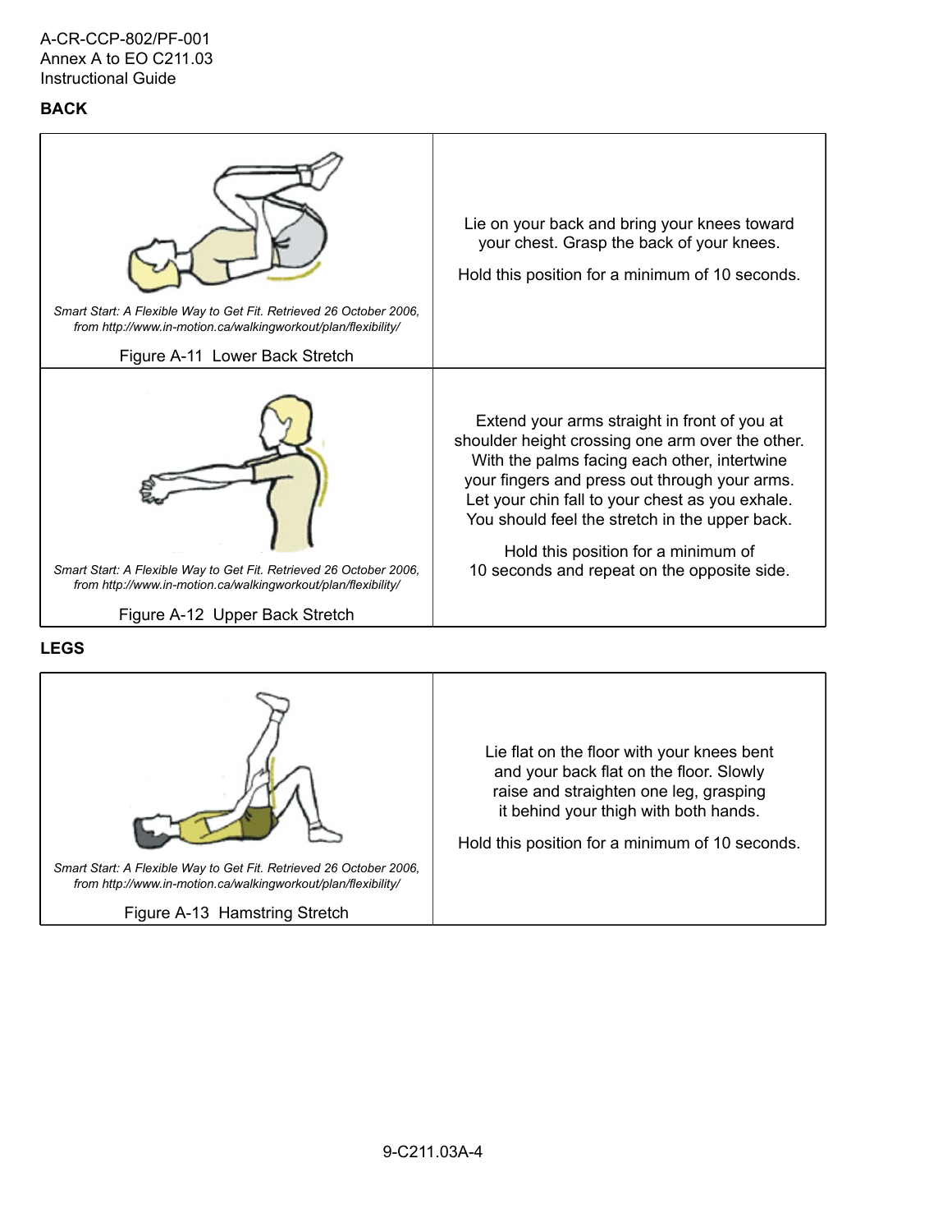## BACK

| | |
|---|---|
| *Smart Start: A Flexible Way to Get Fit. Retrieved 26 October 2006, from http://www.in-motion.ca/walkingworkout/plan/flexibility/*<br>Figure A-11 Lower Back Stretch | Lie on your back and bring your knees toward your chest. Grasp the back of your knees.<br>Hold this position for a minimum of 10 seconds. |
| *Smart Start: A Flexible Way to Get Fit. Retrieved 26 October 2006, from http://www.in-motion.ca/walkingworkout/plan/flexibility/*<br>Figure A-12 Upper Back Stretch | Extend your arms straight in front of you at shoulder height crossing one arm over the other. With the palms facing each other, intertwine your fingers and press out through your arms. Let your chin fall to your chest as you exhale. You should feel the stretch in the upper back.<br>Hold this position for a minimum of 10 seconds and repeat on the opposite side. |

## LEGS

| | |
|---|---|
| *Smart Start: A Flexible Way to Get Fit. Retrieved 26 October 2006, from http://www.in-motion.ca/walkingworkout/plan/flexibility/*<br>Figure A-13 Hamstring Stretch | Lie flat on the floor with your knees bent and your back flat on the floor. Slowly raise and straighten one leg, grasping it behind your thigh with both hands.<br>Hold this position for a minimum of 10 seconds. |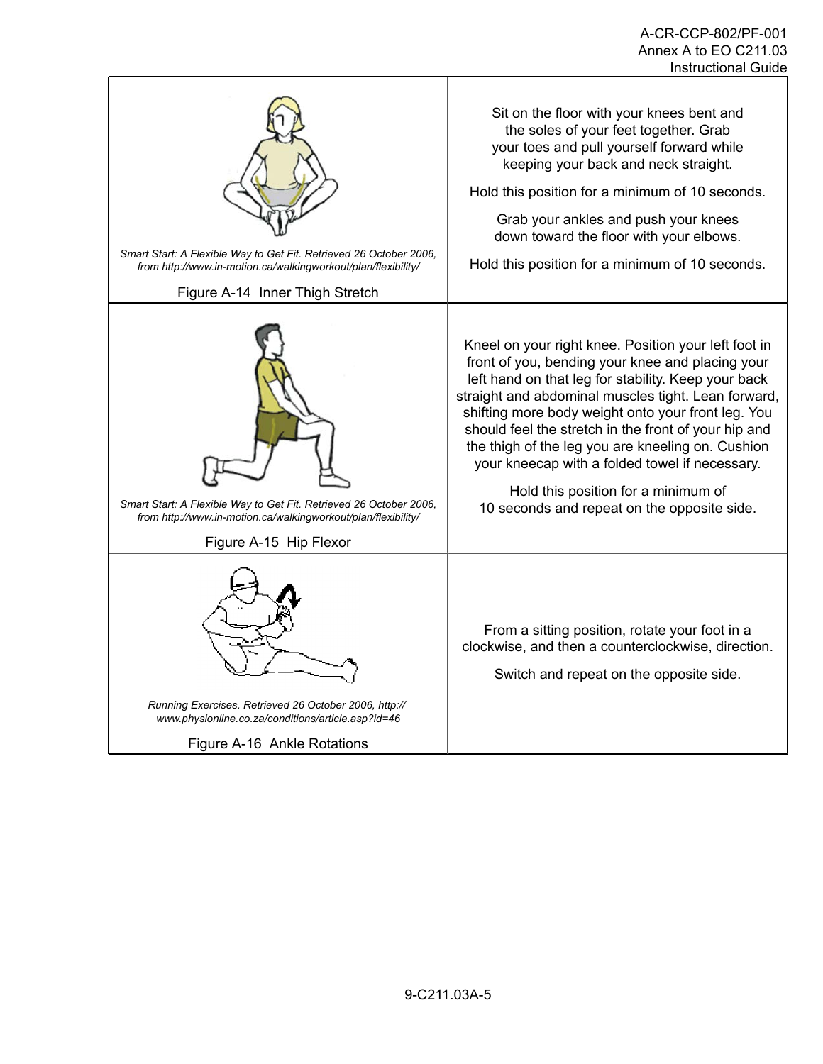| | |
|---|---|
| *Smart Start: A Flexible Way to Get Fit. Retrieved 26 October 2006, from http://www.in-motion.ca/walkingworkout/plan/flexibility/*<br><br>Figure A-14 Inner Thigh Stretch | Sit on the floor with your knees bent and the soles of your feet together. Grab your toes and pull yourself forward while keeping your back and neck straight.<br><br>Hold this position for a minimum of 10 seconds.<br><br>Grab your ankles and push your knees down toward the floor with your elbows.<br><br>Hold this position for a minimum of 10 seconds. |
| *Smart Start: A Flexible Way to Get Fit. Retrieved 26 October 2006, from http://www.in-motion.ca/walkingworkout/plan/flexibility/*<br><br>Figure A-15 Hip Flexor | Kneel on your right knee. Position your left foot in front of you, bending your knee and placing your left hand on that leg for stability. Keep your back straight and abdominal muscles tight. Lean forward, shifting more body weight onto your front leg. You should feel the stretch in the front of your hip and the thigh of the leg you are kneeling on. Cushion your kneecap with a folded towel if necessary.<br><br>Hold this position for a minimum of 10 seconds and repeat on the opposite side. |
| *Running Exercises. Retrieved 26 October 2006, http://www.physionline.co.za/conditions/article.asp?id=46*<br><br>Figure A-16 Ankle Rotations | From a sitting position, rotate your foot in a clockwise, and then a counterclockwise, direction.<br><br>Switch and repeat on the opposite side. |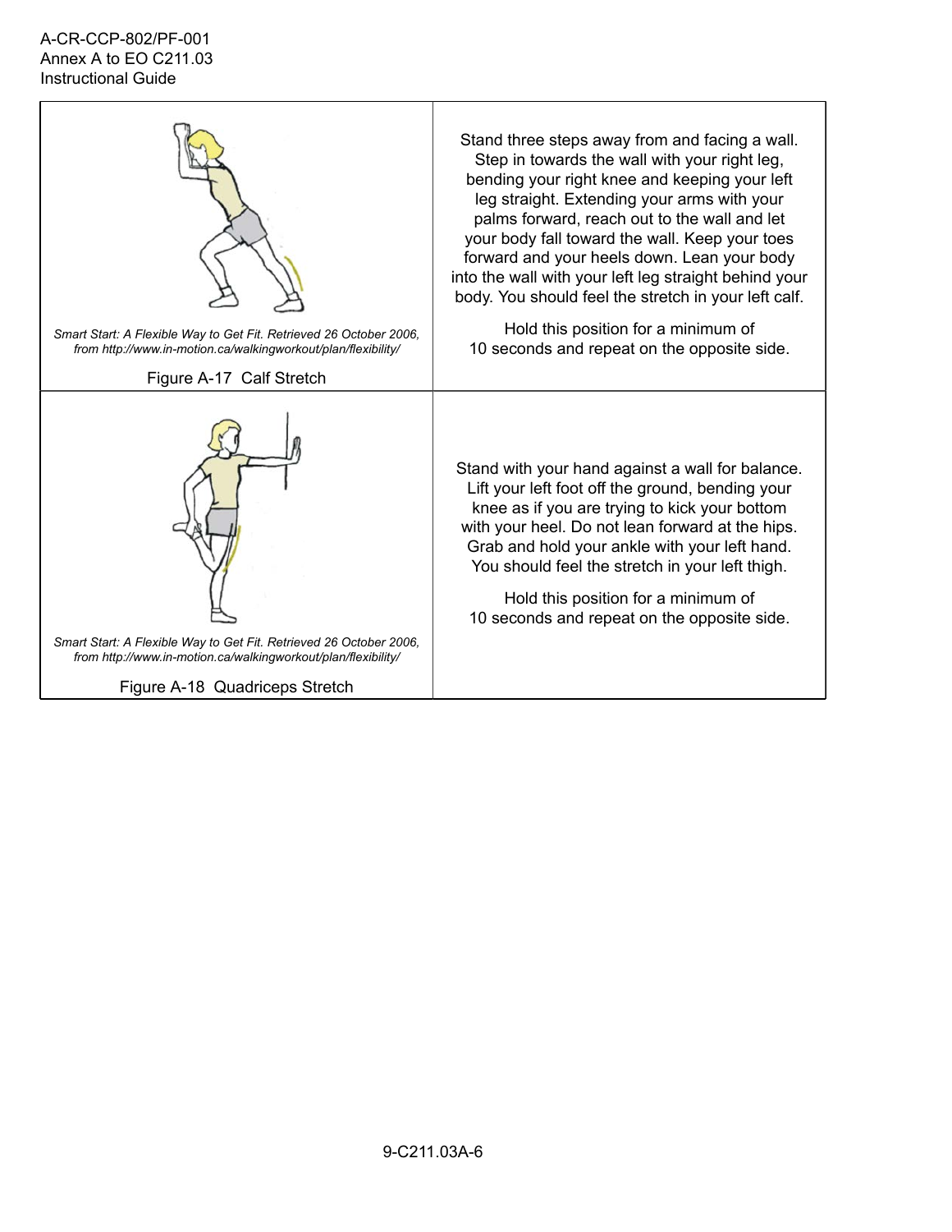| | |
|---|---|
| *Smart Start: A Flexible Way to Get Fit. Retrieved 26 October 2006, from http://www.in-motion.ca/walkingworkout/plan/flexibility/*<br><br>Figure A-17 Calf Stretch | Stand three steps away from and facing a wall. Step in towards the wall with your right leg, bending your right knee and keeping your left leg straight. Extending your arms with your palms forward, reach out to the wall and let your body fall toward the wall. Keep your toes forward and your heels down. Lean your body into the wall with your left leg straight behind your body. You should feel the stretch in your left calf.<br><br>Hold this position for a minimum of 10 seconds and repeat on the opposite side. |
| *Smart Start: A Flexible Way to Get Fit. Retrieved 26 October 2006, from http://www.in-motion.ca/walkingworkout/plan/flexibility/*<br><br>Figure A-18 Quadriceps Stretch | Stand with your hand against a wall for balance. Lift your left foot off the ground, bending your knee as if you are trying to kick your bottom with your heel. Do not lean forward at the hips. Grab and hold your ankle with your left hand. You should feel the stretch in your left thigh.<br><br>Hold this position for a minimum of 10 seconds and repeat on the opposite side. |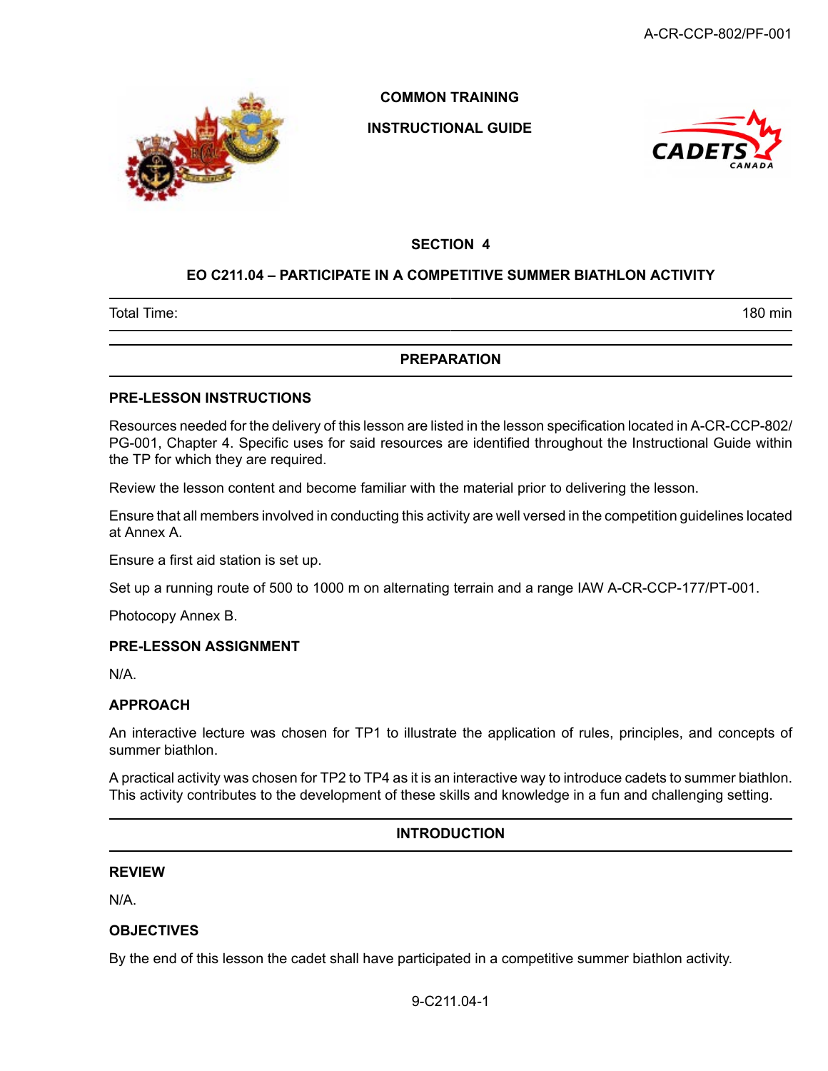COMMON TRAINING

INSTRUCTIONAL GUIDE

## SECTION 4

## EO C211.04 – PARTICIPATE IN A COMPETITIVE SUMMER BIATHLON ACTIVITY

| Total Time: | 180 min |
|---|---|

## PREPARATION

### PRE-LESSON INSTRUCTIONS

Resources needed for the delivery of this lesson are listed in the lesson specification located in A-CR-CCP-802/PG-001, Chapter 4. Specific uses for said resources are identified throughout the Instructional Guide within the TP for which they are required.

Review the lesson content and become familiar with the material prior to delivering the lesson.

Ensure that all members involved in conducting this activity are well versed in the competition guidelines located at Annex A.

Ensure a first aid station is set up.

Set up a running route of 500 to 1000 m on alternating terrain and a range IAW A-CR-CCP-177/PT-001.

Photocopy Annex B.

### PRE-LESSON ASSIGNMENT

N/A.

### APPROACH

An interactive lecture was chosen for TP1 to illustrate the application of rules, principles, and concepts of summer biathlon.

A practical activity was chosen for TP2 to TP4 as it is an interactive way to introduce cadets to summer biathlon. This activity contributes to the development of these skills and knowledge in a fun and challenging setting.

## INTRODUCTION

### REVIEW

N/A.

### OBJECTIVES

By the end of this lesson the cadet shall have participated in a competitive summer biathlon activity.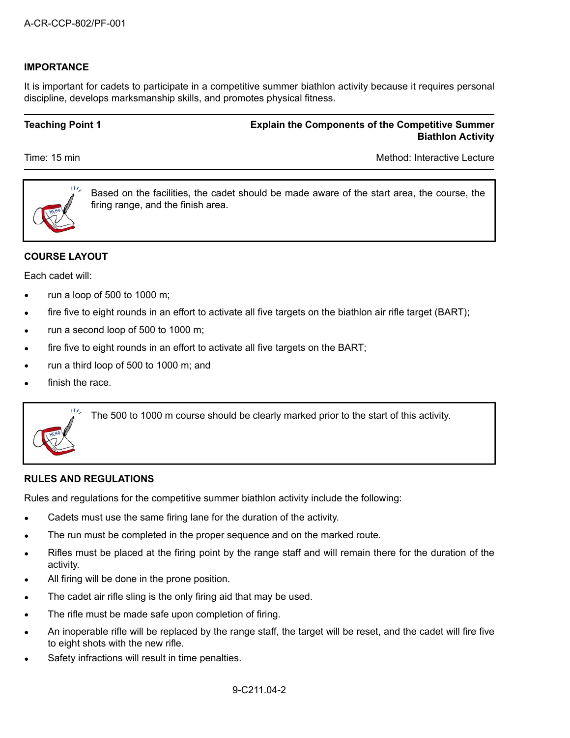## IMPORTANCE

It is important for cadets to participate in a competitive summer biathlon activity because it requires personal discipline, develops marksmanship skills, and promotes physical fitness.

| Teaching Point 1 | Explain the Components of the Competitive Summer Biathlon Activity |
|---|---|
| Time: 15 min | Method: Interactive Lecture |

> Based on the facilities, the cadet should be made aware of the start area, the course, the firing range, and the finish area.

## COURSE LAYOUT

Each cadet will:

- run a loop of 500 to 1000 m;
- fire five to eight rounds in an effort to activate all five targets on the biathlon air rifle target (BART);
- run a second loop of 500 to 1000 m;
- fire five to eight rounds in an effort to activate all five targets on the BART;
- run a third loop of 500 to 1000 m; and
- finish the race.

> The 500 to 1000 m course should be clearly marked prior to the start of this activity.

## RULES AND REGULATIONS

Rules and regulations for the competitive summer biathlon activity include the following:

- Cadets must use the same firing lane for the duration of the activity.
- The run must be completed in the proper sequence and on the marked route.
- Rifles must be placed at the firing point by the range staff and will remain there for the duration of the activity.
- All firing will be done in the prone position.
- The cadet air rifle sling is the only firing aid that may be used.
- The rifle must be made safe upon completion of firing.
- An inoperable rifle will be replaced by the range staff, the target will be reset, and the cadet will fire five to eight shots with the new rifle.
- Safety infractions will result in time penalties.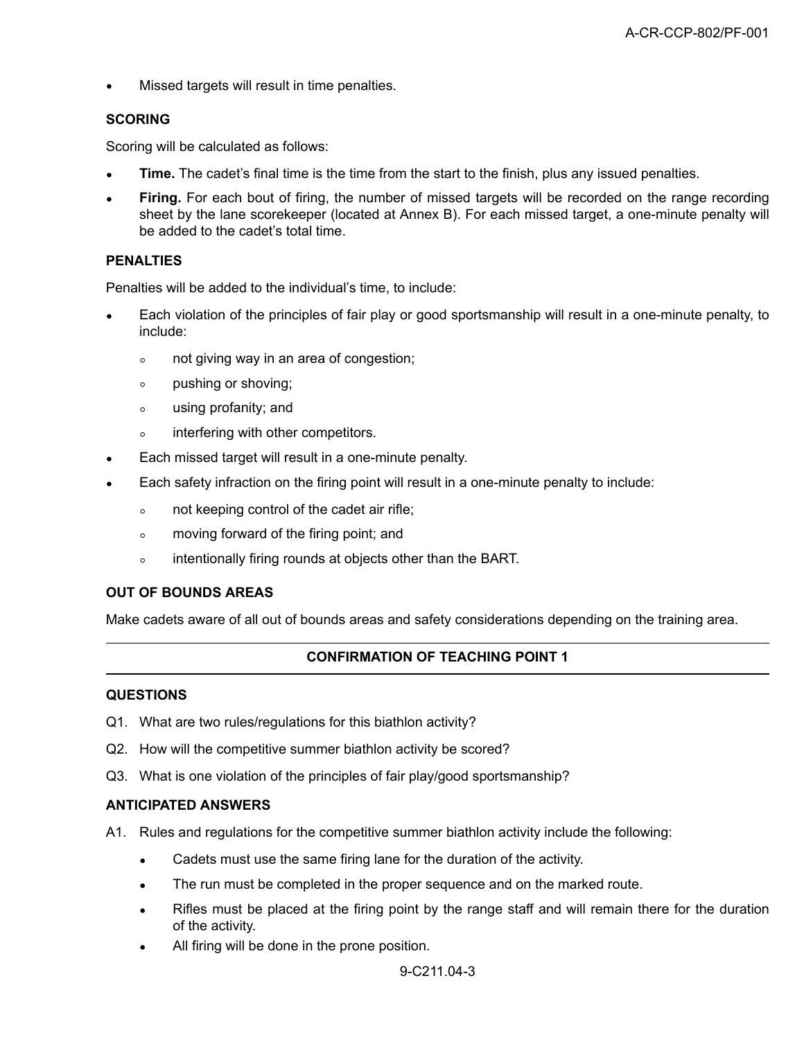- Missed targets will result in time penalties.

**SCORING**

Scoring will be calculated as follows:

- **Time.** The cadet's final time is the time from the start to the finish, plus any issued penalties.
- **Firing.** For each bout of firing, the number of missed targets will be recorded on the range recording sheet by the lane scorekeeper (located at Annex B). For each missed target, a one-minute penalty will be added to the cadet's total time.

**PENALTIES**

Penalties will be added to the individual's time, to include:

- Each violation of the principles of fair play or good sportsmanship will result in a one-minute penalty, to include:
  - not giving way in an area of congestion;
  - pushing or shoving;
  - using profanity; and
  - interfering with other competitors.
- Each missed target will result in a one-minute penalty.
- Each safety infraction on the firing point will result in a one-minute penalty to include:
  - not keeping control of the cadet air rifle;
  - moving forward of the firing point; and
  - intentionally firing rounds at objects other than the BART.

**OUT OF BOUNDS AREAS**

Make cadets aware of all out of bounds areas and safety considerations depending on the training area.

---

**CONFIRMATION OF TEACHING POINT 1**

---

**QUESTIONS**

Q1. What are two rules/regulations for this biathlon activity?

Q2. How will the competitive summer biathlon activity be scored?

Q3. What is one violation of the principles of fair play/good sportsmanship?

**ANTICIPATED ANSWERS**

A1. Rules and regulations for the competitive summer biathlon activity include the following:

- Cadets must use the same firing lane for the duration of the activity.
- The run must be completed in the proper sequence and on the marked route.
- Rifles must be placed at the firing point by the range staff and will remain there for the duration of the activity.
- All firing will be done in the prone position.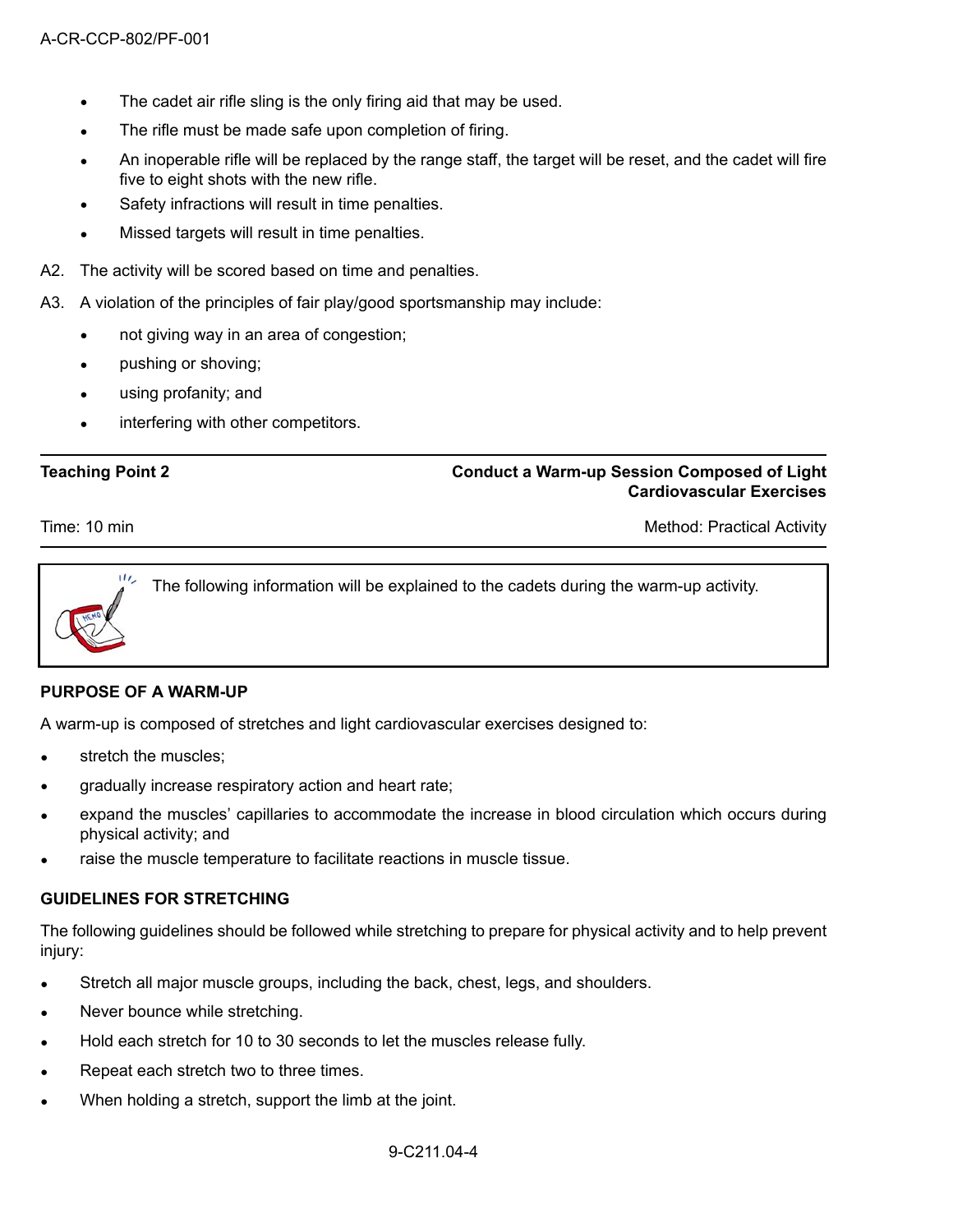- The cadet air rifle sling is the only firing aid that may be used.
- The rifle must be made safe upon completion of firing.
- An inoperable rifle will be replaced by the range staff, the target will be reset, and the cadet will fire five to eight shots with the new rifle.
- Safety infractions will result in time penalties.
- Missed targets will result in time penalties.

A2. The activity will be scored based on time and penalties.

A3. A violation of the principles of fair play/good sportsmanship may include:

- not giving way in an area of congestion;
- pushing or shoving;
- using profanity; and
- interfering with other competitors.

| **Teaching Point 2** | **Conduct a Warm-up Session Composed of Light Cardiovascular Exercises** |
|---|---|
| Time: 10 min | Method: Practical Activity |

> The following information will be explained to the cadets during the warm-up activity.

**PURPOSE OF A WARM-UP**

A warm-up is composed of stretches and light cardiovascular exercises designed to:

- stretch the muscles;
- gradually increase respiratory action and heart rate;
- expand the muscles' capillaries to accommodate the increase in blood circulation which occurs during physical activity; and
- raise the muscle temperature to facilitate reactions in muscle tissue.

**GUIDELINES FOR STRETCHING**

The following guidelines should be followed while stretching to prepare for physical activity and to help prevent injury:

- Stretch all major muscle groups, including the back, chest, legs, and shoulders.
- Never bounce while stretching.
- Hold each stretch for 10 to 30 seconds to let the muscles release fully.
- Repeat each stretch two to three times.
- When holding a stretch, support the limb at the joint.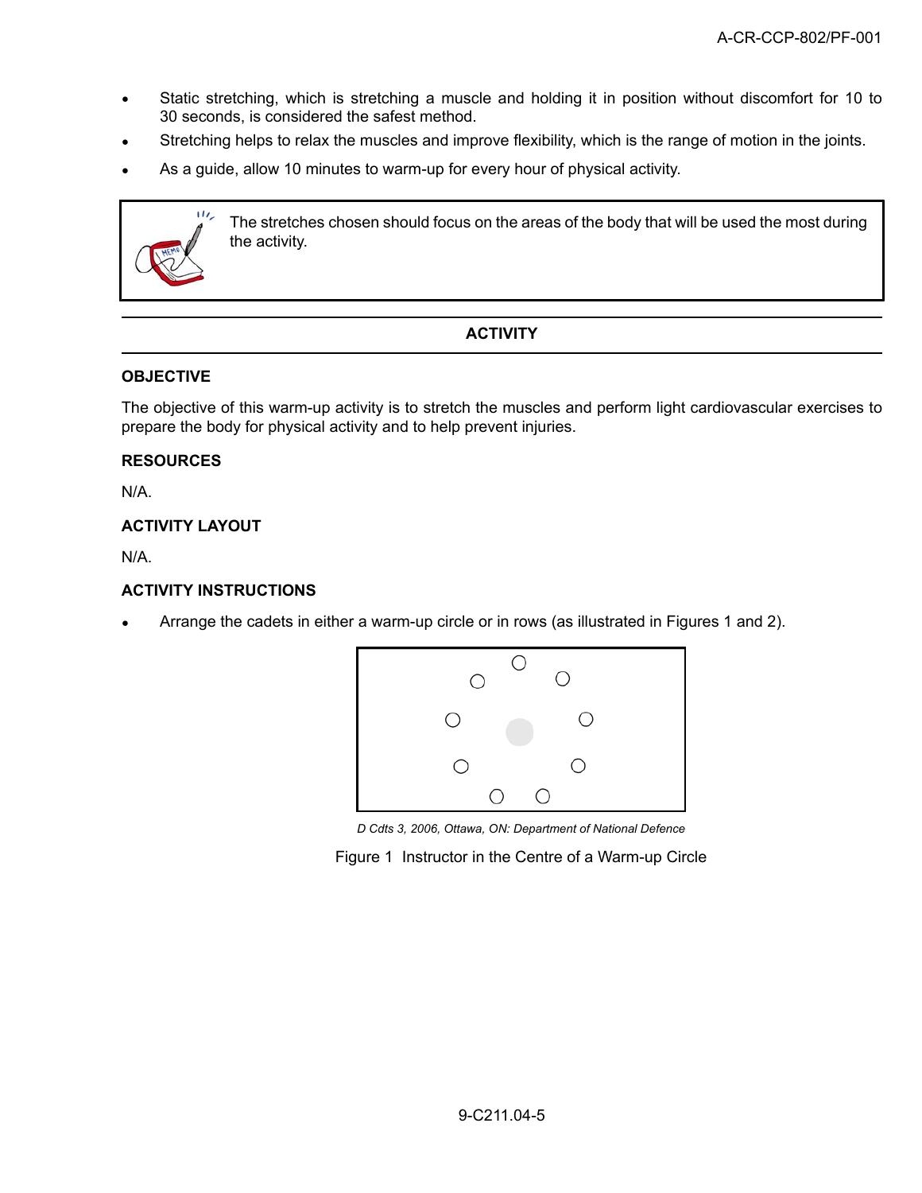- Static stretching, which is stretching a muscle and holding it in position without discomfort for 10 to 30 seconds, is considered the safest method.
- Stretching helps to relax the muscles and improve flexibility, which is the range of motion in the joints.
- As a guide, allow 10 minutes to warm-up for every hour of physical activity.

> The stretches chosen should focus on the areas of the body that will be used the most during the activity.

## ACTIVITY

### OBJECTIVE

The objective of this warm-up activity is to stretch the muscles and perform light cardiovascular exercises to prepare the body for physical activity and to help prevent injuries.

### RESOURCES

N/A.

### ACTIVITY LAYOUT

N/A.

### ACTIVITY INSTRUCTIONS

- Arrange the cadets in either a warm-up circle or in rows (as illustrated in Figures 1 and 2).

*D Cdts 3, 2006, Ottawa, ON: Department of National Defence*

Figure 1 Instructor in the Centre of a Warm-up Circle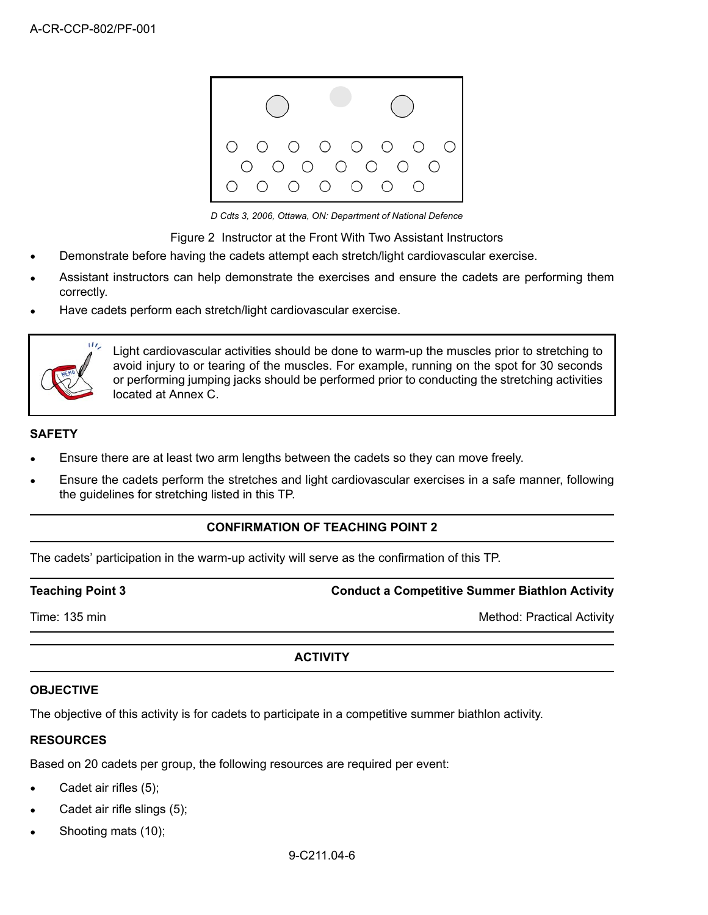D Cdts 3, 2006, Ottawa, ON: Department of National Defence

Figure 2 Instructor at the Front With Two Assistant Instructors

- Demonstrate before having the cadets attempt each stretch/light cardiovascular exercise.
- Assistant instructors can help demonstrate the exercises and ensure the cadets are performing them correctly.
- Have cadets perform each stretch/light cardiovascular exercise.

> Light cardiovascular activities should be done to warm-up the muscles prior to stretching to avoid injury to or tearing of the muscles. For example, running on the spot for 30 seconds or performing jumping jacks should be performed prior to conducting the stretching activities located at Annex C.

**SAFETY**

- Ensure there are at least two arm lengths between the cadets so they can move freely.
- Ensure the cadets perform the stretches and light cardiovascular exercises in a safe manner, following the guidelines for stretching listed in this TP.

**CONFIRMATION OF TEACHING POINT 2**

The cadets' participation in the warm-up activity will serve as the confirmation of this TP.

| **Teaching Point 3** | **Conduct a Competitive Summer Biathlon Activity** |
|---|---|
| Time: 135 min | Method: Practical Activity |

**ACTIVITY**

**OBJECTIVE**

The objective of this activity is for cadets to participate in a competitive summer biathlon activity.

**RESOURCES**

Based on 20 cadets per group, the following resources are required per event:

- Cadet air rifles (5);
- Cadet air rifle slings (5);
- Shooting mats (10);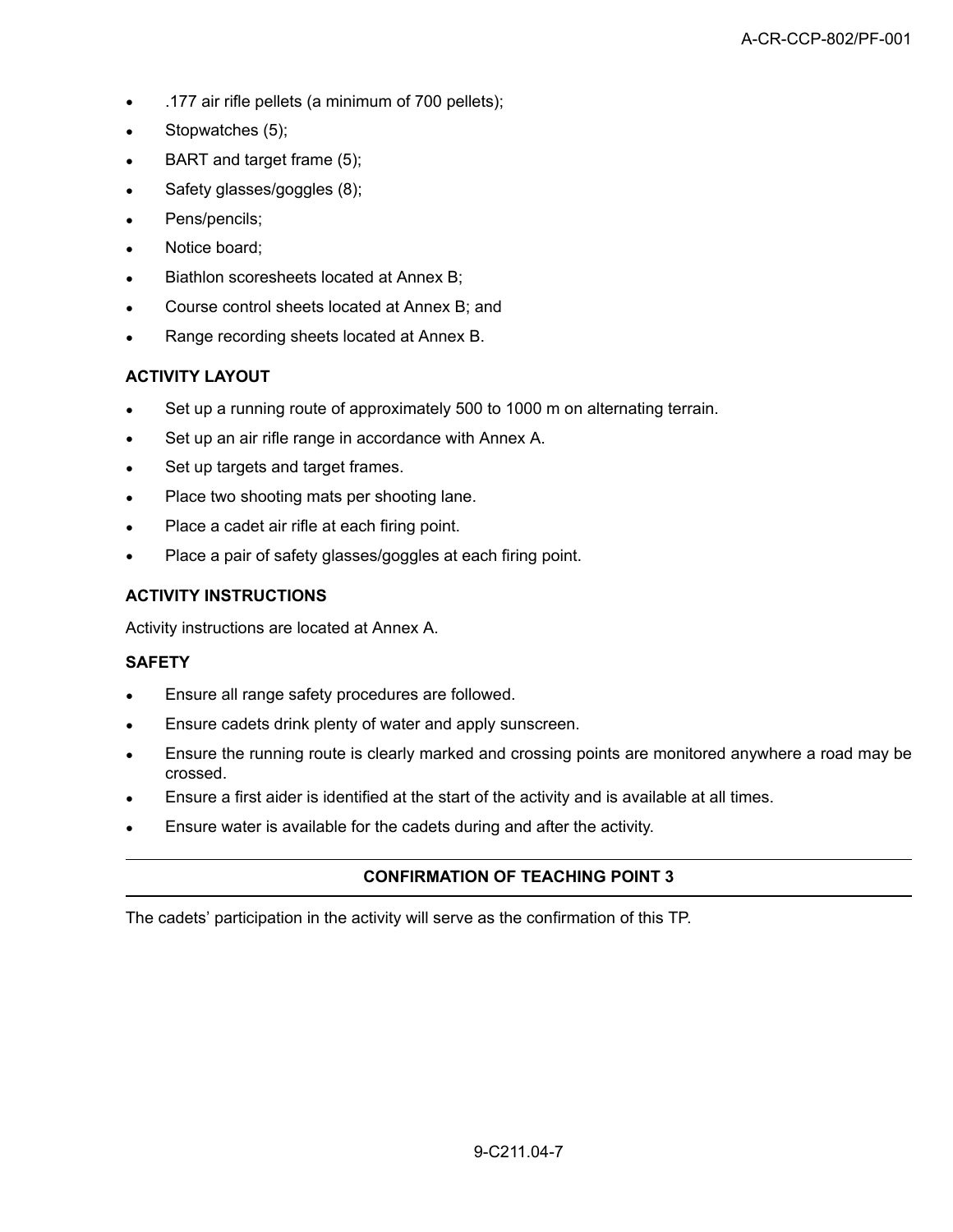- .177 air rifle pellets (a minimum of 700 pellets);
- Stopwatches (5);
- BART and target frame (5);
- Safety glasses/goggles (8);
- Pens/pencils;
- Notice board;
- Biathlon scoresheets located at Annex B;
- Course control sheets located at Annex B; and
- Range recording sheets located at Annex B.

**ACTIVITY LAYOUT**

- Set up a running route of approximately 500 to 1000 m on alternating terrain.
- Set up an air rifle range in accordance with Annex A.
- Set up targets and target frames.
- Place two shooting mats per shooting lane.
- Place a cadet air rifle at each firing point.
- Place a pair of safety glasses/goggles at each firing point.

**ACTIVITY INSTRUCTIONS**

Activity instructions are located at Annex A.

**SAFETY**

- Ensure all range safety procedures are followed.
- Ensure cadets drink plenty of water and apply sunscreen.
- Ensure the running route is clearly marked and crossing points are monitored anywhere a road may be crossed.
- Ensure a first aider is identified at the start of the activity and is available at all times.
- Ensure water is available for the cadets during and after the activity.

---

**CONFIRMATION OF TEACHING POINT 3**

---

The cadets' participation in the activity will serve as the confirmation of this TP.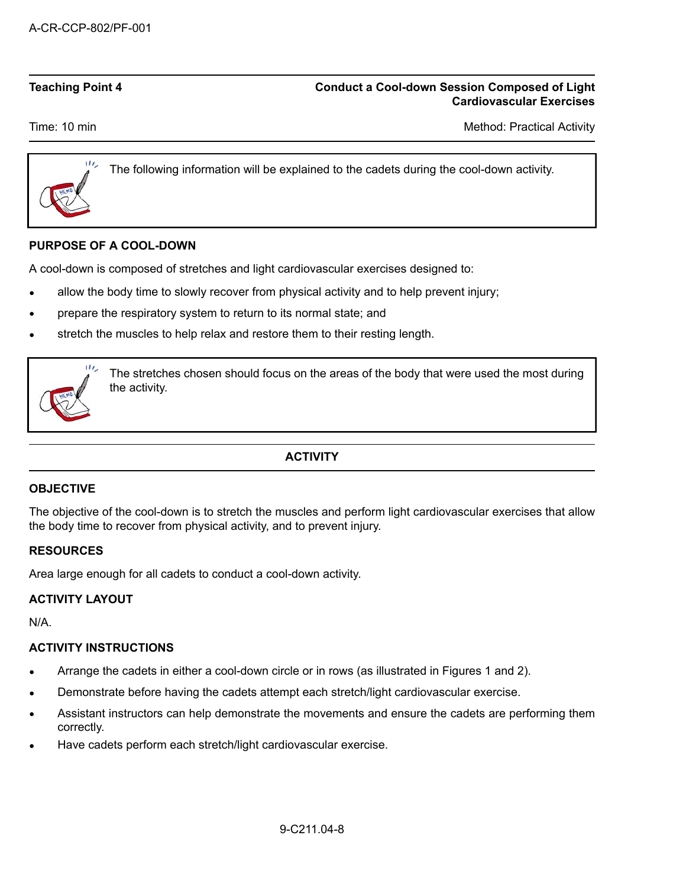| **Teaching Point 4** | **Conduct a Cool-down Session Composed of Light Cardiovascular Exercises** |
|---|---|
| Time: 10 min | Method: Practical Activity |

> The following information will be explained to the cadets during the cool-down activity.

**PURPOSE OF A COOL-DOWN**

A cool-down is composed of stretches and light cardiovascular exercises designed to:

- allow the body time to slowly recover from physical activity and to help prevent injury;
- prepare the respiratory system to return to its normal state; and
- stretch the muscles to help relax and restore them to their resting length.

> The stretches chosen should focus on the areas of the body that were used the most during the activity.

**ACTIVITY**

**OBJECTIVE**

The objective of the cool-down is to stretch the muscles and perform light cardiovascular exercises that allow the body time to recover from physical activity, and to prevent injury.

**RESOURCES**

Area large enough for all cadets to conduct a cool-down activity.

**ACTIVITY LAYOUT**

N/A.

**ACTIVITY INSTRUCTIONS**

- Arrange the cadets in either a cool-down circle or in rows (as illustrated in Figures 1 and 2).
- Demonstrate before having the cadets attempt each stretch/light cardiovascular exercise.
- Assistant instructors can help demonstrate the movements and ensure the cadets are performing them correctly.
- Have cadets perform each stretch/light cardiovascular exercise.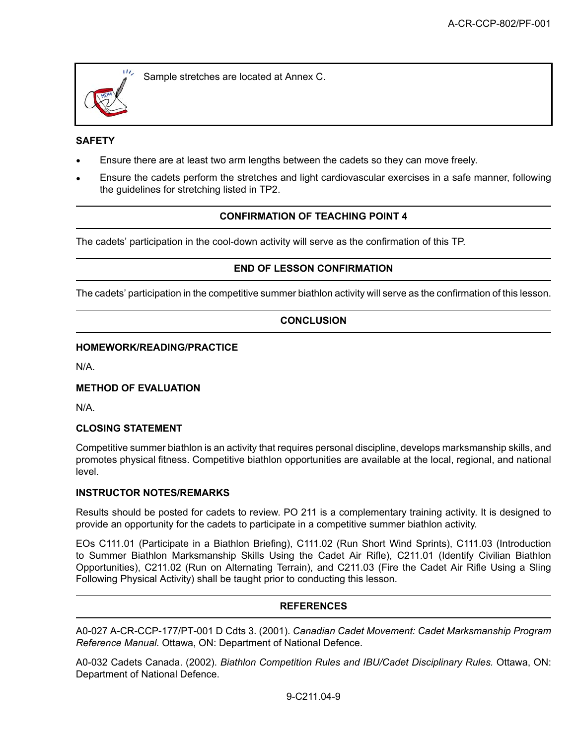> Sample stretches are located at Annex C.

**SAFETY**

- Ensure there are at least two arm lengths between the cadets so they can move freely.
- Ensure the cadets perform the stretches and light cardiovascular exercises in a safe manner, following the guidelines for stretching listed in TP2.

**CONFIRMATION OF TEACHING POINT 4**

The cadets' participation in the cool-down activity will serve as the confirmation of this TP.

**END OF LESSON CONFIRMATION**

The cadets' participation in the competitive summer biathlon activity will serve as the confirmation of this lesson.

**CONCLUSION**

**HOMEWORK/READING/PRACTICE**

N/A.

**METHOD OF EVALUATION**

N/A.

**CLOSING STATEMENT**

Competitive summer biathlon is an activity that requires personal discipline, develops marksmanship skills, and promotes physical fitness. Competitive biathlon opportunities are available at the local, regional, and national level.

**INSTRUCTOR NOTES/REMARKS**

Results should be posted for cadets to review. PO 211 is a complementary training activity. It is designed to provide an opportunity for the cadets to participate in a competitive summer biathlon activity.

EOs C111.01 (Participate in a Biathlon Briefing), C111.02 (Run Short Wind Sprints), C111.03 (Introduction to Summer Biathlon Marksmanship Skills Using the Cadet Air Rifle), C211.01 (Identify Civilian Biathlon Opportunities), C211.02 (Run on Alternating Terrain), and C211.03 (Fire the Cadet Air Rifle Using a Sling Following Physical Activity) shall be taught prior to conducting this lesson.

**REFERENCES**

A0-027 A-CR-CCP-177/PT-001 D Cdts 3. (2001). *Canadian Cadet Movement: Cadet Marksmanship Program Reference Manual.* Ottawa, ON: Department of National Defence.

A0-032 Cadets Canada. (2002). *Biathlon Competition Rules and IBU/Cadet Disciplinary Rules.* Ottawa, ON: Department of National Defence.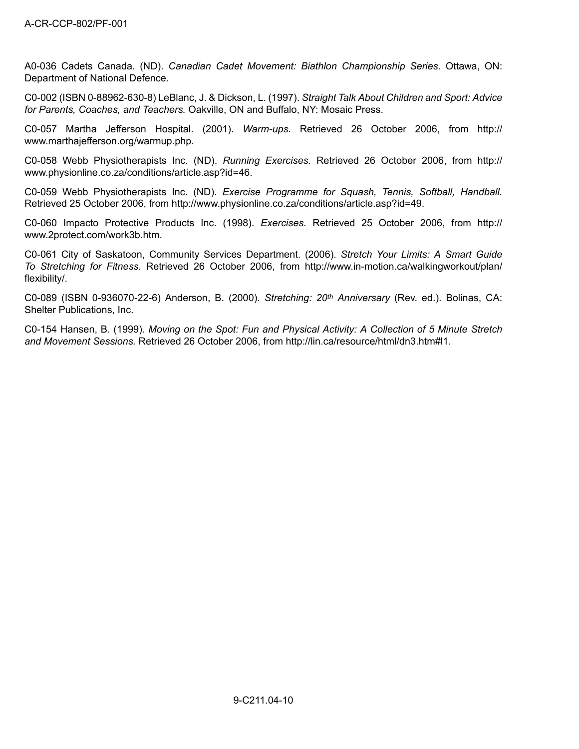A0-036 Cadets Canada. (ND). *Canadian Cadet Movement: Biathlon Championship Series*. Ottawa, ON: Department of National Defence.

C0-002 (ISBN 0-88962-630-8) LeBlanc, J. & Dickson, L. (1997). *Straight Talk About Children and Sport: Advice for Parents, Coaches, and Teachers.* Oakville, ON and Buffalo, NY: Mosaic Press.

C0-057 Martha Jefferson Hospital. (2001). *Warm-ups.* Retrieved 26 October 2006, from http://www.marthajefferson.org/warmup.php.

C0-058 Webb Physiotherapists Inc. (ND). *Running Exercises.* Retrieved 26 October 2006, from http://www.physionline.co.za/conditions/article.asp?id=46.

C0-059 Webb Physiotherapists Inc. (ND). *Exercise Programme for Squash, Tennis, Softball, Handball.* Retrieved 25 October 2006, from http://www.physionline.co.za/conditions/article.asp?id=49.

C0-060 Impacto Protective Products Inc. (1998). *Exercises.* Retrieved 25 October 2006, from http://www.2protect.com/work3b.htm.

C0-061 City of Saskatoon, Community Services Department. (2006). *Stretch Your Limits: A Smart Guide To Stretching for Fitness.* Retrieved 26 October 2006, from http://www.in-motion.ca/walkingworkout/plan/flexibility/.

C0-089 (ISBN 0-936070-22-6) Anderson, B. (2000). *Stretching: 20th Anniversary* (Rev. ed.). Bolinas, CA: Shelter Publications, Inc.

C0-154 Hansen, B. (1999). *Moving on the Spot: Fun and Physical Activity: A Collection of 5 Minute Stretch and Movement Sessions.* Retrieved 26 October 2006, from http://lin.ca/resource/html/dn3.htm#l1.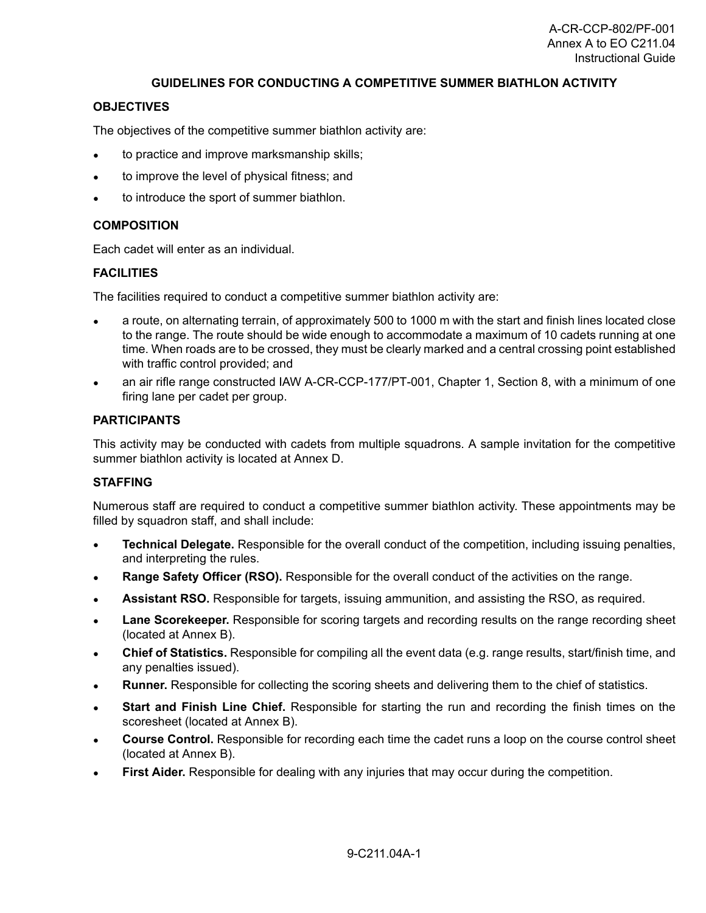# GUIDELINES FOR CONDUCTING A COMPETITIVE SUMMER BIATHLON ACTIVITY

## OBJECTIVES

The objectives of the competitive summer biathlon activity are:

- to practice and improve marksmanship skills;
- to improve the level of physical fitness; and
- to introduce the sport of summer biathlon.

## COMPOSITION

Each cadet will enter as an individual.

## FACILITIES

The facilities required to conduct a competitive summer biathlon activity are:

- a route, on alternating terrain, of approximately 500 to 1000 m with the start and finish lines located close to the range. The route should be wide enough to accommodate a maximum of 10 cadets running at one time. When roads are to be crossed, they must be clearly marked and a central crossing point established with traffic control provided; and
- an air rifle range constructed IAW A-CR-CCP-177/PT-001, Chapter 1, Section 8, with a minimum of one firing lane per cadet per group.

## PARTICIPANTS

This activity may be conducted with cadets from multiple squadrons. A sample invitation for the competitive summer biathlon activity is located at Annex D.

## STAFFING

Numerous staff are required to conduct a competitive summer biathlon activity. These appointments may be filled by squadron staff, and shall include:

- **Technical Delegate.** Responsible for the overall conduct of the competition, including issuing penalties, and interpreting the rules.
- **Range Safety Officer (RSO).** Responsible for the overall conduct of the activities on the range.
- **Assistant RSO.** Responsible for targets, issuing ammunition, and assisting the RSO, as required.
- **Lane Scorekeeper.** Responsible for scoring targets and recording results on the range recording sheet (located at Annex B).
- **Chief of Statistics.** Responsible for compiling all the event data (e.g. range results, start/finish time, and any penalties issued).
- **Runner.** Responsible for collecting the scoring sheets and delivering them to the chief of statistics.
- **Start and Finish Line Chief.** Responsible for starting the run and recording the finish times on the scoresheet (located at Annex B).
- **Course Control.** Responsible for recording each time the cadet runs a loop on the course control sheet (located at Annex B).
- **First Aider.** Responsible for dealing with any injuries that may occur during the competition.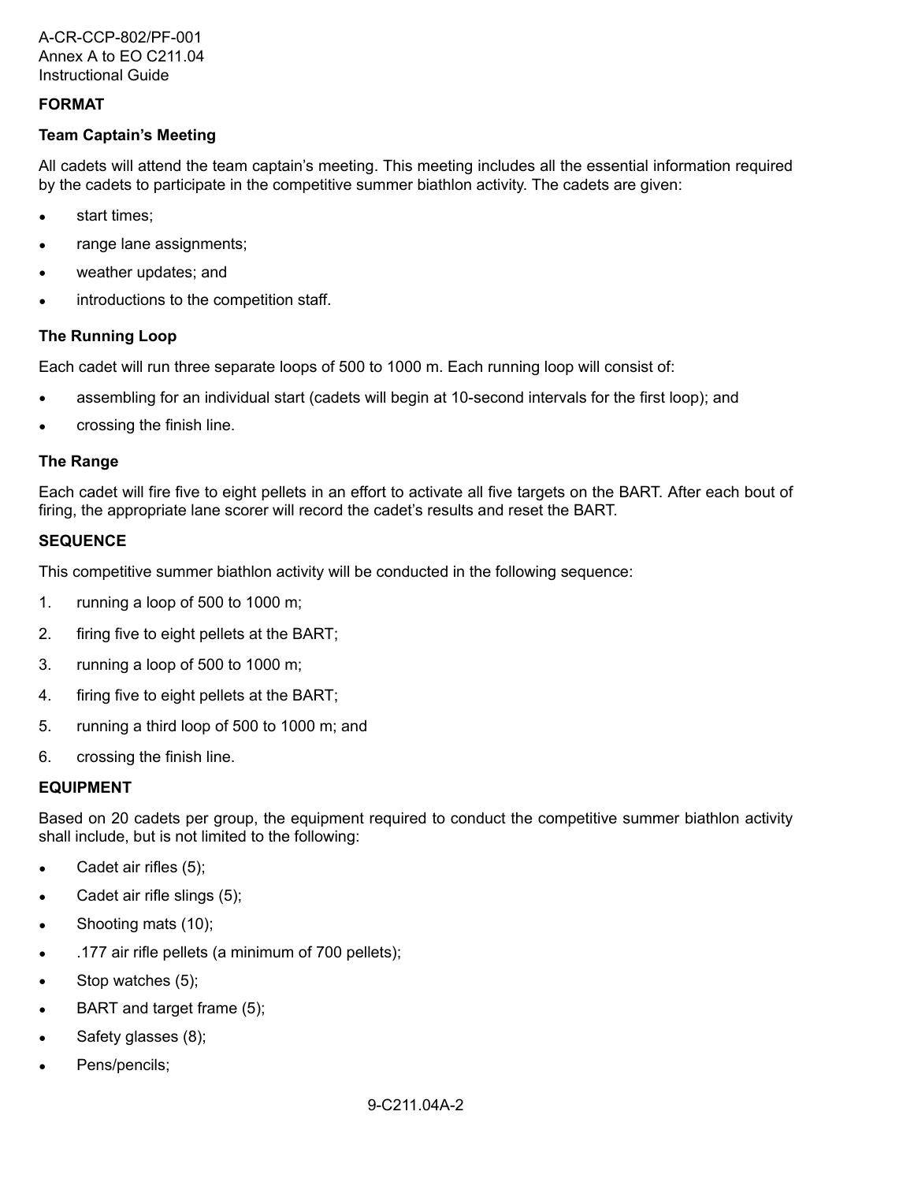**FORMAT**

**Team Captain's Meeting**

All cadets will attend the team captain's meeting. This meeting includes all the essential information required by the cadets to participate in the competitive summer biathlon activity. The cadets are given:

- start times;
- range lane assignments;
- weather updates; and
- introductions to the competition staff.

**The Running Loop**

Each cadet will run three separate loops of 500 to 1000 m. Each running loop will consist of:

- assembling for an individual start (cadets will begin at 10-second intervals for the first loop); and
- crossing the finish line.

**The Range**

Each cadet will fire five to eight pellets in an effort to activate all five targets on the BART. After each bout of firing, the appropriate lane scorer will record the cadet's results and reset the BART.

**SEQUENCE**

This competitive summer biathlon activity will be conducted in the following sequence:

1. running a loop of 500 to 1000 m;
2. firing five to eight pellets at the BART;
3. running a loop of 500 to 1000 m;
4. firing five to eight pellets at the BART;
5. running a third loop of 500 to 1000 m; and
6. crossing the finish line.

**EQUIPMENT**

Based on 20 cadets per group, the equipment required to conduct the competitive summer biathlon activity shall include, but is not limited to the following:

- Cadet air rifles (5);
- Cadet air rifle slings (5);
- Shooting mats (10);
- .177 air rifle pellets (a minimum of 700 pellets);
- Stop watches (5);
- BART and target frame (5);
- Safety glasses (8);
- Pens/pencils;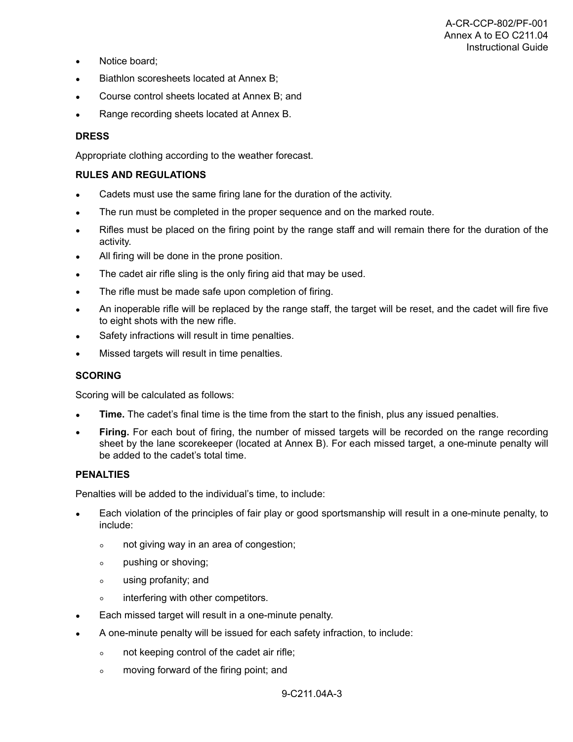- Notice board;
- Biathlon scoresheets located at Annex B;
- Course control sheets located at Annex B; and
- Range recording sheets located at Annex B.

**DRESS**

Appropriate clothing according to the weather forecast.

**RULES AND REGULATIONS**

- Cadets must use the same firing lane for the duration of the activity.
- The run must be completed in the proper sequence and on the marked route.
- Rifles must be placed on the firing point by the range staff and will remain there for the duration of the activity.
- All firing will be done in the prone position.
- The cadet air rifle sling is the only firing aid that may be used.
- The rifle must be made safe upon completion of firing.
- An inoperable rifle will be replaced by the range staff, the target will be reset, and the cadet will fire five to eight shots with the new rifle.
- Safety infractions will result in time penalties.
- Missed targets will result in time penalties.

**SCORING**

Scoring will be calculated as follows:

- **Time.** The cadet's final time is the time from the start to the finish, plus any issued penalties.
- **Firing.** For each bout of firing, the number of missed targets will be recorded on the range recording sheet by the lane scorekeeper (located at Annex B). For each missed target, a one-minute penalty will be added to the cadet's total time.

**PENALTIES**

Penalties will be added to the individual's time, to include:

- Each violation of the principles of fair play or good sportsmanship will result in a one-minute penalty, to include:
  - not giving way in an area of congestion;
  - pushing or shoving;
  - using profanity; and
  - interfering with other competitors.
- Each missed target will result in a one-minute penalty.
- A one-minute penalty will be issued for each safety infraction, to include:
  - not keeping control of the cadet air rifle;
  - moving forward of the firing point; and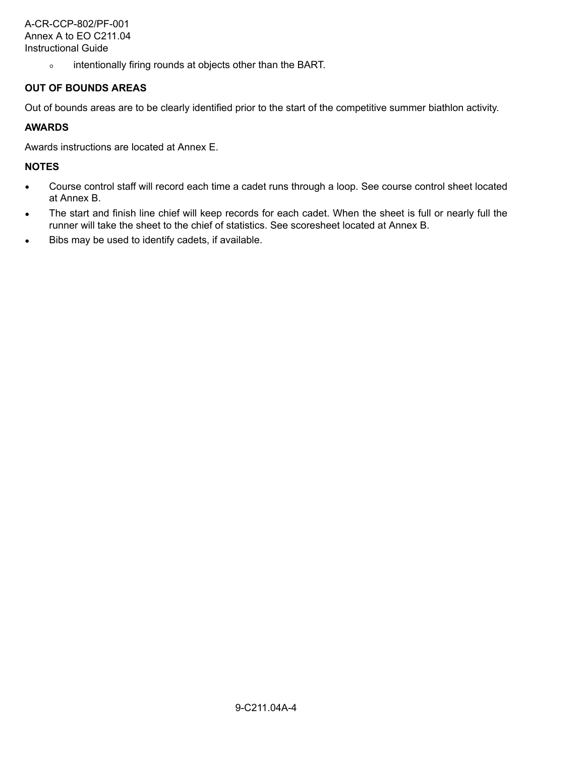- intentionally firing rounds at objects other than the BART.

**OUT OF BOUNDS AREAS**

Out of bounds areas are to be clearly identified prior to the start of the competitive summer biathlon activity.

**AWARDS**

Awards instructions are located at Annex E.

**NOTES**

- Course control staff will record each time a cadet runs through a loop. See course control sheet located at Annex B.
- The start and finish line chief will keep records for each cadet. When the sheet is full or nearly full the runner will take the sheet to the chief of statistics. See scoresheet located at Annex B.
- Bibs may be used to identify cadets, if available.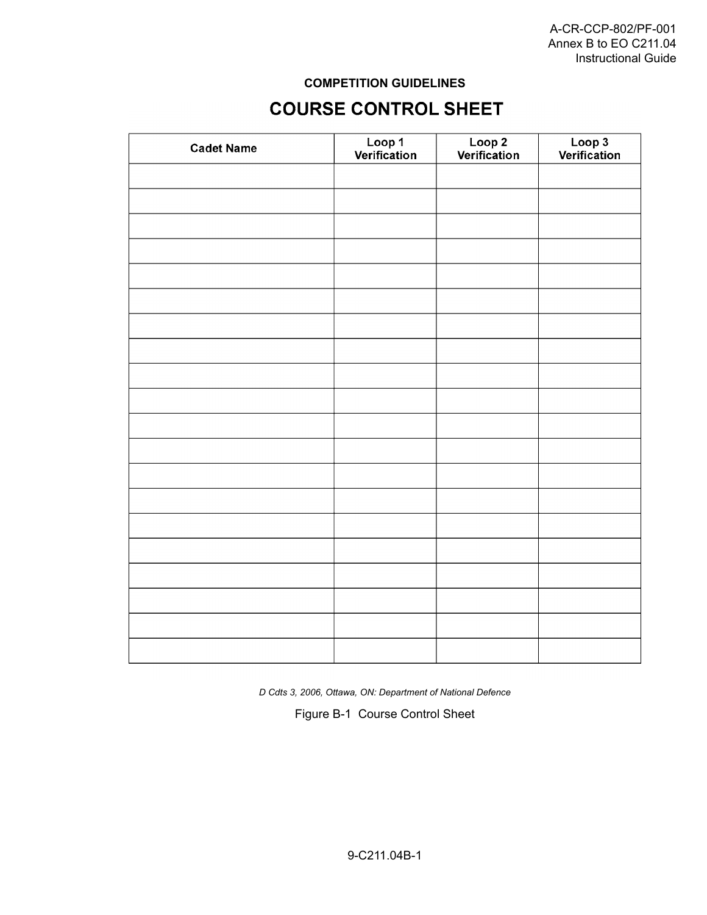**COMPETITION GUIDELINES**

# COURSE CONTROL SHEET

| Cadet Name | Loop 1 Verification | Loop 2 Verification | Loop 3 Verification |
|---|---|---|---|
| | | | |
| | | | |
| | | | |
| | | | |
| | | | |
| | | | |
| | | | |
| | | | |
| | | | |
| | | | |
| | | | |
| | | | |
| | | | |
| | | | |
| | | | |
| | | | |
| | | | |
| | | | |
| | | | |
| | | | |

*D Cdts 3, 2006, Ottawa, ON: Department of National Defence*

Figure B-1 Course Control Sheet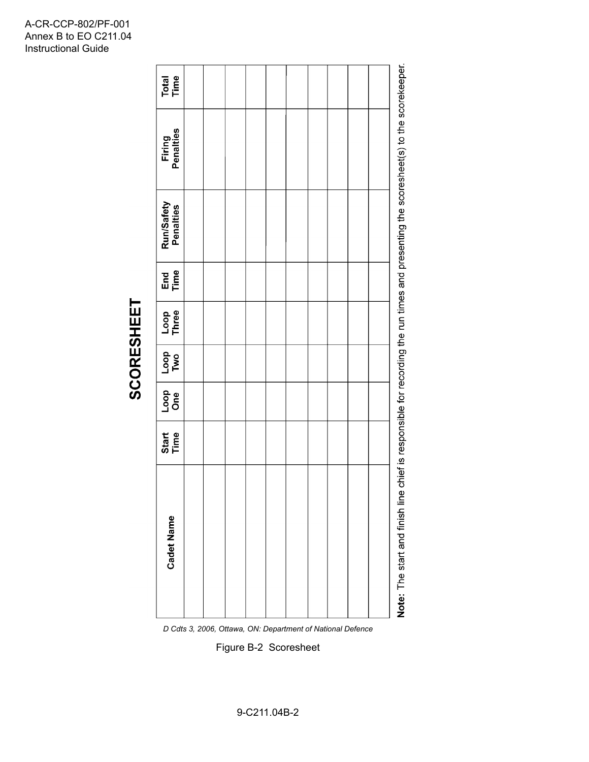# SCORESHEET

| Cadet Name | Start Time | Loop One | Loop Two | Loop Three | End Time | Run/Safety Penalties | Firing Penalties | Total Time |
|---|---|---|---|---|---|---|---|---|
| | | | | | | | | |
| | | | | | | | | |
| | | | | | | | | |
| | | | | | | | | |
| | | | | | | | | |
| | | | | | | | | |
| | | | | | | | | |
| | | | | | | | | |
| | | | | | | | | |
| | | | | | | | | |

**Note:** The start and finish line chief is responsible for recording the run times and presenting the scoresheet(s) to the scorekeeper.

*D Cdts 3, 2006, Ottawa, ON: Department of National Defence*

Figure B-2 Scoresheet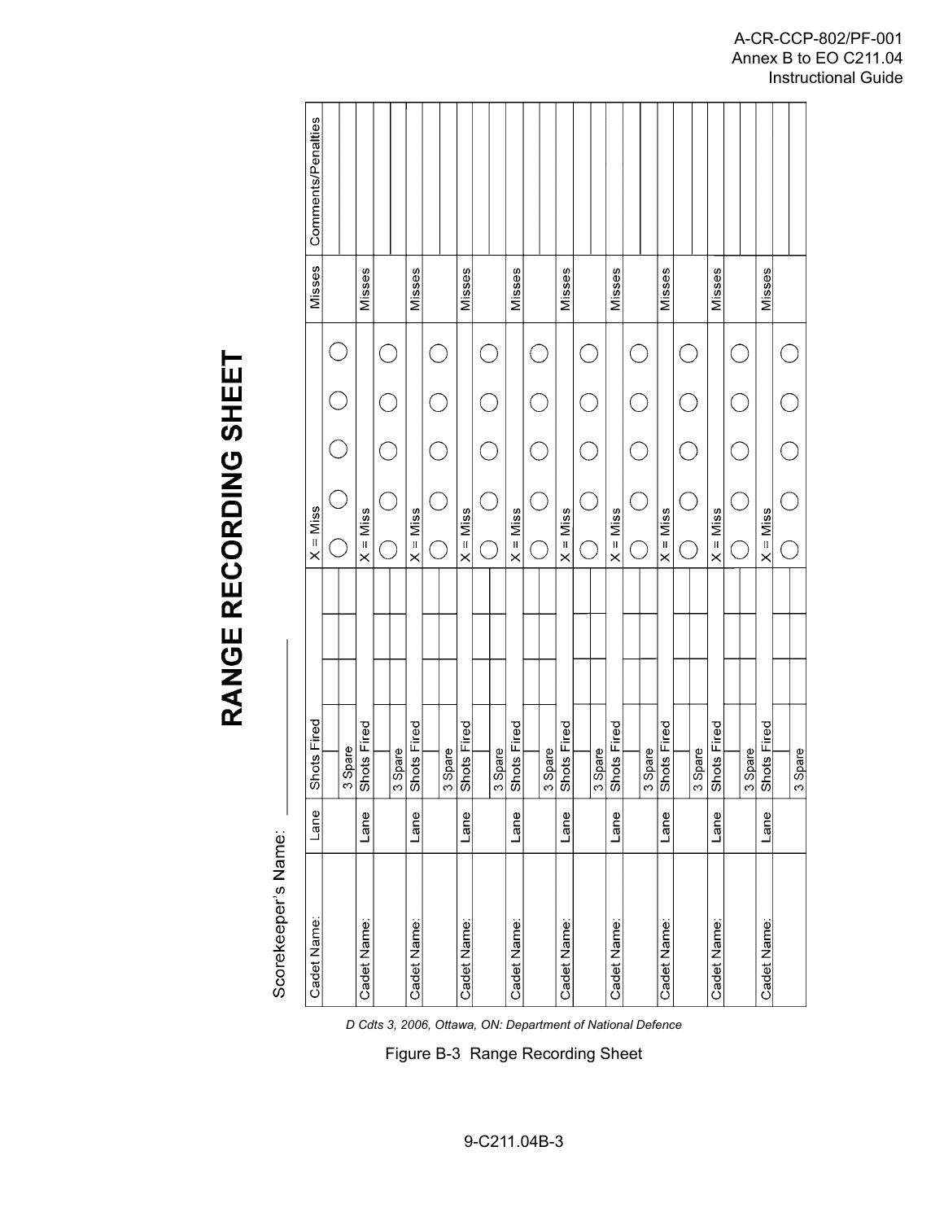# RANGE RECORDING SHEET

Scorekeeper's Name: \_\_\_\_\_\_\_\_\_\_\_\_\_\_\_\_

| Cadet Name: | Lane | Shots Fired | | | | X = Miss | | | | | Misses | Comments/Penalties |
|---|---|---|---|---|---|---|---|---|---|---|---|---|
| | | 3 Spare | | | | ◯ | ◯ | ◯ | ◯ | ◯ | | |
| Cadet Name: | Lane | Shots Fired | | | | X = Miss | | | | | Misses | |
| | | 3 Spare | | | | ◯ | ◯ | ◯ | ◯ | ◯ | | |
| Cadet Name: | Lane | Shots Fired | | | | X = Miss | | | | | Misses | |
| | | 3 Spare | | | | ◯ | ◯ | ◯ | ◯ | ◯ | | |
| Cadet Name: | Lane | Shots Fired | | | | X = Miss | | | | | Misses | |
| | | 3 Spare | | | | ◯ | ◯ | ◯ | ◯ | ◯ | | |
| Cadet Name: | Lane | Shots Fired | | | | X = Miss | | | | | Misses | |
| | | 3 Spare | | | | ◯ | ◯ | ◯ | ◯ | ◯ | | |
| Cadet Name: | Lane | Shots Fired | | | | X = Miss | | | | | Misses | |
| | | 3 Spare | | | | ◯ | ◯ | ◯ | ◯ | ◯ | | |
| Cadet Name: | Lane | Shots Fired | | | | X = Miss | | | | | Misses | |
| | | 3 Spare | | | | ◯ | ◯ | ◯ | ◯ | ◯ | | |
| Cadet Name: | Lane | Shots Fired | | | | X = Miss | | | | | Misses | |
| | | 3 Spare | | | | ◯ | ◯ | ◯ | ◯ | ◯ | | |
| Cadet Name: | Lane | Shots Fired | | | | X = Miss | | | | | Misses | |
| | | 3 Spare | | | | ◯ | ◯ | ◯ | ◯ | ◯ | | |
| Cadet Name: | Lane | Shots Fired | | | | X = Miss | | | | | Misses | |
| | | 3 Spare | | | | ◯ | ◯ | ◯ | ◯ | ◯ | | |

*D Cdts 3, 2006, Ottawa, ON: Department of National Defence*

Figure B-3 Range Recording Sheet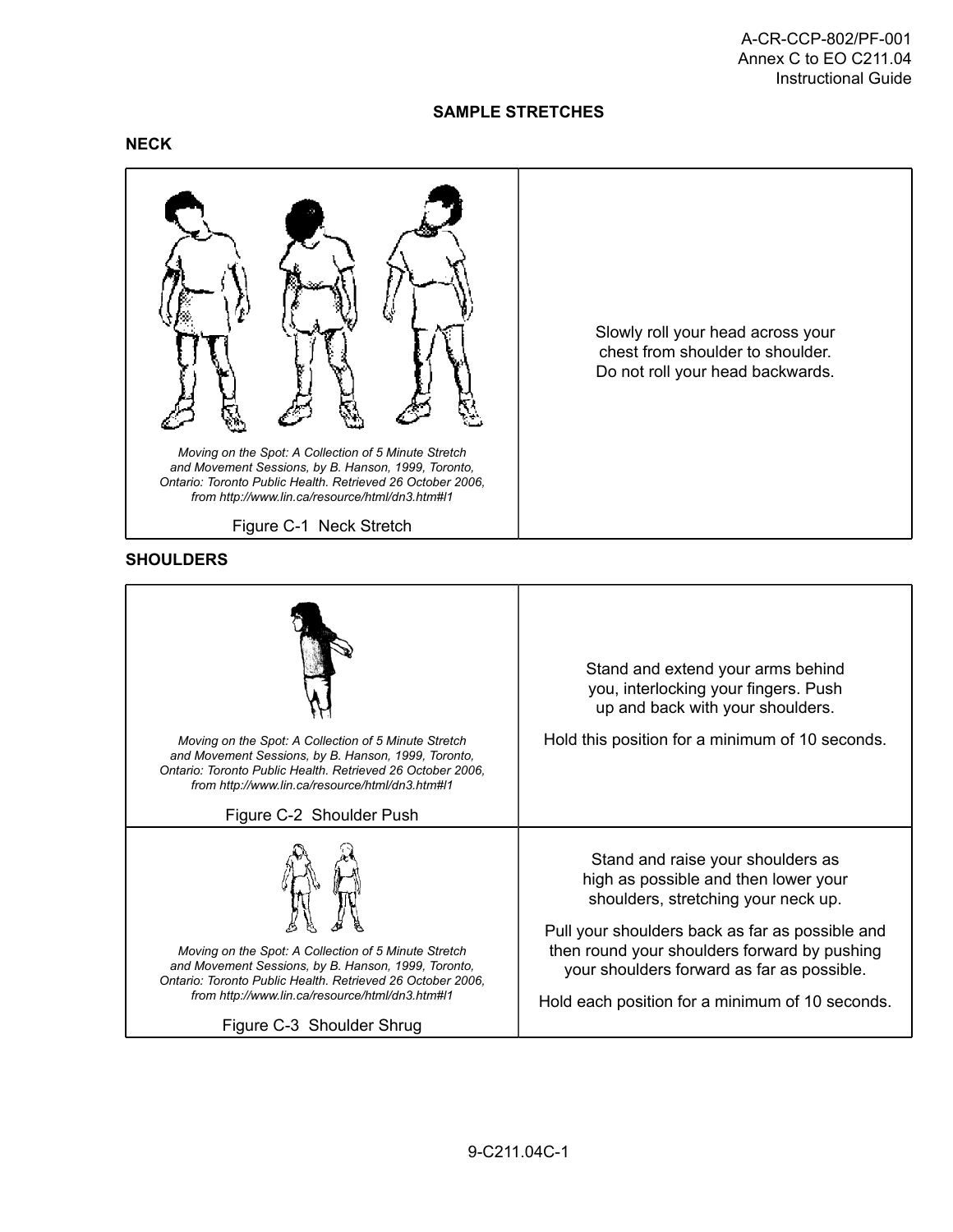## SAMPLE STRETCHES

### NECK

| | |
|---|---|
| *Moving on the Spot: A Collection of 5 Minute Stretch and Movement Sessions, by B. Hanson, 1999, Toronto, Ontario: Toronto Public Health. Retrieved 26 October 2006, from http://www.lin.ca/resource/html/dn3.htm#l1*<br><br>Figure C-1 Neck Stretch | Slowly roll your head across your chest from shoulder to shoulder. Do not roll your head backwards. |

### SHOULDERS

| | |
|---|---|
| *Moving on the Spot: A Collection of 5 Minute Stretch and Movement Sessions, by B. Hanson, 1999, Toronto, Ontario: Toronto Public Health. Retrieved 26 October 2006, from http://www.lin.ca/resource/html/dn3.htm#l1*<br><br>Figure C-2 Shoulder Push | Stand and extend your arms behind you, interlocking your fingers. Push up and back with your shoulders.<br><br>Hold this position for a minimum of 10 seconds. |
| *Moving on the Spot: A Collection of 5 Minute Stretch and Movement Sessions, by B. Hanson, 1999, Toronto, Ontario: Toronto Public Health. Retrieved 26 October 2006, from http://www.lin.ca/resource/html/dn3.htm#l1*<br><br>Figure C-3 Shoulder Shrug | Stand and raise your shoulders as high as possible and then lower your shoulders, stretching your neck up.<br><br>Pull your shoulders back as far as possible and then round your shoulders forward by pushing your shoulders forward as far as possible.<br><br>Hold each position for a minimum of 10 seconds. |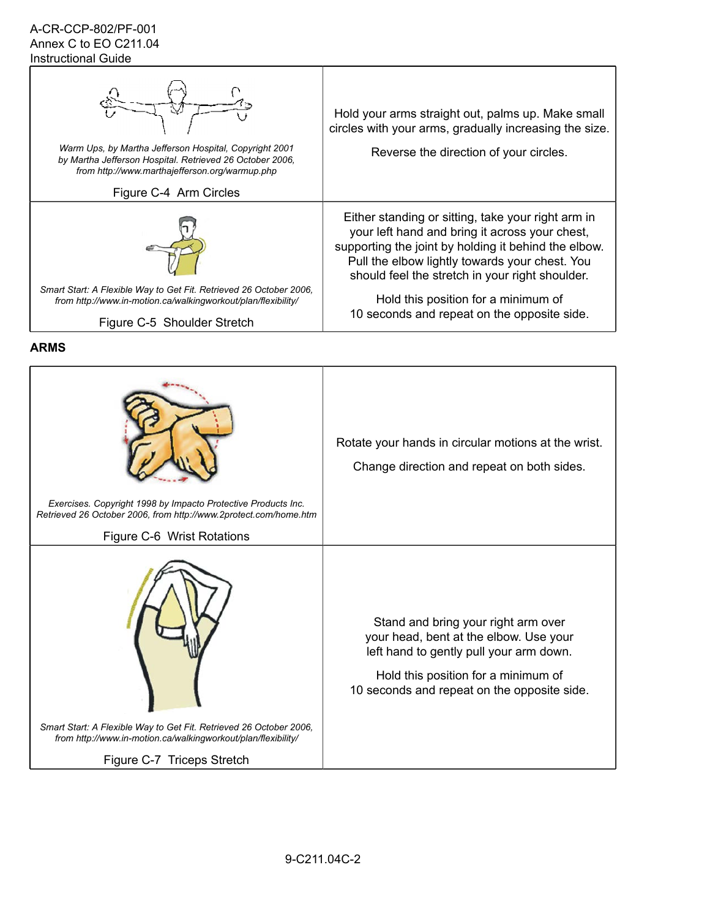| | |
|---|---|
| *Warm Ups, by Martha Jefferson Hospital, Copyright 2001 by Martha Jefferson Hospital. Retrieved 26 October 2006, from http://www.marthajefferson.org/warmup.php*<br><br>Figure C-4 Arm Circles | Hold your arms straight out, palms up. Make small circles with your arms, gradually increasing the size.<br><br>Reverse the direction of your circles. |
| *Smart Start: A Flexible Way to Get Fit. Retrieved 26 October 2006, from http://www.in-motion.ca/walkingworkout/plan/flexibility/*<br><br>Figure C-5 Shoulder Stretch | Either standing or sitting, take your right arm in your left hand and bring it across your chest, supporting the joint by holding it behind the elbow. Pull the elbow lightly towards your chest. You should feel the stretch in your right shoulder.<br><br>Hold this position for a minimum of 10 seconds and repeat on the opposite side. |

**ARMS**

| | |
|---|---|
| *Exercises. Copyright 1998 by Impacto Protective Products Inc. Retrieved 26 October 2006, from http://www.2protect.com/home.htm*<br><br>Figure C-6 Wrist Rotations | Rotate your hands in circular motions at the wrist.<br><br>Change direction and repeat on both sides. |
| *Smart Start: A Flexible Way to Get Fit. Retrieved 26 October 2006, from http://www.in-motion.ca/walkingworkout/plan/flexibility/*<br><br>Figure C-7 Triceps Stretch | Stand and bring your right arm over your head, bent at the elbow. Use your left hand to gently pull your arm down.<br><br>Hold this position for a minimum of 10 seconds and repeat on the opposite side. |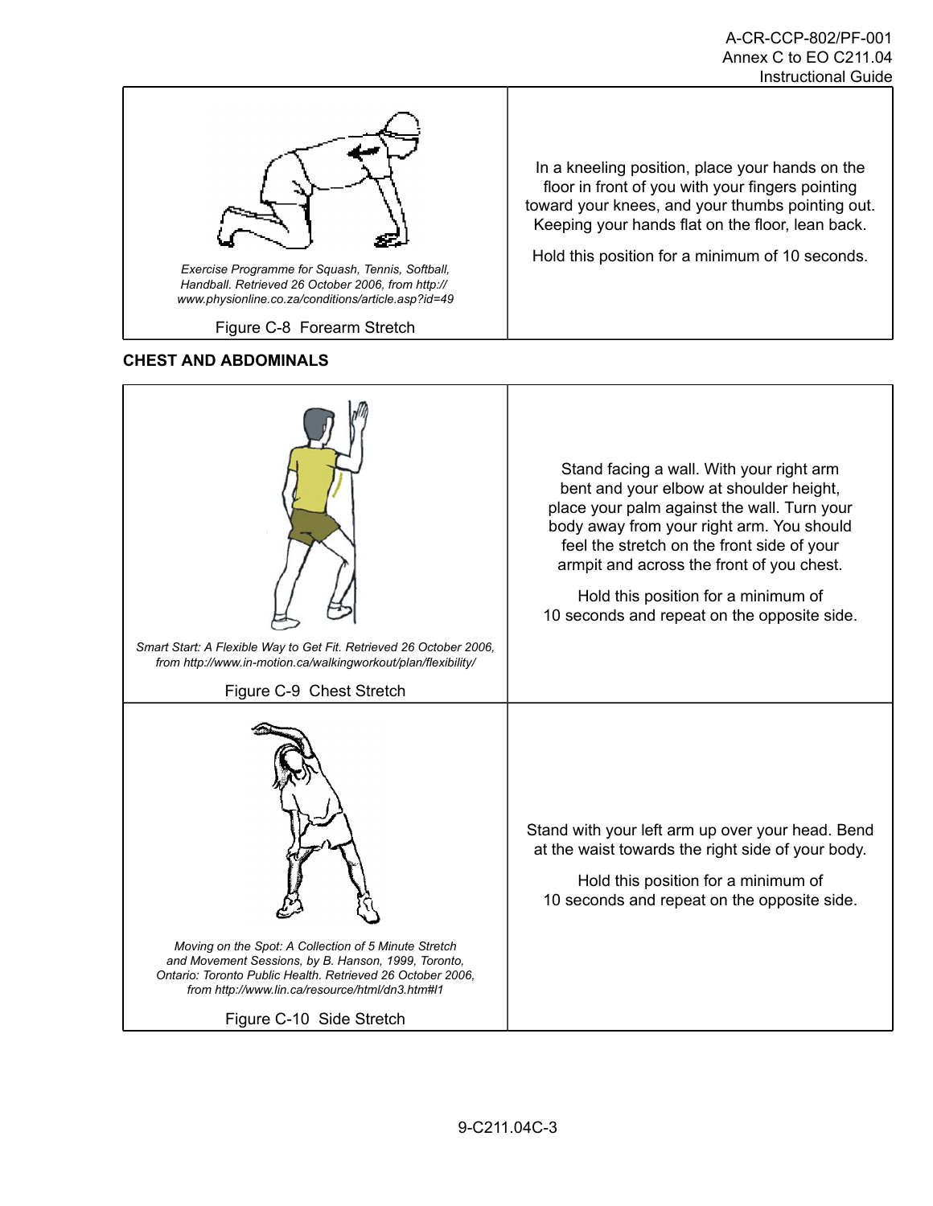| | |
|---|---|
| *Exercise Programme for Squash, Tennis, Softball, Handball. Retrieved 26 October 2006, from http://www.physionline.co.za/conditions/article.asp?id=49*<br><br>Figure C-8 Forearm Stretch | In a kneeling position, place your hands on the floor in front of you with your fingers pointing toward your knees, and your thumbs pointing out. Keeping your hands flat on the floor, lean back.<br><br>Hold this position for a minimum of 10 seconds. |

**CHEST AND ABDOMINALS**

| | |
|---|---|
| *Smart Start: A Flexible Way to Get Fit. Retrieved 26 October 2006, from http://www.in-motion.ca/walkingworkout/plan/flexibility/*<br><br>Figure C-9 Chest Stretch | Stand facing a wall. With your right arm bent and your elbow at shoulder height, place your palm against the wall. Turn your body away from your right arm. You should feel the stretch on the front side of your armpit and across the front of you chest.<br><br>Hold this position for a minimum of 10 seconds and repeat on the opposite side. |
| *Moving on the Spot: A Collection of 5 Minute Stretch and Movement Sessions, by B. Hanson, 1999, Toronto, Ontario: Toronto Public Health. Retrieved 26 October 2006, from http://www.lin.ca/resource/html/dn3.htm#l1*<br><br>Figure C-10 Side Stretch | Stand with your left arm up over your head. Bend at the waist towards the right side of your body.<br><br>Hold this position for a minimum of 10 seconds and repeat on the opposite side. |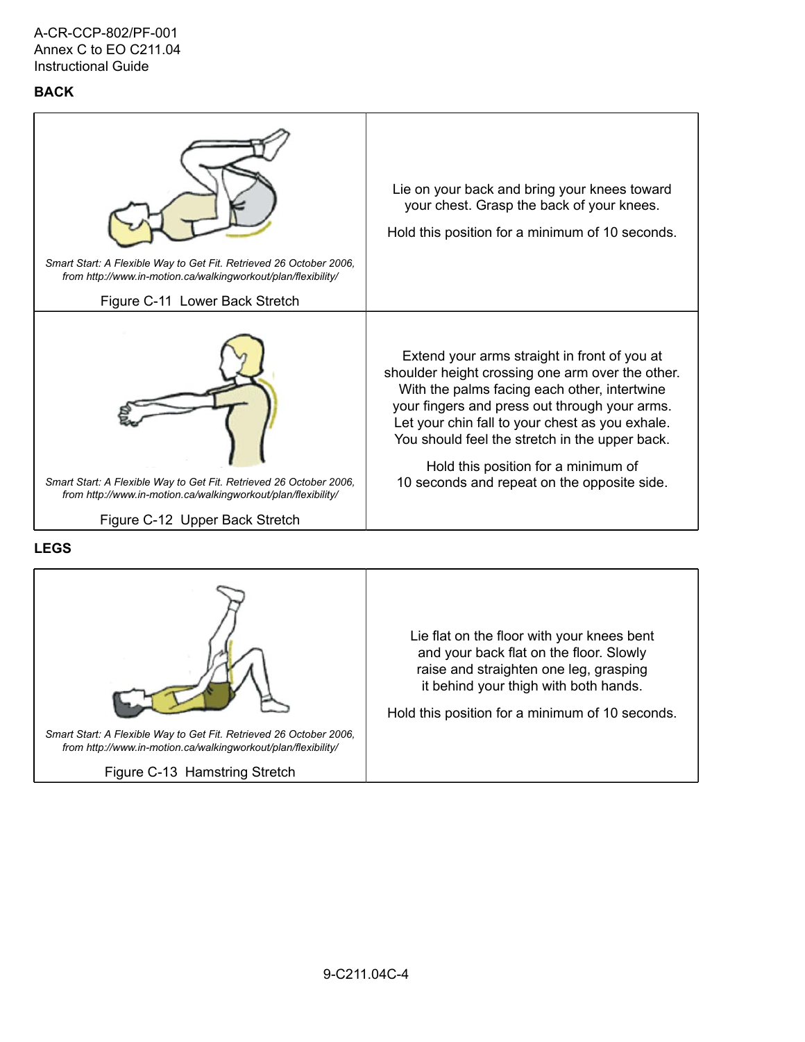## BACK

| | |
|---|---|
| *Smart Start: A Flexible Way to Get Fit. Retrieved 26 October 2006, from http://www.in-motion.ca/walkingworkout/plan/flexibility/* Figure C-11 Lower Back Stretch | Lie on your back and bring your knees toward your chest. Grasp the back of your knees. Hold this position for a minimum of 10 seconds. |
| *Smart Start: A Flexible Way to Get Fit. Retrieved 26 October 2006, from http://www.in-motion.ca/walkingworkout/plan/flexibility/* Figure C-12 Upper Back Stretch | Extend your arms straight in front of you at shoulder height crossing one arm over the other. With the palms facing each other, intertwine your fingers and press out through your arms. Let your chin fall to your chest as you exhale. You should feel the stretch in the upper back. Hold this position for a minimum of 10 seconds and repeat on the opposite side. |

## LEGS

| | |
|---|---|
| *Smart Start: A Flexible Way to Get Fit. Retrieved 26 October 2006, from http://www.in-motion.ca/walkingworkout/plan/flexibility/* Figure C-13 Hamstring Stretch | Lie flat on the floor with your knees bent and your back flat on the floor. Slowly raise and straighten one leg, grasping it behind your thigh with both hands. Hold this position for a minimum of 10 seconds. |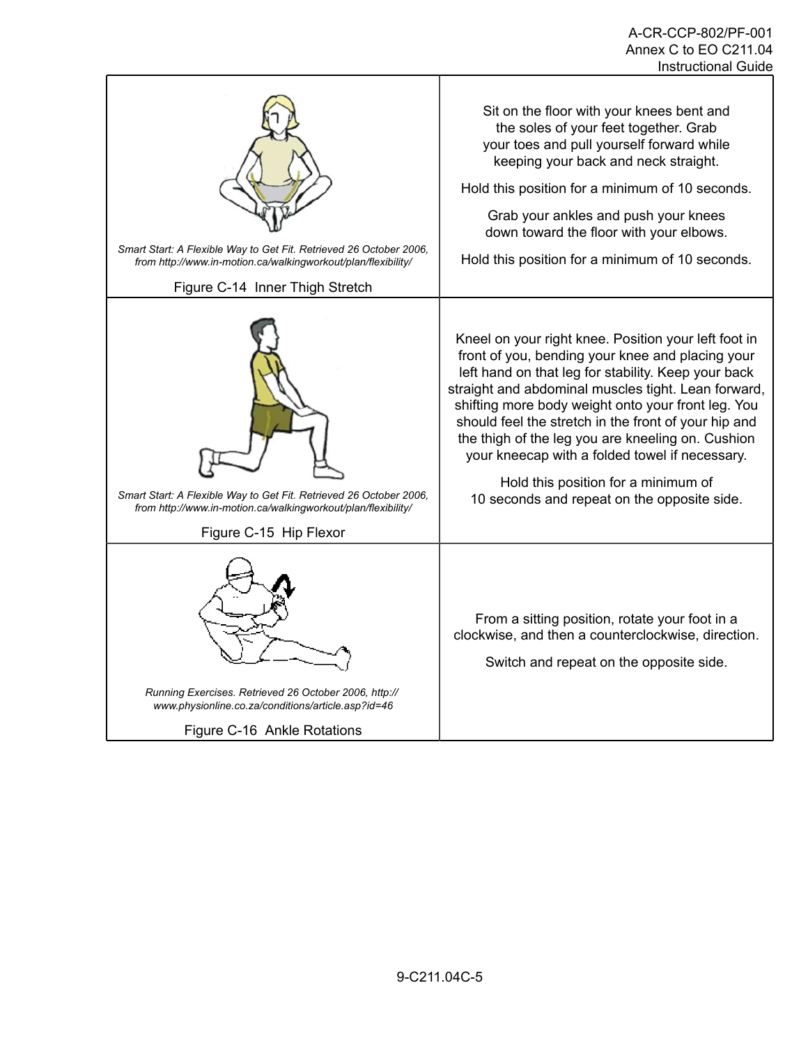| | |
|---|---|
| *Smart Start: A Flexible Way to Get Fit. Retrieved 26 October 2006, from http://www.in-motion.ca/walkingworkout/plan/flexibility/*<br><br>Figure C-14 Inner Thigh Stretch | Sit on the floor with your knees bent and the soles of your feet together. Grab your toes and pull yourself forward while keeping your back and neck straight.<br><br>Hold this position for a minimum of 10 seconds.<br><br>Grab your ankles and push your knees down toward the floor with your elbows.<br><br>Hold this position for a minimum of 10 seconds. |
| *Smart Start: A Flexible Way to Get Fit. Retrieved 26 October 2006, from http://www.in-motion.ca/walkingworkout/plan/flexibility/*<br><br>Figure C-15 Hip Flexor | Kneel on your right knee. Position your left foot in front of you, bending your knee and placing your left hand on that leg for stability. Keep your back straight and abdominal muscles tight. Lean forward, shifting more body weight onto your front leg. You should feel the stretch in the front of your hip and the thigh of the leg you are kneeling on. Cushion your kneecap with a folded towel if necessary.<br><br>Hold this position for a minimum of 10 seconds and repeat on the opposite side. |
| *Running Exercises. Retrieved 26 October 2006, http://www.physionline.co.za/conditions/article.asp?id=46*<br><br>Figure C-16 Ankle Rotations | From a sitting position, rotate your foot in a clockwise, and then a counterclockwise, direction.<br><br>Switch and repeat on the opposite side. |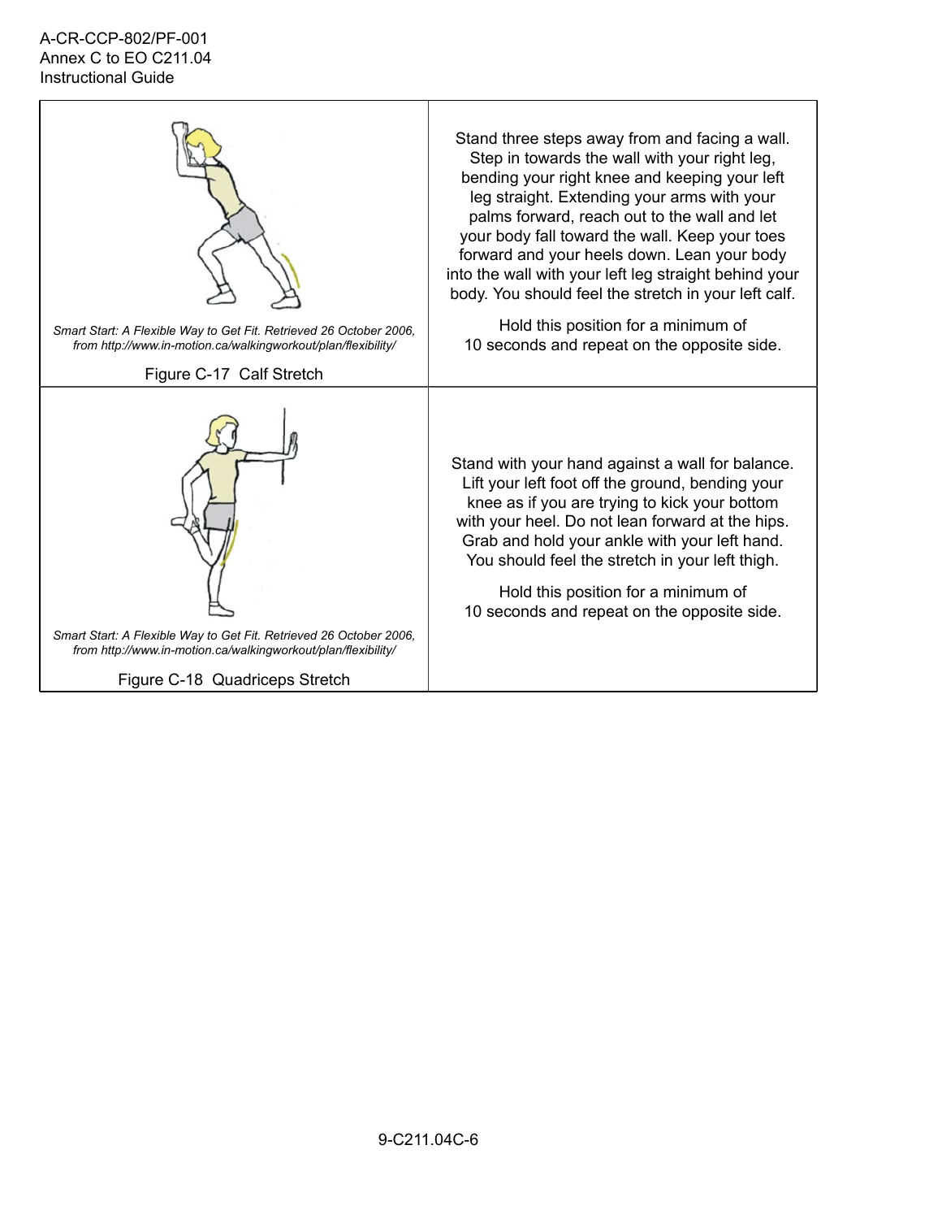| | |
|---|---|
| *Smart Start: A Flexible Way to Get Fit. Retrieved 26 October 2006, from http://www.in-motion.ca/walkingworkout/plan/flexibility/*<br><br>Figure C-17 Calf Stretch | Stand three steps away from and facing a wall. Step in towards the wall with your right leg, bending your right knee and keeping your left leg straight. Extending your arms with your palms forward, reach out to the wall and let your body fall toward the wall. Keep your toes forward and your heels down. Lean your body into the wall with your left leg straight behind your body. You should feel the stretch in your left calf.<br><br>Hold this position for a minimum of 10 seconds and repeat on the opposite side. |
| *Smart Start: A Flexible Way to Get Fit. Retrieved 26 October 2006, from http://www.in-motion.ca/walkingworkout/plan/flexibility/*<br><br>Figure C-18 Quadriceps Stretch | Stand with your hand against a wall for balance. Lift your left foot off the ground, bending your knee as if you are trying to kick your bottom with your heel. Do not lean forward at the hips. Grab and hold your ankle with your left hand. You should feel the stretch in your left thigh.<br><br>Hold this position for a minimum of 10 seconds and repeat on the opposite side. |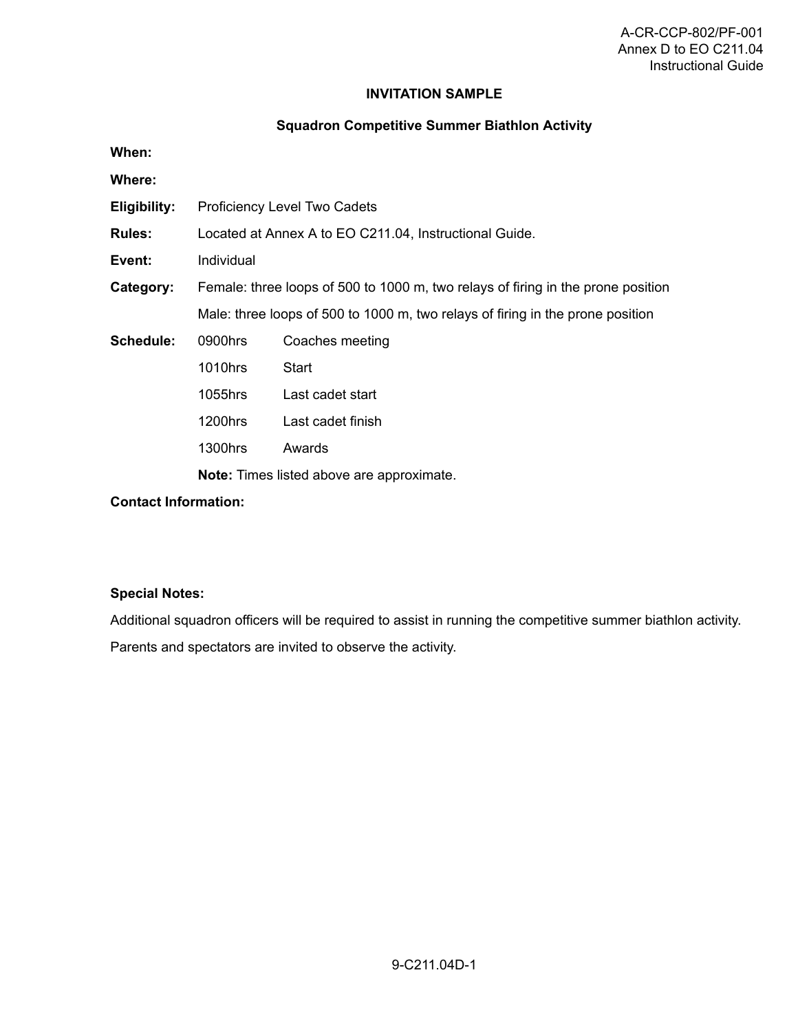A-CR-CCP-802/PF-001
Annex D to EO C211.04
Instructional Guide

## INVITATION SAMPLE

### Squadron Competitive Summer Biathlon Activity

**When:**

**Where:**

**Eligibility:** Proficiency Level Two Cadets

**Rules:** Located at Annex A to EO C211.04, Instructional Guide.

**Event:** Individual

**Category:** Female: three loops of 500 to 1000 m, two relays of firing in the prone position

Male: three loops of 500 to 1000 m, two relays of firing in the prone position

**Schedule:**

| | |
|---|---|
| 0900hrs | Coaches meeting |
| 1010hrs | Start |
| 1055hrs | Last cadet start |
| 1200hrs | Last cadet finish |
| 1300hrs | Awards |

**Note:** Times listed above are approximate.

**Contact Information:**

**Special Notes:**

Additional squadron officers will be required to assist in running the competitive summer biathlon activity.

Parents and spectators are invited to observe the activity.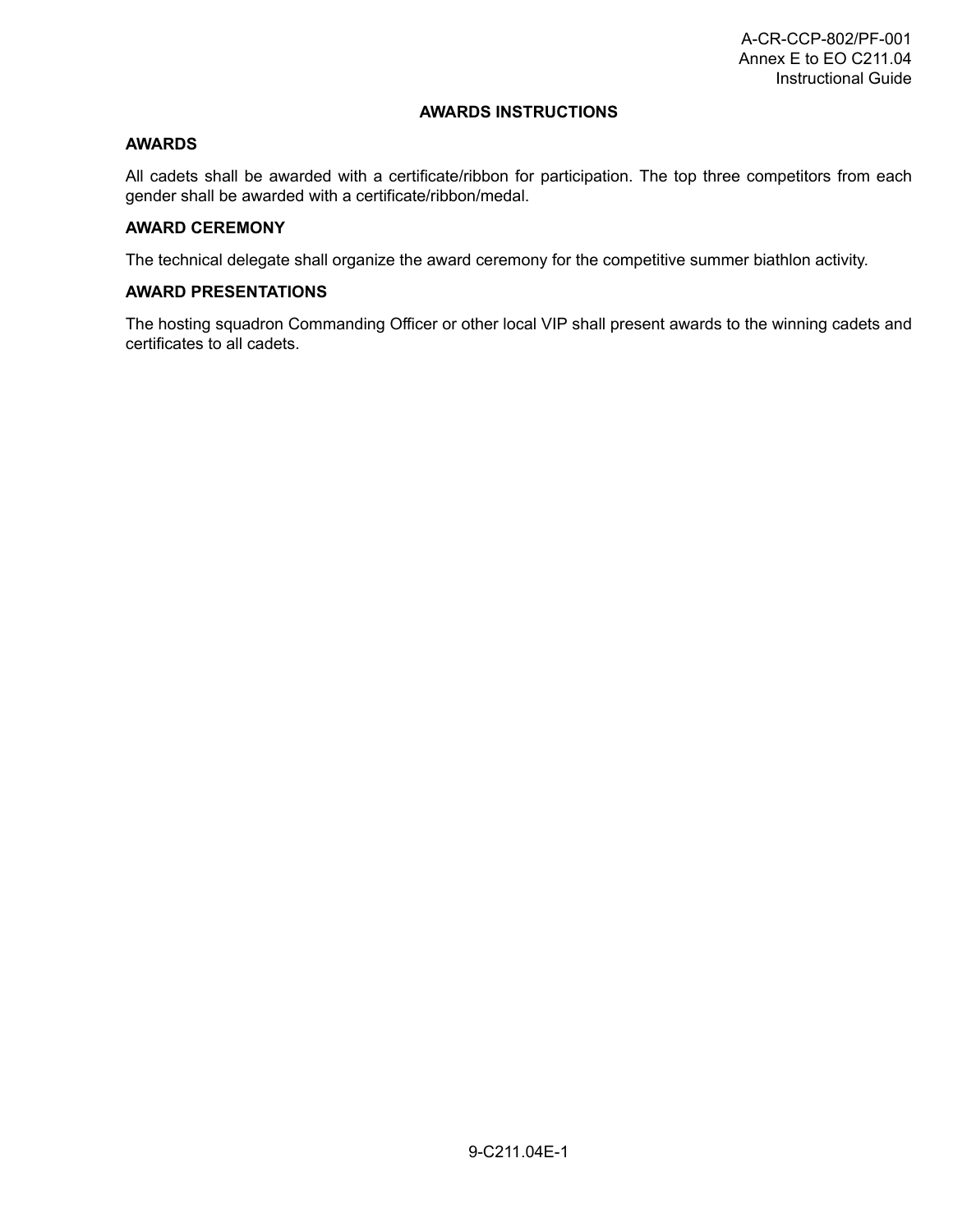## AWARDS INSTRUCTIONS

### AWARDS

All cadets shall be awarded with a certificate/ribbon for participation. The top three competitors from each gender shall be awarded with a certificate/ribbon/medal.

### AWARD CEREMONY

The technical delegate shall organize the award ceremony for the competitive summer biathlon activity.

### AWARD PRESENTATIONS

The hosting squadron Commanding Officer or other local VIP shall present awards to the winning cadets and certificates to all cadets.